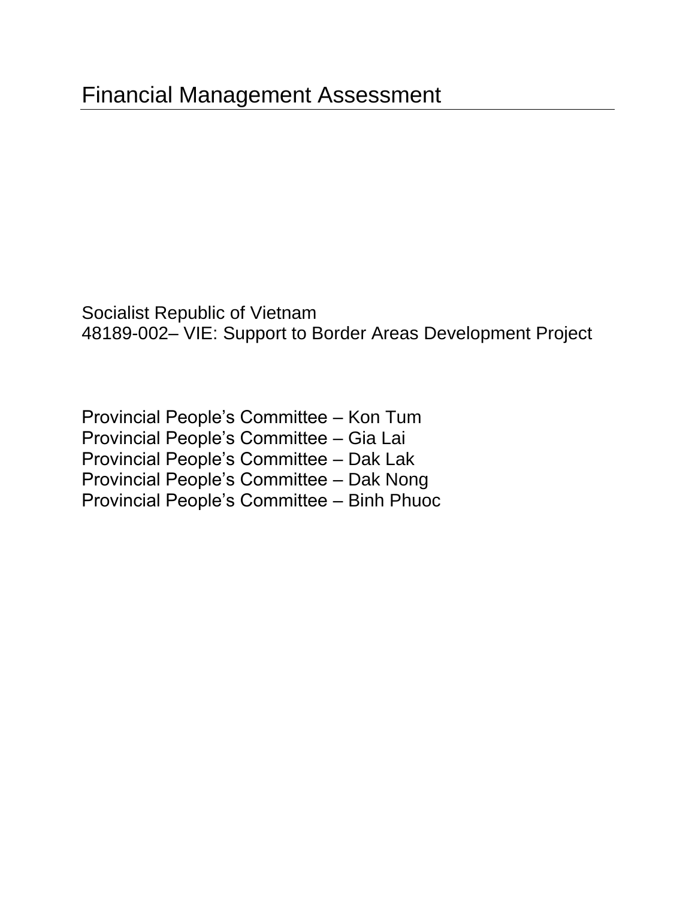# Financial Management Assessment

Socialist Republic of Vietnam
48189-002– VIE: Support to Border Areas Development Project

Provincial People's Committee – Kon Tum
Provincial People's Committee – Gia Lai
Provincial People's Committee – Dak Lak
Provincial People's Committee – Dak Nong
Provincial People's Committee – Binh Phuoc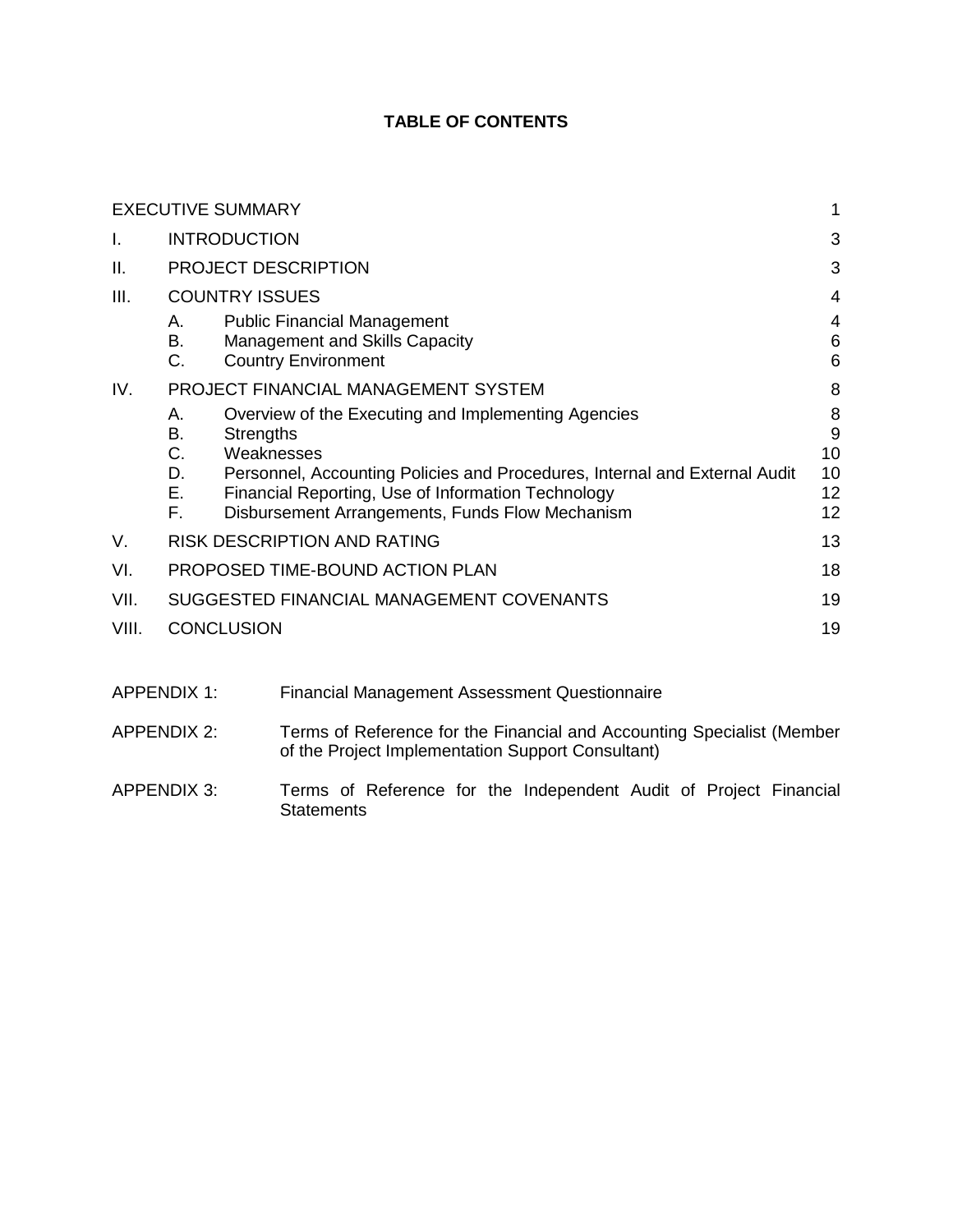# TABLE OF CONTENTS

| | | | |
|---|---|---|---|
| EXECUTIVE SUMMARY | | | 1 |
| I. | INTRODUCTION | | 3 |
| II. | PROJECT DESCRIPTION | | 3 |
| III. | COUNTRY ISSUES | | 4 |
| | A. | Public Financial Management | 4 |
| | B. | Management and Skills Capacity | 6 |
| | C. | Country Environment | 6 |
| IV. | PROJECT FINANCIAL MANAGEMENT SYSTEM | | 8 |
| | A. | Overview of the Executing and Implementing Agencies | 8 |
| | B. | Strengths | 9 |
| | C. | Weaknesses | 10 |
| | D. | Personnel, Accounting Policies and Procedures, Internal and External Audit | 10 |
| | E. | Financial Reporting, Use of Information Technology | 12 |
| | F. | Disbursement Arrangements, Funds Flow Mechanism | 12 |
| V. | RISK DESCRIPTION AND RATING | | 13 |
| VI. | PROPOSED TIME-BOUND ACTION PLAN | | 18 |
| VII. | SUGGESTED FINANCIAL MANAGEMENT COVENANTS | | 19 |
| VIII. | CONCLUSION | | 19 |

APPENDIX 1: Financial Management Assessment Questionnaire

APPENDIX 2: Terms of Reference for the Financial and Accounting Specialist (Member of the Project Implementation Support Consultant)

APPENDIX 3: Terms of Reference for the Independent Audit of Project Financial Statements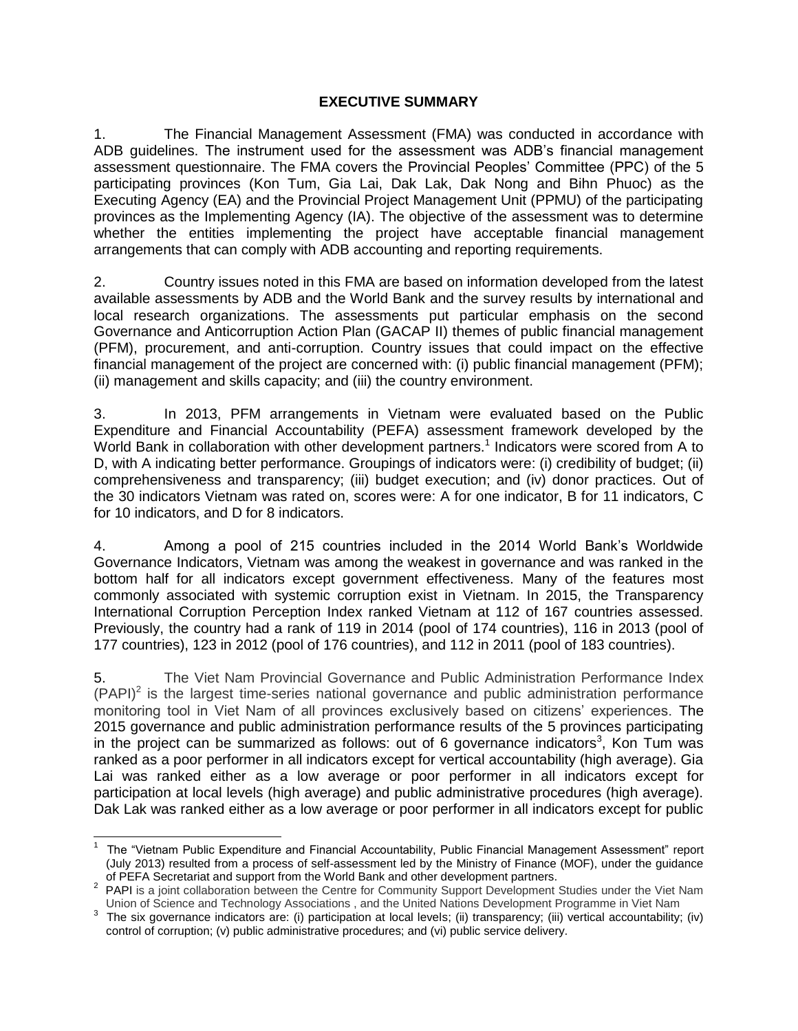# EXECUTIVE SUMMARY

1. The Financial Management Assessment (FMA) was conducted in accordance with ADB guidelines. The instrument used for the assessment was ADB's financial management assessment questionnaire. The FMA covers the Provincial Peoples' Committee (PPC) of the 5 participating provinces (Kon Tum, Gia Lai, Dak Lak, Dak Nong and Bihn Phuoc) as the Executing Agency (EA) and the Provincial Project Management Unit (PPMU) of the participating provinces as the Implementing Agency (IA). The objective of the assessment was to determine whether the entities implementing the project have acceptable financial management arrangements that can comply with ADB accounting and reporting requirements.

2. Country issues noted in this FMA are based on information developed from the latest available assessments by ADB and the World Bank and the survey results by international and local research organizations. The assessments put particular emphasis on the second Governance and Anticorruption Action Plan (GACAP II) themes of public financial management (PFM), procurement, and anti-corruption. Country issues that could impact on the effective financial management of the project are concerned with: (i) public financial management (PFM); (ii) management and skills capacity; and (iii) the country environment.

3. In 2013, PFM arrangements in Vietnam were evaluated based on the Public Expenditure and Financial Accountability (PEFA) assessment framework developed by the World Bank in collaboration with other development partners.[1] Indicators were scored from A to D, with A indicating better performance. Groupings of indicators were: (i) credibility of budget; (ii) comprehensiveness and transparency; (iii) budget execution; and (iv) donor practices. Out of the 30 indicators Vietnam was rated on, scores were: A for one indicator, B for 11 indicators, C for 10 indicators, and D for 8 indicators.

4. Among a pool of 215 countries included in the 2014 World Bank's Worldwide Governance Indicators, Vietnam was among the weakest in governance and was ranked in the bottom half for all indicators except government effectiveness. Many of the features most commonly associated with systemic corruption exist in Vietnam. In 2015, the Transparency International Corruption Perception Index ranked Vietnam at 112 of 167 countries assessed. Previously, the country had a rank of 119 in 2014 (pool of 174 countries), 116 in 2013 (pool of 177 countries), 123 in 2012 (pool of 176 countries), and 112 in 2011 (pool of 183 countries).

5. The Viet Nam Provincial Governance and Public Administration Performance Index (PAPI)[2] is the largest time-series national governance and public administration performance monitoring tool in Viet Nam of all provinces exclusively based on citizens' experiences. The 2015 governance and public administration performance results of the 5 provinces participating in the project can be summarized as follows: out of 6 governance indicators[3], Kon Tum was ranked as a poor performer in all indicators except for vertical accountability (high average). Gia Lai was ranked either as a low average or poor performer in all indicators except for participation at local levels (high average) and public administrative procedures (high average). Dak Lak was ranked either as a low average or poor performer in all indicators except for public

---

[1] The "Vietnam Public Expenditure and Financial Accountability, Public Financial Management Assessment" report (July 2013) resulted from a process of self-assessment led by the Ministry of Finance (MOF), under the guidance of PEFA Secretariat and support from the World Bank and other development partners.

[2] PAPI is a joint collaboration between the Centre for Community Support Development Studies under the Viet Nam Union of Science and Technology Associations , and the United Nations Development Programme in Viet Nam

[3] The six governance indicators are: (i) participation at local levels; (ii) transparency; (iii) vertical accountability; (iv) control of corruption; (v) public administrative procedures; and (vi) public service delivery.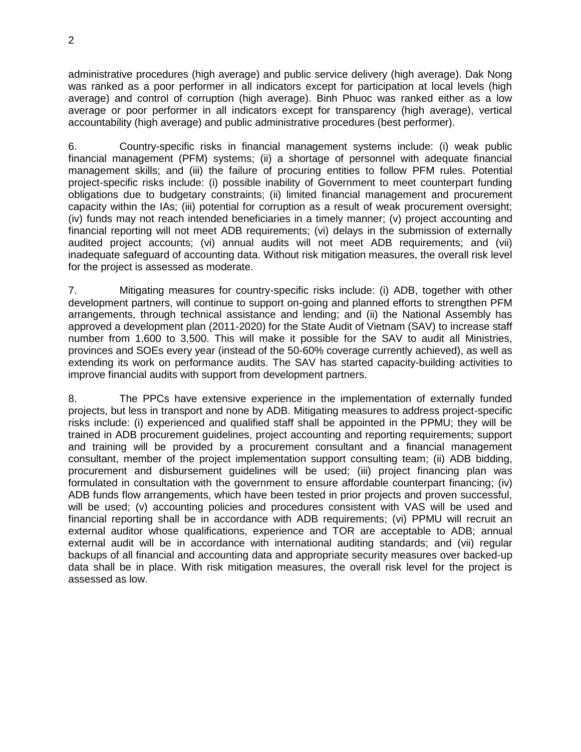administrative procedures (high average) and public service delivery (high average). Dak Nong was ranked as a poor performer in all indicators except for participation at local levels (high average) and control of corruption (high average). Binh Phuoc was ranked either as a low average or poor performer in all indicators except for transparency (high average), vertical accountability (high average) and public administrative procedures (best performer).

6. Country-specific risks in financial management systems include: (i) weak public financial management (PFM) systems; (ii) a shortage of personnel with adequate financial management skills; and (iii) the failure of procuring entities to follow PFM rules. Potential project-specific risks include: (i) possible inability of Government to meet counterpart funding obligations due to budgetary constraints; (ii) limited financial management and procurement capacity within the IAs; (iii) potential for corruption as a result of weak procurement oversight; (iv) funds may not reach intended beneficiaries in a timely manner; (v) project accounting and financial reporting will not meet ADB requirements; (vi) delays in the submission of externally audited project accounts; (vi) annual audits will not meet ADB requirements; and (vii) inadequate safeguard of accounting data. Without risk mitigation measures, the overall risk level for the project is assessed as moderate.

7. Mitigating measures for country-specific risks include: (i) ADB, together with other development partners, will continue to support on-going and planned efforts to strengthen PFM arrangements, through technical assistance and lending; and (ii) the National Assembly has approved a development plan (2011-2020) for the State Audit of Vietnam (SAV) to increase staff number from 1,600 to 3,500. This will make it possible for the SAV to audit all Ministries, provinces and SOEs every year (instead of the 50-60% coverage currently achieved), as well as extending its work on performance audits. The SAV has started capacity-building activities to improve financial audits with support from development partners.

8. The PPCs have extensive experience in the implementation of externally funded projects, but less in transport and none by ADB. Mitigating measures to address project-specific risks include: (i) experienced and qualified staff shall be appointed in the PPMU; they will be trained in ADB procurement guidelines, project accounting and reporting requirements; support and training will be provided by a procurement consultant and a financial management consultant, member of the project implementation support consulting team; (ii) ADB bidding, procurement and disbursement guidelines will be used; (iii) project financing plan was formulated in consultation with the government to ensure affordable counterpart financing; (iv) ADB funds flow arrangements, which have been tested in prior projects and proven successful, will be used; (v) accounting policies and procedures consistent with VAS will be used and financial reporting shall be in accordance with ADB requirements; (vi) PPMU will recruit an external auditor whose qualifications, experience and TOR are acceptable to ADB; annual external audit will be in accordance with international auditing standards; and (vii) regular backups of all financial and accounting data and appropriate security measures over backed-up data shall be in place. With risk mitigation measures, the overall risk level for the project is assessed as low.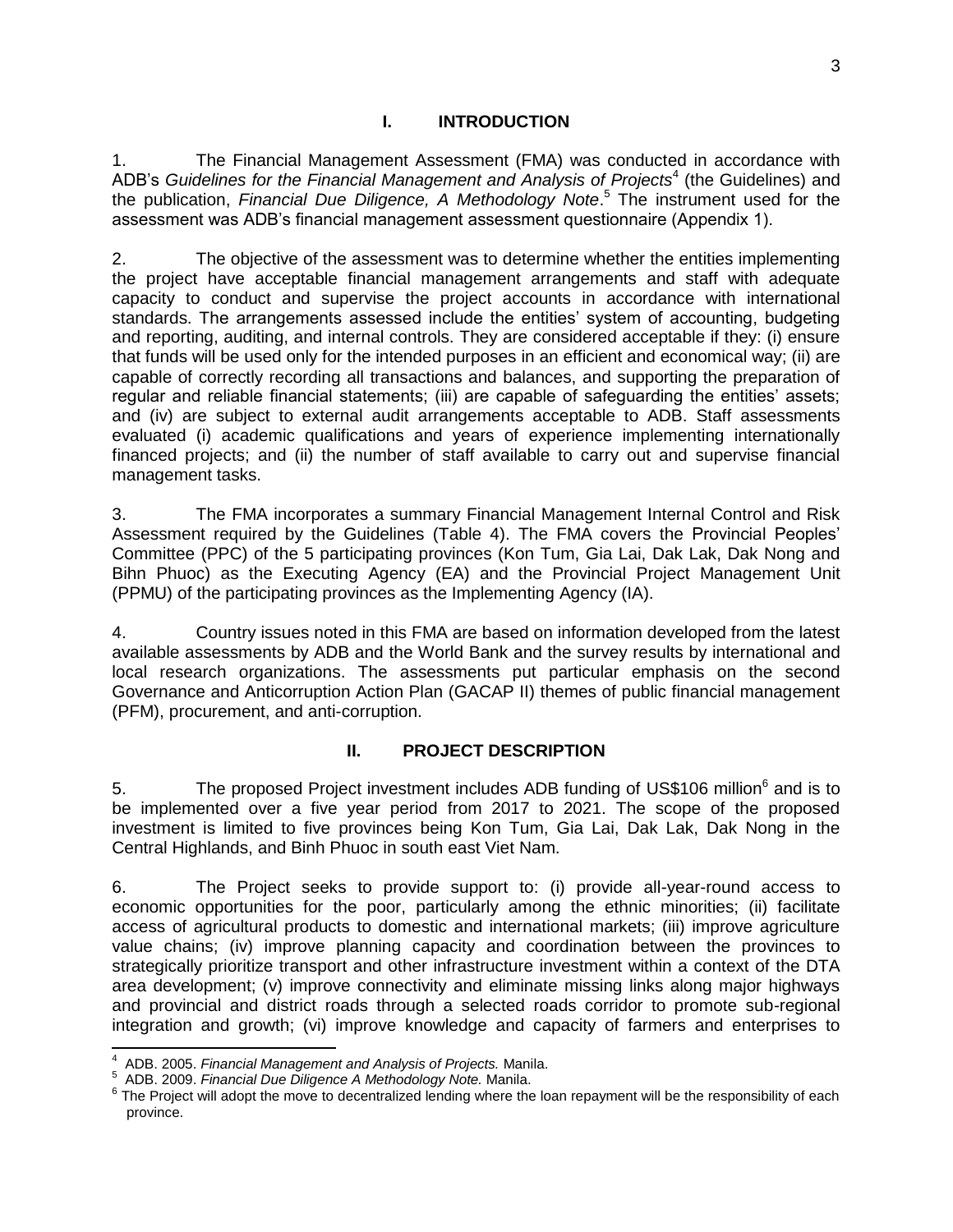# I. INTRODUCTION

1. The Financial Management Assessment (FMA) was conducted in accordance with ADB's *Guidelines for the Financial Management and Analysis of Projects*[4] (the Guidelines) and the publication, *Financial Due Diligence, A Methodology Note*.[5] The instrument used for the assessment was ADB's financial management assessment questionnaire (Appendix 1).

2. The objective of the assessment was to determine whether the entities implementing the project have acceptable financial management arrangements and staff with adequate capacity to conduct and supervise the project accounts in accordance with international standards. The arrangements assessed include the entities' system of accounting, budgeting and reporting, auditing, and internal controls. They are considered acceptable if they: (i) ensure that funds will be used only for the intended purposes in an efficient and economical way; (ii) are capable of correctly recording all transactions and balances, and supporting the preparation of regular and reliable financial statements; (iii) are capable of safeguarding the entities' assets; and (iv) are subject to external audit arrangements acceptable to ADB. Staff assessments evaluated (i) academic qualifications and years of experience implementing internationally financed projects; and (ii) the number of staff available to carry out and supervise financial management tasks.

3. The FMA incorporates a summary Financial Management Internal Control and Risk Assessment required by the Guidelines (Table 4). The FMA covers the Provincial Peoples' Committee (PPC) of the 5 participating provinces (Kon Tum, Gia Lai, Dak Lak, Dak Nong and Bihn Phuoc) as the Executing Agency (EA) and the Provincial Project Management Unit (PPMU) of the participating provinces as the Implementing Agency (IA).

4. Country issues noted in this FMA are based on information developed from the latest available assessments by ADB and the World Bank and the survey results by international and local research organizations. The assessments put particular emphasis on the second Governance and Anticorruption Action Plan (GACAP II) themes of public financial management (PFM), procurement, and anti-corruption.

# II. PROJECT DESCRIPTION

5. The proposed Project investment includes ADB funding of US$106 million[6] and is to be implemented over a five year period from 2017 to 2021. The scope of the proposed investment is limited to five provinces being Kon Tum, Gia Lai, Dak Lak, Dak Nong in the Central Highlands, and Binh Phuoc in south east Viet Nam.

6. The Project seeks to provide support to: (i) provide all-year-round access to economic opportunities for the poor, particularly among the ethnic minorities; (ii) facilitate access of agricultural products to domestic and international markets; (iii) improve agriculture value chains; (iv) improve planning capacity and coordination between the provinces to strategically prioritize transport and other infrastructure investment within a context of the DTA area development; (v) improve connectivity and eliminate missing links along major highways and provincial and district roads through a selected roads corridor to promote sub-regional integration and growth; (vi) improve knowledge and capacity of farmers and enterprises to

---

[4] ADB. 2005. *Financial Management and Analysis of Projects.* Manila.

[5] ADB. 2009. *Financial Due Diligence A Methodology Note.* Manila.

[6] The Project will adopt the move to decentralized lending where the loan repayment will be the responsibility of each province.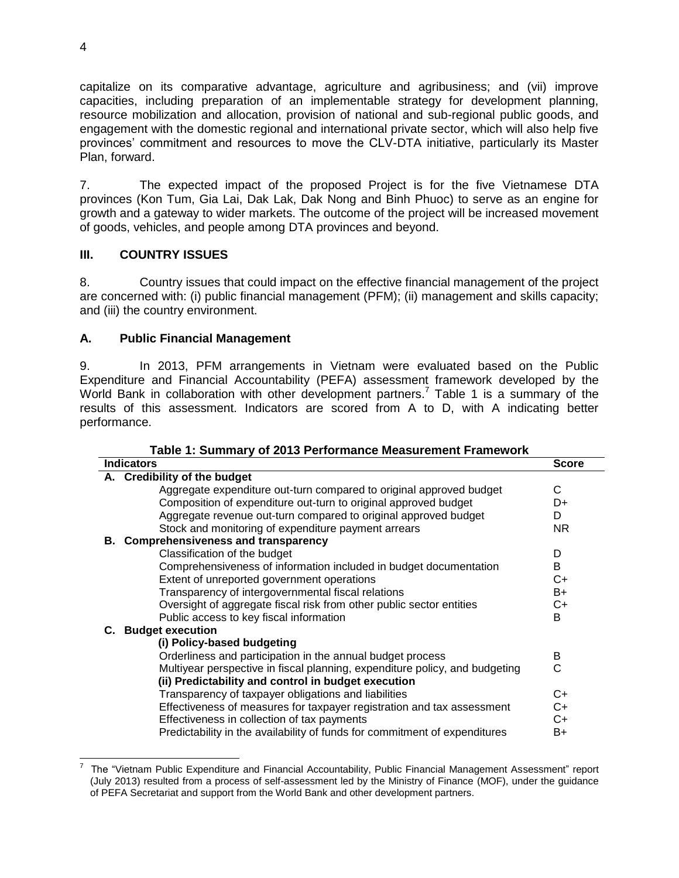capitalize on its comparative advantage, agriculture and agribusiness; and (vii) improve capacities, including preparation of an implementable strategy for development planning, resource mobilization and allocation, provision of national and sub-regional public goods, and engagement with the domestic regional and international private sector, which will also help five provinces' commitment and resources to move the CLV-DTA initiative, particularly its Master Plan, forward.

7. The expected impact of the proposed Project is for the five Vietnamese DTA provinces (Kon Tum, Gia Lai, Dak Lak, Dak Nong and Binh Phuoc) to serve as an engine for growth and a gateway to wider markets. The outcome of the project will be increased movement of goods, vehicles, and people among DTA provinces and beyond.

## III. COUNTRY ISSUES

8. Country issues that could impact on the effective financial management of the project are concerned with: (i) public financial management (PFM); (ii) management and skills capacity; and (iii) the country environment.

### A. Public Financial Management

9. In 2013, PFM arrangements in Vietnam were evaluated based on the Public Expenditure and Financial Accountability (PEFA) assessment framework developed by the World Bank in collaboration with other development partners.[7] Table 1 is a summary of the results of this assessment. Indicators are scored from A to D, with A indicating better performance.

**Table 1: Summary of 2013 Performance Measurement Framework**

| Indicators | Score |
|---|---|
| **A. Credibility of the budget** | |
| Aggregate expenditure out-turn compared to original approved budget | C |
| Composition of expenditure out-turn to original approved budget | D+ |
| Aggregate revenue out-turn compared to original approved budget | D |
| Stock and monitoring of expenditure payment arrears | NR |
| **B. Comprehensiveness and transparency** | |
| Classification of the budget | D |
| Comprehensiveness of information included in budget documentation | B |
| Extent of unreported government operations | C+ |
| Transparency of intergovernmental fiscal relations | B+ |
| Oversight of aggregate fiscal risk from other public sector entities | C+ |
| Public access to key fiscal information | B |
| **C. Budget execution** | |
| **(i) Policy-based budgeting** | |
| Orderliness and participation in the annual budget process | B |
| Multiyear perspective in fiscal planning, expenditure policy, and budgeting | C |
| **(ii) Predictability and control in budget execution** | |
| Transparency of taxpayer obligations and liabilities | C+ |
| Effectiveness of measures for taxpayer registration and tax assessment | C+ |
| Effectiveness in collection of tax payments | C+ |
| Predictability in the availability of funds for commitment of expenditures | B+ |

[7] The "Vietnam Public Expenditure and Financial Accountability, Public Financial Management Assessment" report (July 2013) resulted from a process of self-assessment led by the Ministry of Finance (MOF), under the guidance of PEFA Secretariat and support from the World Bank and other development partners.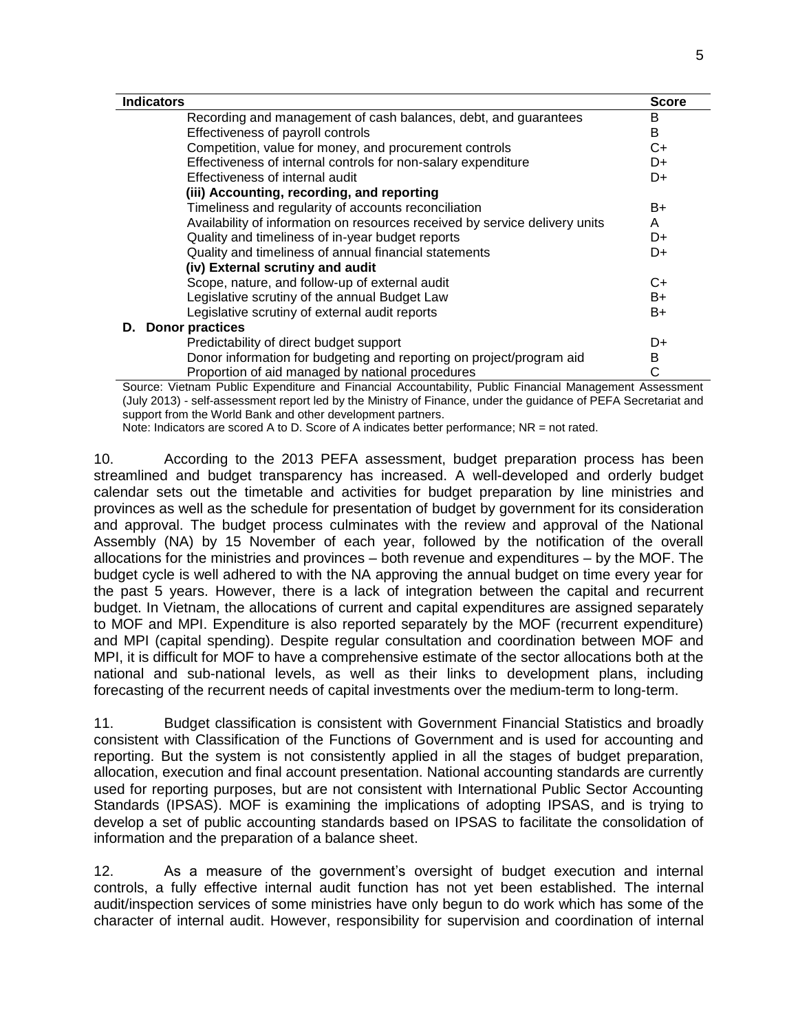| Indicators | Score |
|---|---|
| Recording and management of cash balances, debt, and guarantees | B |
| Effectiveness of payroll controls | B |
| Competition, value for money, and procurement controls | C+ |
| Effectiveness of internal controls for non-salary expenditure | D+ |
| Effectiveness of internal audit | D+ |
| **(iii) Accounting, recording, and reporting** | |
| Timeliness and regularity of accounts reconciliation | B+ |
| Availability of information on resources received by service delivery units | A |
| Quality and timeliness of in-year budget reports | D+ |
| Quality and timeliness of annual financial statements | D+ |
| **(iv) External scrutiny and audit** | |
| Scope, nature, and follow-up of external audit | C+ |
| Legislative scrutiny of the annual Budget Law | B+ |
| Legislative scrutiny of external audit reports | B+ |
| **D. Donor practices** | |
| Predictability of direct budget support | D+ |
| Donor information for budgeting and reporting on project/program aid | B |
| Proportion of aid managed by national procedures | C |

Source: Vietnam Public Expenditure and Financial Accountability, Public Financial Management Assessment (July 2013) - self-assessment report led by the Ministry of Finance, under the guidance of PEFA Secretariat and support from the World Bank and other development partners.
Note: Indicators are scored A to D. Score of A indicates better performance; NR = not rated.

10. According to the 2013 PEFA assessment, budget preparation process has been streamlined and budget transparency has increased. A well-developed and orderly budget calendar sets out the timetable and activities for budget preparation by line ministries and provinces as well as the schedule for presentation of budget by government for its consideration and approval. The budget process culminates with the review and approval of the National Assembly (NA) by 15 November of each year, followed by the notification of the overall allocations for the ministries and provinces – both revenue and expenditures – by the MOF. The budget cycle is well adhered to with the NA approving the annual budget on time every year for the past 5 years. However, there is a lack of integration between the capital and recurrent budget. In Vietnam, the allocations of current and capital expenditures are assigned separately to MOF and MPI. Expenditure is also reported separately by the MOF (recurrent expenditure) and MPI (capital spending). Despite regular consultation and coordination between MOF and MPI, it is difficult for MOF to have a comprehensive estimate of the sector allocations both at the national and sub-national levels, as well as their links to development plans, including forecasting of the recurrent needs of capital investments over the medium-term to long-term.

11. Budget classification is consistent with Government Financial Statistics and broadly consistent with Classification of the Functions of Government and is used for accounting and reporting. But the system is not consistently applied in all the stages of budget preparation, allocation, execution and final account presentation. National accounting standards are currently used for reporting purposes, but are not consistent with International Public Sector Accounting Standards (IPSAS). MOF is examining the implications of adopting IPSAS, and is trying to develop a set of public accounting standards based on IPSAS to facilitate the consolidation of information and the preparation of a balance sheet.

12. As a measure of the government's oversight of budget execution and internal controls, a fully effective internal audit function has not yet been established. The internal audit/inspection services of some ministries have only begun to do work which has some of the character of internal audit. However, responsibility for supervision and coordination of internal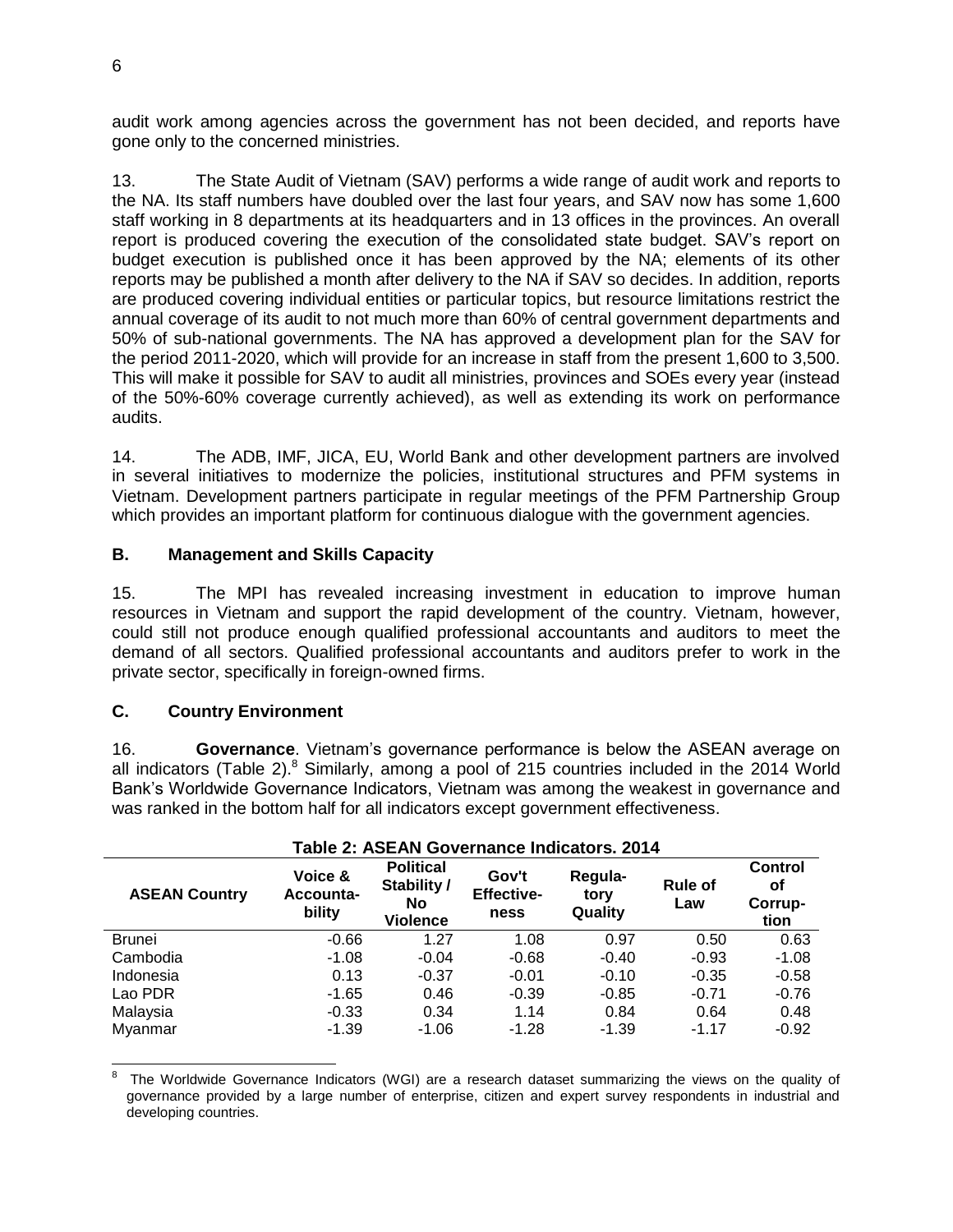audit work among agencies across the government has not been decided, and reports have gone only to the concerned ministries.

13. The State Audit of Vietnam (SAV) performs a wide range of audit work and reports to the NA. Its staff numbers have doubled over the last four years, and SAV now has some 1,600 staff working in 8 departments at its headquarters and in 13 offices in the provinces. An overall report is produced covering the execution of the consolidated state budget. SAV's report on budget execution is published once it has been approved by the NA; elements of its other reports may be published a month after delivery to the NA if SAV so decides. In addition, reports are produced covering individual entities or particular topics, but resource limitations restrict the annual coverage of its audit to not much more than 60% of central government departments and 50% of sub-national governments. The NA has approved a development plan for the SAV for the period 2011-2020, which will provide for an increase in staff from the present 1,600 to 3,500. This will make it possible for SAV to audit all ministries, provinces and SOEs every year (instead of the 50%-60% coverage currently achieved), as well as extending its work on performance audits.

14. The ADB, IMF, JICA, EU, World Bank and other development partners are involved in several initiatives to modernize the policies, institutional structures and PFM systems in Vietnam. Development partners participate in regular meetings of the PFM Partnership Group which provides an important platform for continuous dialogue with the government agencies.

## B. Management and Skills Capacity

15. The MPI has revealed increasing investment in education to improve human resources in Vietnam and support the rapid development of the country. Vietnam, however, could still not produce enough qualified professional accountants and auditors to meet the demand of all sectors. Qualified professional accountants and auditors prefer to work in the private sector, specifically in foreign-owned firms.

## C. Country Environment

16. **Governance**. Vietnam's governance performance is below the ASEAN average on all indicators (Table 2).[8] Similarly, among a pool of 215 countries included in the 2014 World Bank's Worldwide Governance Indicators, Vietnam was among the weakest in governance and was ranked in the bottom half for all indicators except government effectiveness.

**Table 2: ASEAN Governance Indicators. 2014**

| ASEAN Country | Voice & Accounta-bility | Political Stability / No Violence | Gov't Effective-ness | Regula-tory Quality | Rule of Law | Control of Corrup-tion |
|---|---|---|---|---|---|---|
| Brunei | -0.66 | 1.27 | 1.08 | 0.97 | 0.50 | 0.63 |
| Cambodia | -1.08 | -0.04 | -0.68 | -0.40 | -0.93 | -1.08 |
| Indonesia | 0.13 | -0.37 | -0.01 | -0.10 | -0.35 | -0.58 |
| Lao PDR | -1.65 | 0.46 | -0.39 | -0.85 | -0.71 | -0.76 |
| Malaysia | -0.33 | 0.34 | 1.14 | 0.84 | 0.64 | 0.48 |
| Myanmar | -1.39 | -1.06 | -1.28 | -1.39 | -1.17 | -0.92 |

[8] The Worldwide Governance Indicators (WGI) are a research dataset summarizing the views on the quality of governance provided by a large number of enterprise, citizen and expert survey respondents in industrial and developing countries.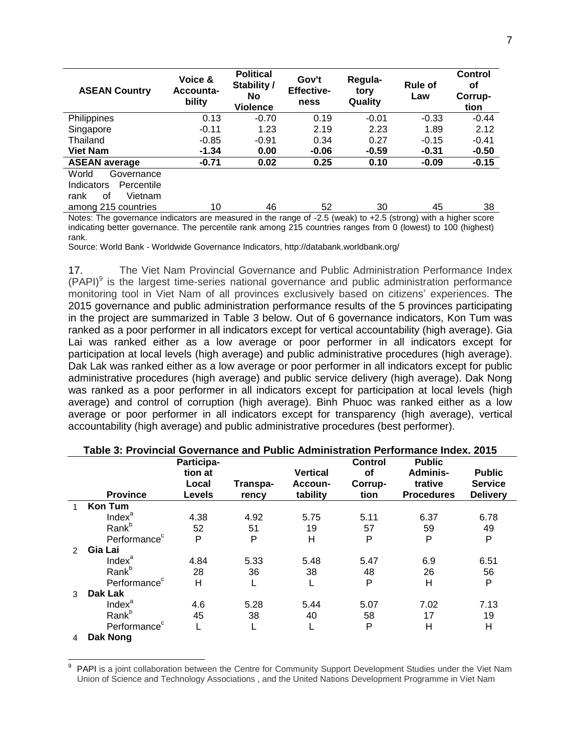| ASEAN Country | Voice & Accountability | Political Stability / No Violence | Gov't Effectiveness | Regulatory Quality | Rule of Law | Control of Corruption |
|---|---|---|---|---|---|---|
| Philippines | 0.13 | -0.70 | 0.19 | -0.01 | -0.33 | -0.44 |
| Singapore | -0.11 | 1.23 | 2.19 | 2.23 | 1.89 | 2.12 |
| Thailand | -0.85 | -0.91 | 0.34 | 0.27 | -0.15 | -0.41 |
| **Viet Nam** | **-1.34** | **0.00** | **-0.06** | **-0.59** | **-0.31** | **-0.50** |
| **ASEAN average** | **-0.71** | **0.02** | **0.25** | **0.10** | **-0.09** | **-0.15** |
| World Governance Indicators Percentile rank of Vietnam among 215 countries | 10 | 46 | 52 | 30 | 45 | 38 |

Notes: The governance indicators are measured in the range of -2.5 (weak) to +2.5 (strong) with a higher score indicating better governance. The percentile rank among 215 countries ranges from 0 (lowest) to 100 (highest) rank.

Source: World Bank - Worldwide Governance Indicators, http://databank.worldbank.org/

17. The Viet Nam Provincial Governance and Public Administration Performance Index (PAPI)[9] is the largest time-series national governance and public administration performance monitoring tool in Viet Nam of all provinces exclusively based on citizens' experiences. The 2015 governance and public administration performance results of the 5 provinces participating in the project are summarized in Table 3 below. Out of 6 governance indicators, Kon Tum was ranked as a poor performer in all indicators except for vertical accountability (high average). Gia Lai was ranked either as a low average or poor performer in all indicators except for participation at local levels (high average) and public administrative procedures (high average). Dak Lak was ranked either as a low average or poor performer in all indicators except for public administrative procedures (high average) and public service delivery (high average). Dak Nong was ranked as a poor performer in all indicators except for participation at local levels (high average) and control of corruption (high average). Binh Phuoc was ranked either as a low average or poor performer in all indicators except for transparency (high average), vertical accountability (high average) and public administrative procedures (best performer).

**Table 3: Provincial Governance and Public Administration Performance Index. 2015**

| | Province | Participation at Local Levels | Transparency | Vertical Accountability | Control of Corruption | Public Administrative Procedures | Public Service Delivery |
|---|---|---|---|---|---|---|---|
| 1 | **Kon Tum** | | | | | | |
| | Index[a] | 4.38 | 4.92 | 5.75 | 5.11 | 6.37 | 6.78 |
| | Rank[b] | 52 | 51 | 19 | 57 | 59 | 49 |
| | Performance[c] | P | P | H | P | P | P |
| 2 | **Gia Lai** | | | | | | |
| | Index[a] | 4.84 | 5.33 | 5.48 | 5.47 | 6.9 | 6.51 |
| | Rank[b] | 28 | 36 | 38 | 48 | 26 | 56 |
| | Performance[c] | H | L | L | P | H | P |
| 3 | **Dak Lak** | | | | | | |
| | Index[a] | 4.6 | 5.28 | 5.44 | 5.07 | 7.02 | 7.13 |
| | Rank[b] | 45 | 38 | 40 | 58 | 17 | 19 |
| | Performance[c] | L | L | L | P | H | H |
| 4 | **Dak Nong** | | | | | | |

[9] PAPI is a joint collaboration between the Centre for Community Support Development Studies under the Viet Nam Union of Science and Technology Associations , and the United Nations Development Programme in Viet Nam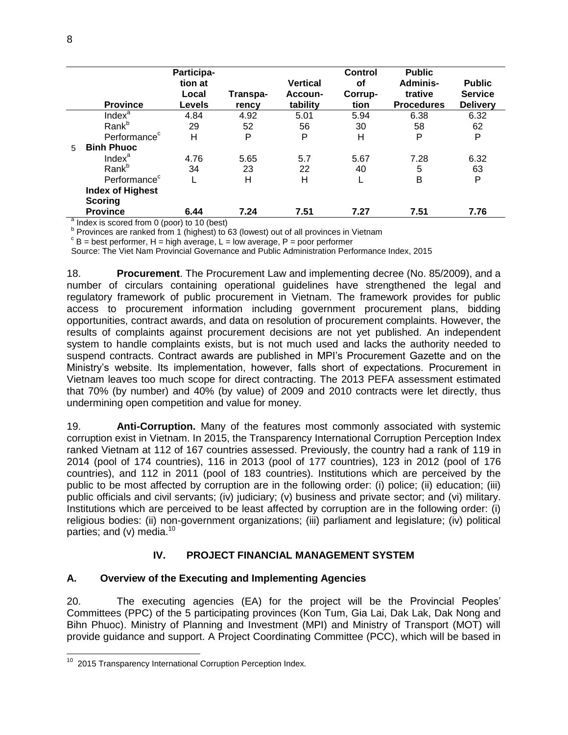| | Province | Participation at Local Levels | Transparency | Vertical Accountability | Control of Corruption | Public Administrative Procedures | Public Service Delivery |
|---|---|---|---|---|---|---|---|
| | Index[a] | 4.84 | 4.92 | 5.01 | 5.94 | 6.38 | 6.32 |
| | Rank[b] | 29 | 52 | 56 | 30 | 58 | 62 |
| | Performance[c] | H | P | P | H | P | P |
| 5 | **Binh Phuoc** | | | | | | |
| | Index[a] | 4.76 | 5.65 | 5.7 | 5.67 | 7.28 | 6.32 |
| | Rank[b] | 34 | 23 | 22 | 40 | 5 | 63 |
| | Performance[c] | L | H | H | L | B | P |
| | **Index of Highest Scoring Province** | **6.44** | **7.24** | **7.51** | **7.27** | **7.51** | **7.76** |

[a] Index is scored from 0 (poor) to 10 (best)
[b] Provinces are ranked from 1 (highest) to 63 (lowest) out of all provinces in Vietnam
[c] B = best performer, H = high average, L = low average, P = poor performer
Source: The Viet Nam Provincial Governance and Public Administration Performance Index, 2015

18. **Procurement**. The Procurement Law and implementing decree (No. 85/2009), and a number of circulars containing operational guidelines have strengthened the legal and regulatory framework of public procurement in Vietnam. The framework provides for public access to procurement information including government procurement plans, bidding opportunities, contract awards, and data on resolution of procurement complaints. However, the results of complaints against procurement decisions are not yet published. An independent system to handle complaints exists, but is not much used and lacks the authority needed to suspend contracts. Contract awards are published in MPI's Procurement Gazette and on the Ministry's website. Its implementation, however, falls short of expectations. Procurement in Vietnam leaves too much scope for direct contracting. The 2013 PEFA assessment estimated that 70% (by number) and 40% (by value) of 2009 and 2010 contracts were let directly, thus undermining open competition and value for money.

19. **Anti-Corruption.** Many of the features most commonly associated with systemic corruption exist in Vietnam. In 2015, the Transparency International Corruption Perception Index ranked Vietnam at 112 of 167 countries assessed. Previously, the country had a rank of 119 in 2014 (pool of 174 countries), 116 in 2013 (pool of 177 countries), 123 in 2012 (pool of 176 countries), and 112 in 2011 (pool of 183 countries). Institutions which are perceived by the public to be most affected by corruption are in the following order: (i) police; (ii) education; (iii) public officials and civil servants; (iv) judiciary; (v) business and private sector; and (vi) military. Institutions which are perceived to be least affected by corruption are in the following order: (i) religious bodies: (ii) non-government organizations; (iii) parliament and legislature; (iv) political parties; and (v) media.[10]

## IV. PROJECT FINANCIAL MANAGEMENT SYSTEM

### A. Overview of the Executing and Implementing Agencies

20. The executing agencies (EA) for the project will be the Provincial Peoples' Committees (PPC) of the 5 participating provinces (Kon Tum, Gia Lai, Dak Lak, Dak Nong and Bihn Phuoc). Ministry of Planning and Investment (MPI) and Ministry of Transport (MOT) will provide guidance and support. A Project Coordinating Committee (PCC), which will be based in

[10] 2015 Transparency International Corruption Perception Index.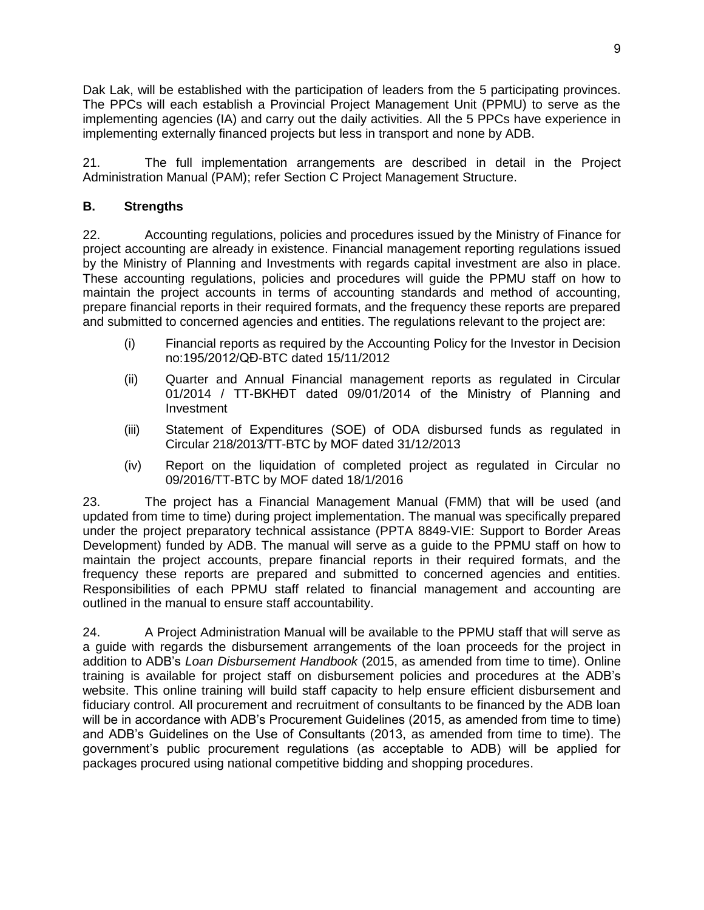Dak Lak, will be established with the participation of leaders from the 5 participating provinces. The PPCs will each establish a Provincial Project Management Unit (PPMU) to serve as the implementing agencies (IA) and carry out the daily activities. All the 5 PPCs have experience in implementing externally financed projects but less in transport and none by ADB.

21. The full implementation arrangements are described in detail in the Project Administration Manual (PAM); refer Section C Project Management Structure.

### B. Strengths

22. Accounting regulations, policies and procedures issued by the Ministry of Finance for project accounting are already in existence. Financial management reporting regulations issued by the Ministry of Planning and Investments with regards capital investment are also in place. These accounting regulations, policies and procedures will guide the PPMU staff on how to maintain the project accounts in terms of accounting standards and method of accounting, prepare financial reports in their required formats, and the frequency these reports are prepared and submitted to concerned agencies and entities. The regulations relevant to the project are:

(i) Financial reports as required by the Accounting Policy for the Investor in Decision no:195/2012/QĐ-BTC dated 15/11/2012

(ii) Quarter and Annual Financial management reports as regulated in Circular 01/2014 / TT-BKHĐT dated 09/01/2014 of the Ministry of Planning and Investment

(iii) Statement of Expenditures (SOE) of ODA disbursed funds as regulated in Circular 218/2013/TT-BTC by MOF dated 31/12/2013

(iv) Report on the liquidation of completed project as regulated in Circular no 09/2016/TT-BTC by MOF dated 18/1/2016

23. The project has a Financial Management Manual (FMM) that will be used (and updated from time to time) during project implementation. The manual was specifically prepared under the project preparatory technical assistance (PPTA 8849-VIE: Support to Border Areas Development) funded by ADB. The manual will serve as a guide to the PPMU staff on how to maintain the project accounts, prepare financial reports in their required formats, and the frequency these reports are prepared and submitted to concerned agencies and entities. Responsibilities of each PPMU staff related to financial management and accounting are outlined in the manual to ensure staff accountability.

24. A Project Administration Manual will be available to the PPMU staff that will serve as a guide with regards the disbursement arrangements of the loan proceeds for the project in addition to ADB's *Loan Disbursement Handbook* (2015, as amended from time to time). Online training is available for project staff on disbursement policies and procedures at the ADB's website. This online training will build staff capacity to help ensure efficient disbursement and fiduciary control. All procurement and recruitment of consultants to be financed by the ADB loan will be in accordance with ADB's Procurement Guidelines (2015, as amended from time to time) and ADB's Guidelines on the Use of Consultants (2013, as amended from time to time). The government's public procurement regulations (as acceptable to ADB) will be applied for packages procured using national competitive bidding and shopping procedures.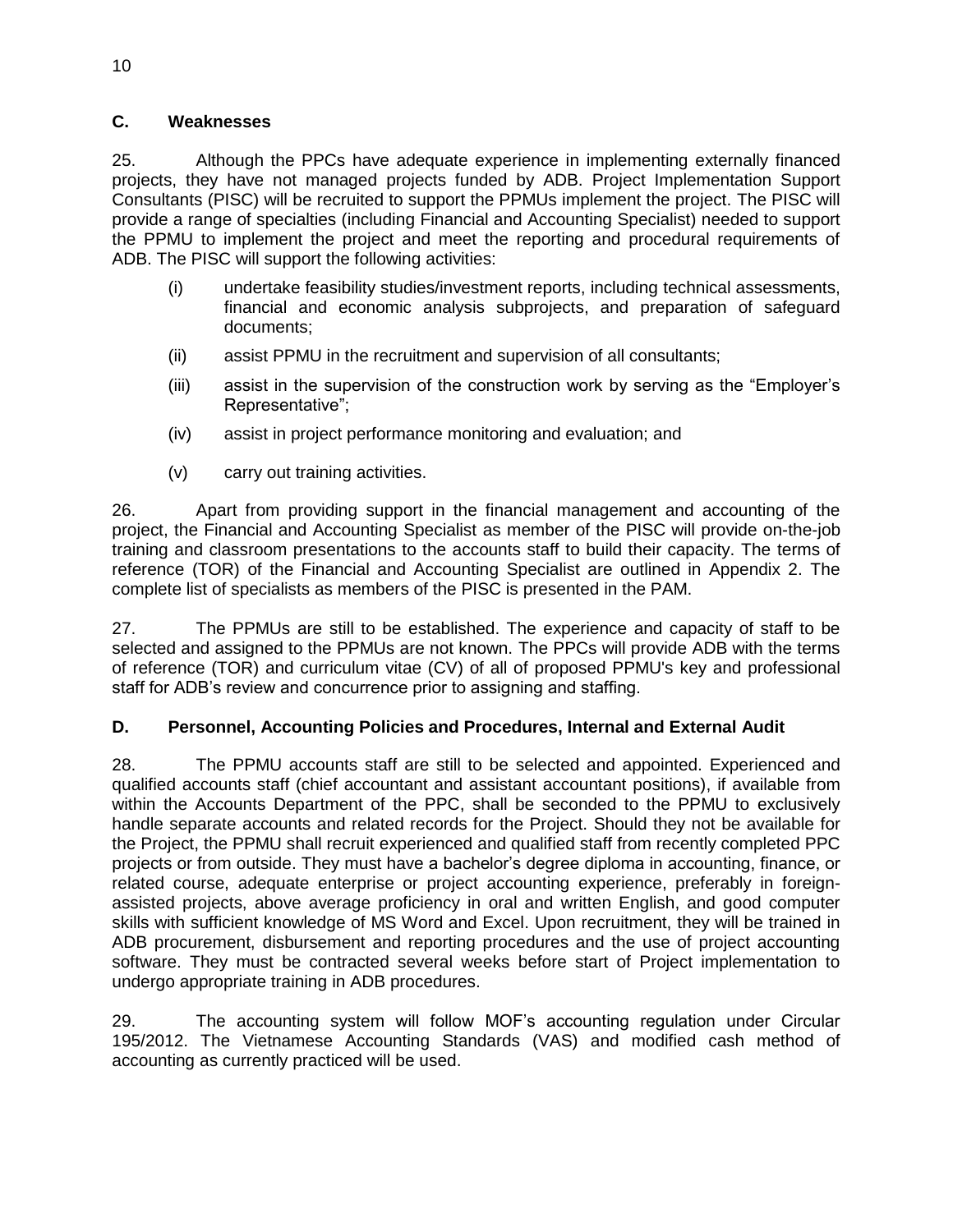### C. Weaknesses

25. Although the PPCs have adequate experience in implementing externally financed projects, they have not managed projects funded by ADB. Project Implementation Support Consultants (PISC) will be recruited to support the PPMUs implement the project. The PISC will provide a range of specialties (including Financial and Accounting Specialist) needed to support the PPMU to implement the project and meet the reporting and procedural requirements of ADB. The PISC will support the following activities:

(i) undertake feasibility studies/investment reports, including technical assessments, financial and economic analysis subprojects, and preparation of safeguard documents;

(ii) assist PPMU in the recruitment and supervision of all consultants;

(iii) assist in the supervision of the construction work by serving as the "Employer's Representative";

(iv) assist in project performance monitoring and evaluation; and

(v) carry out training activities.

26. Apart from providing support in the financial management and accounting of the project, the Financial and Accounting Specialist as member of the PISC will provide on-the-job training and classroom presentations to the accounts staff to build their capacity. The terms of reference (TOR) of the Financial and Accounting Specialist are outlined in Appendix 2. The complete list of specialists as members of the PISC is presented in the PAM.

27. The PPMUs are still to be established. The experience and capacity of staff to be selected and assigned to the PPMUs are not known. The PPCs will provide ADB with the terms of reference (TOR) and curriculum vitae (CV) of all of proposed PPMU's key and professional staff for ADB's review and concurrence prior to assigning and staffing.

### D. Personnel, Accounting Policies and Procedures, Internal and External Audit

28. The PPMU accounts staff are still to be selected and appointed. Experienced and qualified accounts staff (chief accountant and assistant accountant positions), if available from within the Accounts Department of the PPC, shall be seconded to the PPMU to exclusively handle separate accounts and related records for the Project. Should they not be available for the Project, the PPMU shall recruit experienced and qualified staff from recently completed PPC projects or from outside. They must have a bachelor's degree diploma in accounting, finance, or related course, adequate enterprise or project accounting experience, preferably in foreign-assisted projects, above average proficiency in oral and written English, and good computer skills with sufficient knowledge of MS Word and Excel. Upon recruitment, they will be trained in ADB procurement, disbursement and reporting procedures and the use of project accounting software. They must be contracted several weeks before start of Project implementation to undergo appropriate training in ADB procedures.

29. The accounting system will follow MOF's accounting regulation under Circular 195/2012. The Vietnamese Accounting Standards (VAS) and modified cash method of accounting as currently practiced will be used.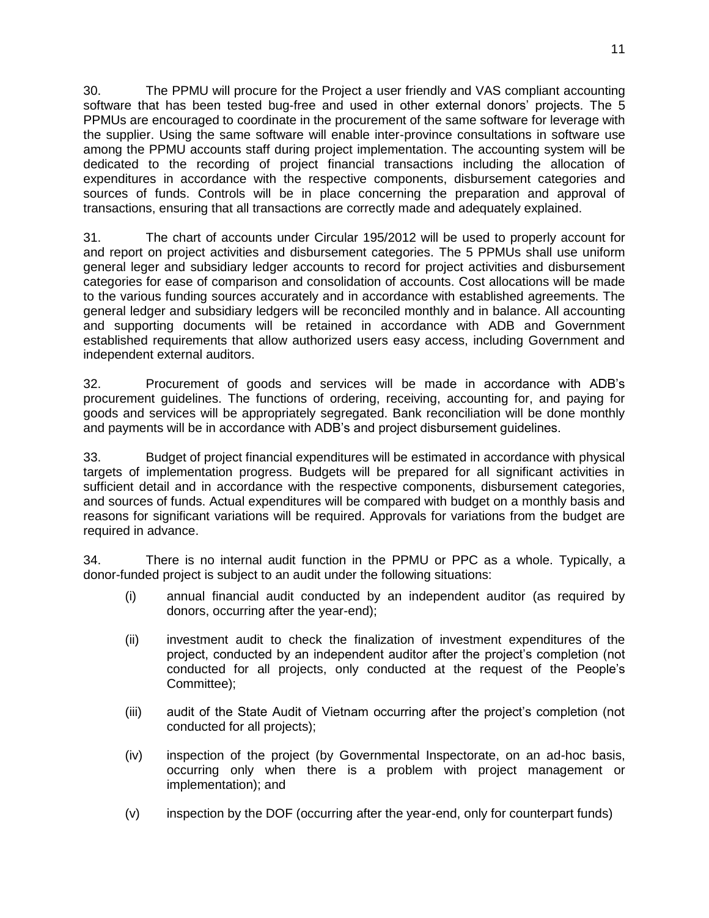30. The PPMU will procure for the Project a user friendly and VAS compliant accounting software that has been tested bug-free and used in other external donors' projects. The 5 PPMUs are encouraged to coordinate in the procurement of the same software for leverage with the supplier. Using the same software will enable inter-province consultations in software use among the PPMU accounts staff during project implementation. The accounting system will be dedicated to the recording of project financial transactions including the allocation of expenditures in accordance with the respective components, disbursement categories and sources of funds. Controls will be in place concerning the preparation and approval of transactions, ensuring that all transactions are correctly made and adequately explained.

31. The chart of accounts under Circular 195/2012 will be used to properly account for and report on project activities and disbursement categories. The 5 PPMUs shall use uniform general leger and subsidiary ledger accounts to record for project activities and disbursement categories for ease of comparison and consolidation of accounts. Cost allocations will be made to the various funding sources accurately and in accordance with established agreements. The general ledger and subsidiary ledgers will be reconciled monthly and in balance. All accounting and supporting documents will be retained in accordance with ADB and Government established requirements that allow authorized users easy access, including Government and independent external auditors.

32. Procurement of goods and services will be made in accordance with ADB's procurement guidelines. The functions of ordering, receiving, accounting for, and paying for goods and services will be appropriately segregated. Bank reconciliation will be done monthly and payments will be in accordance with ADB's and project disbursement guidelines.

33. Budget of project financial expenditures will be estimated in accordance with physical targets of implementation progress. Budgets will be prepared for all significant activities in sufficient detail and in accordance with the respective components, disbursement categories, and sources of funds. Actual expenditures will be compared with budget on a monthly basis and reasons for significant variations will be required. Approvals for variations from the budget are required in advance.

34. There is no internal audit function in the PPMU or PPC as a whole. Typically, a donor-funded project is subject to an audit under the following situations:

(i) annual financial audit conducted by an independent auditor (as required by donors, occurring after the year-end);

(ii) investment audit to check the finalization of investment expenditures of the project, conducted by an independent auditor after the project's completion (not conducted for all projects, only conducted at the request of the People's Committee);

(iii) audit of the State Audit of Vietnam occurring after the project's completion (not conducted for all projects);

(iv) inspection of the project (by Governmental Inspectorate, on an ad-hoc basis, occurring only when there is a problem with project management or implementation); and

(v) inspection by the DOF (occurring after the year-end, only for counterpart funds)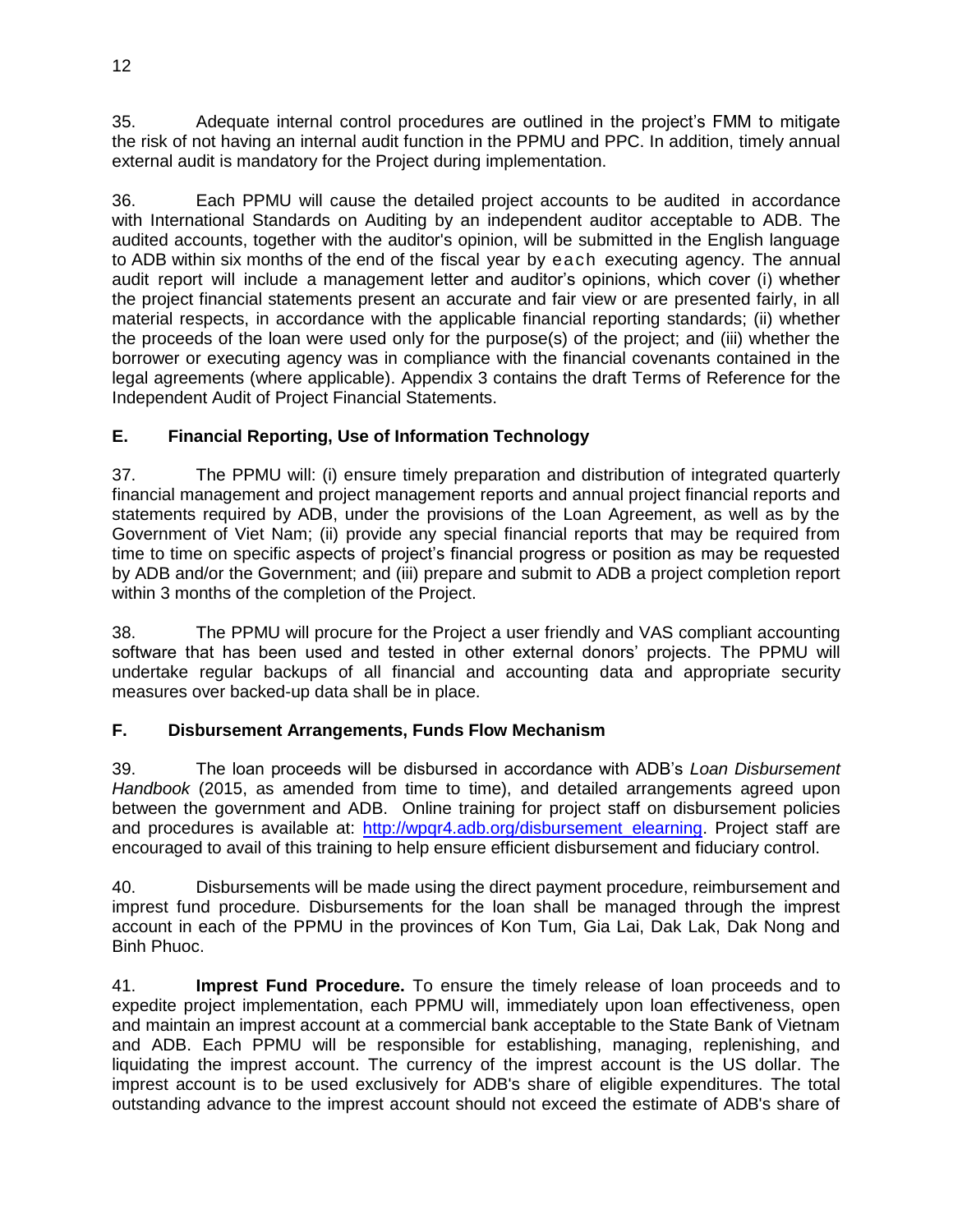35. Adequate internal control procedures are outlined in the project's FMM to mitigate the risk of not having an internal audit function in the PPMU and PPC. In addition, timely annual external audit is mandatory for the Project during implementation.

36. Each PPMU will cause the detailed project accounts to be audited in accordance with International Standards on Auditing by an independent auditor acceptable to ADB. The audited accounts, together with the auditor's opinion, will be submitted in the English language to ADB within six months of the end of the fiscal year by each executing agency. The annual audit report will include a management letter and auditor's opinions, which cover (i) whether the project financial statements present an accurate and fair view or are presented fairly, in all material respects, in accordance with the applicable financial reporting standards; (ii) whether the proceeds of the loan were used only for the purpose(s) of the project; and (iii) whether the borrower or executing agency was in compliance with the financial covenants contained in the legal agreements (where applicable). Appendix 3 contains the draft Terms of Reference for the Independent Audit of Project Financial Statements.

## E. Financial Reporting, Use of Information Technology

37. The PPMU will: (i) ensure timely preparation and distribution of integrated quarterly financial management and project management reports and annual project financial reports and statements required by ADB, under the provisions of the Loan Agreement, as well as by the Government of Viet Nam; (ii) provide any special financial reports that may be required from time to time on specific aspects of project's financial progress or position as may be requested by ADB and/or the Government; and (iii) prepare and submit to ADB a project completion report within 3 months of the completion of the Project.

38. The PPMU will procure for the Project a user friendly and VAS compliant accounting software that has been used and tested in other external donors' projects. The PPMU will undertake regular backups of all financial and accounting data and appropriate security measures over backed-up data shall be in place.

## F. Disbursement Arrangements, Funds Flow Mechanism

39. The loan proceeds will be disbursed in accordance with ADB's *Loan Disbursement Handbook* (2015, as amended from time to time), and detailed arrangements agreed upon between the government and ADB. Online training for project staff on disbursement policies and procedures is available at: [http://wpqr4.adb.org/disbursement_elearning](http://wpqr4.adb.org/disbursement_elearning). Project staff are encouraged to avail of this training to help ensure efficient disbursement and fiduciary control.

40. Disbursements will be made using the direct payment procedure, reimbursement and imprest fund procedure. Disbursements for the loan shall be managed through the imprest account in each of the PPMU in the provinces of Kon Tum, Gia Lai, Dak Lak, Dak Nong and Binh Phuoc.

41. **Imprest Fund Procedure.** To ensure the timely release of loan proceeds and to expedite project implementation, each PPMU will, immediately upon loan effectiveness, open and maintain an imprest account at a commercial bank acceptable to the State Bank of Vietnam and ADB. Each PPMU will be responsible for establishing, managing, replenishing, and liquidating the imprest account. The currency of the imprest account is the US dollar. The imprest account is to be used exclusively for ADB's share of eligible expenditures. The total outstanding advance to the imprest account should not exceed the estimate of ADB's share of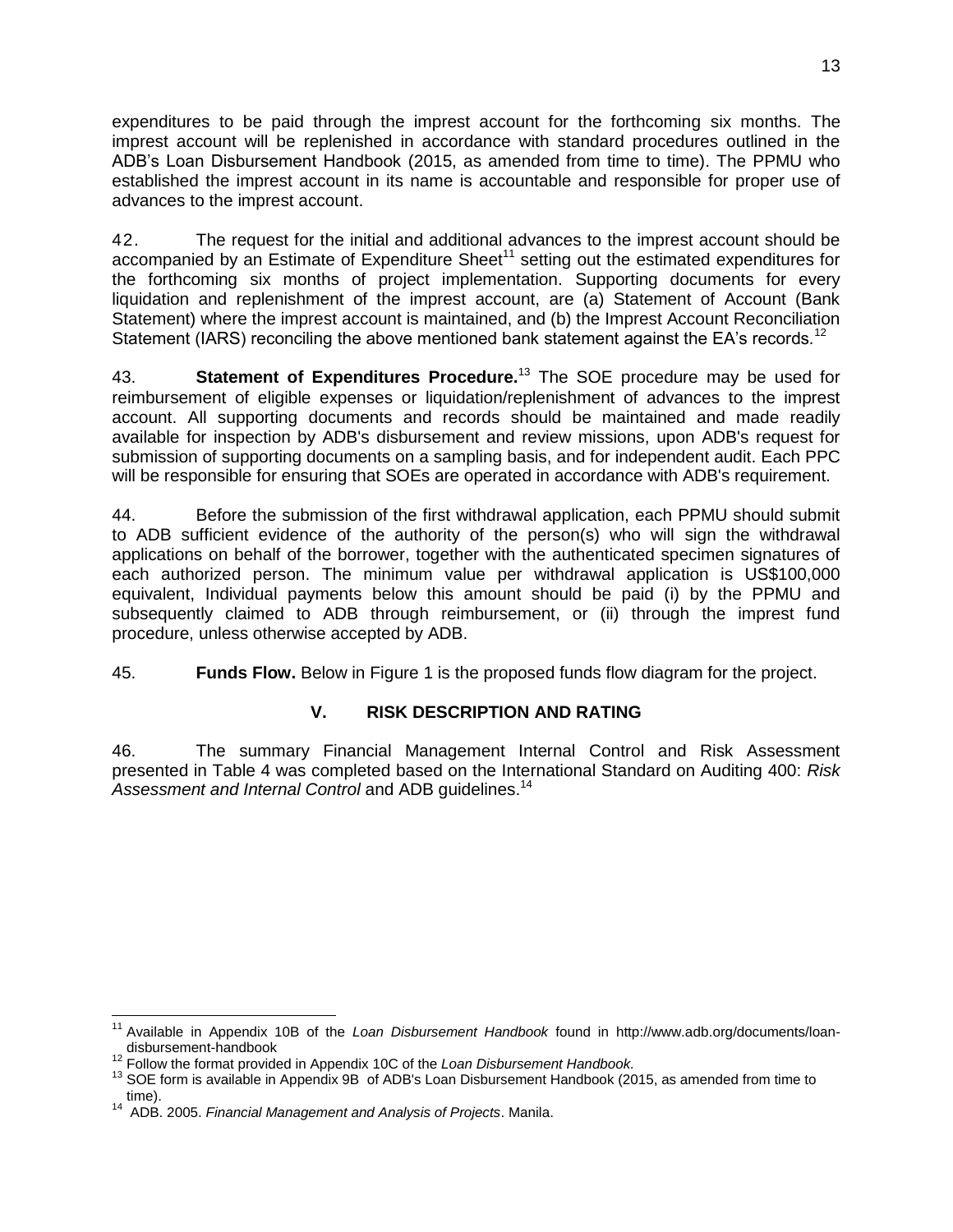expenditures to be paid through the imprest account for the forthcoming six months. The imprest account will be replenished in accordance with standard procedures outlined in the ADB's Loan Disbursement Handbook (2015, as amended from time to time). The PPMU who established the imprest account in its name is accountable and responsible for proper use of advances to the imprest account.

42. The request for the initial and additional advances to the imprest account should be accompanied by an Estimate of Expenditure Sheet[11] setting out the estimated expenditures for the forthcoming six months of project implementation. Supporting documents for every liquidation and replenishment of the imprest account, are (a) Statement of Account (Bank Statement) where the imprest account is maintained, and (b) the Imprest Account Reconciliation Statement (IARS) reconciling the above mentioned bank statement against the EA's records.[12]

43. **Statement of Expenditures Procedure.**[13] The SOE procedure may be used for reimbursement of eligible expenses or liquidation/replenishment of advances to the imprest account. All supporting documents and records should be maintained and made readily available for inspection by ADB's disbursement and review missions, upon ADB's request for submission of supporting documents on a sampling basis, and for independent audit. Each PPC will be responsible for ensuring that SOEs are operated in accordance with ADB's requirement.

44. Before the submission of the first withdrawal application, each PPMU should submit to ADB sufficient evidence of the authority of the person(s) who will sign the withdrawal applications on behalf of the borrower, together with the authenticated specimen signatures of each authorized person. The minimum value per withdrawal application is US$100,000 equivalent, Individual payments below this amount should be paid (i) by the PPMU and subsequently claimed to ADB through reimbursement, or (ii) through the imprest fund procedure, unless otherwise accepted by ADB.

45. **Funds Flow.** Below in Figure 1 is the proposed funds flow diagram for the project.

## V. RISK DESCRIPTION AND RATING

46. The summary Financial Management Internal Control and Risk Assessment presented in Table 4 was completed based on the International Standard on Auditing 400: *Risk Assessment and Internal Control* and ADB guidelines.[14]

---

[11] Available in Appendix 10B of the *Loan Disbursement Handbook* found in http://www.adb.org/documents/loan-disbursement-handbook

[12] Follow the format provided in Appendix 10C of the *Loan Disbursement Handbook.*

[13] SOE form is available in Appendix 9B of ADB's Loan Disbursement Handbook (2015, as amended from time to time).

[14] ADB. 2005. *Financial Management and Analysis of Projects*. Manila.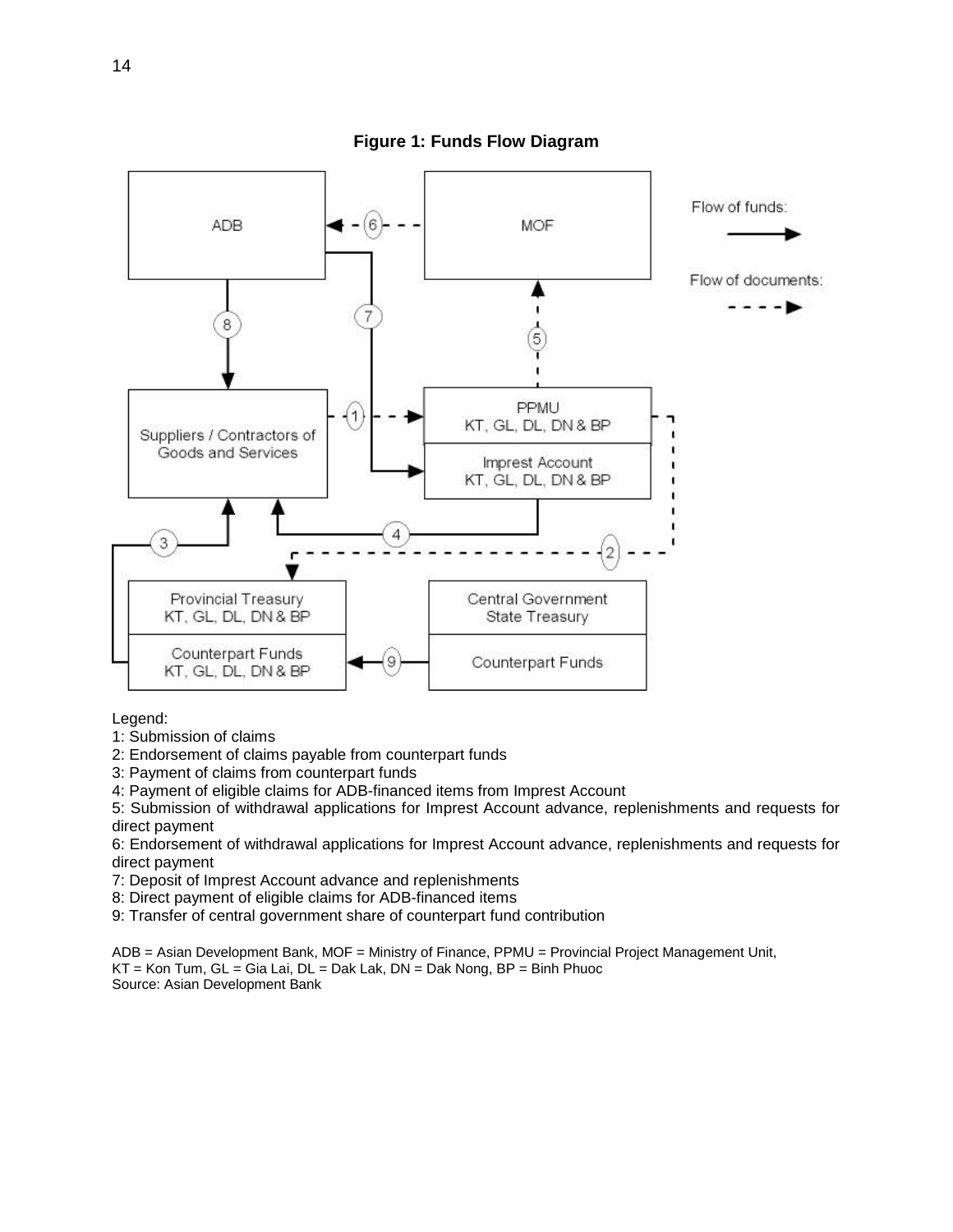**Figure 1: Funds Flow Diagram**

Legend:

1: Submission of claims

2: Endorsement of claims payable from counterpart funds

3: Payment of claims from counterpart funds

4: Payment of eligible claims for ADB-financed items from Imprest Account

5: Submission of withdrawal applications for Imprest Account advance, replenishments and requests for direct payment

6: Endorsement of withdrawal applications for Imprest Account advance, replenishments and requests for direct payment

7: Deposit of Imprest Account advance and replenishments

8: Direct payment of eligible claims for ADB-financed items

9: Transfer of central government share of counterpart fund contribution

ADB = Asian Development Bank, MOF = Ministry of Finance, PPMU = Provincial Project Management Unit, KT = Kon Tum, GL = Gia Lai, DL = Dak Lak, DN = Dak Nong, BP = Binh Phuoc

Source: Asian Development Bank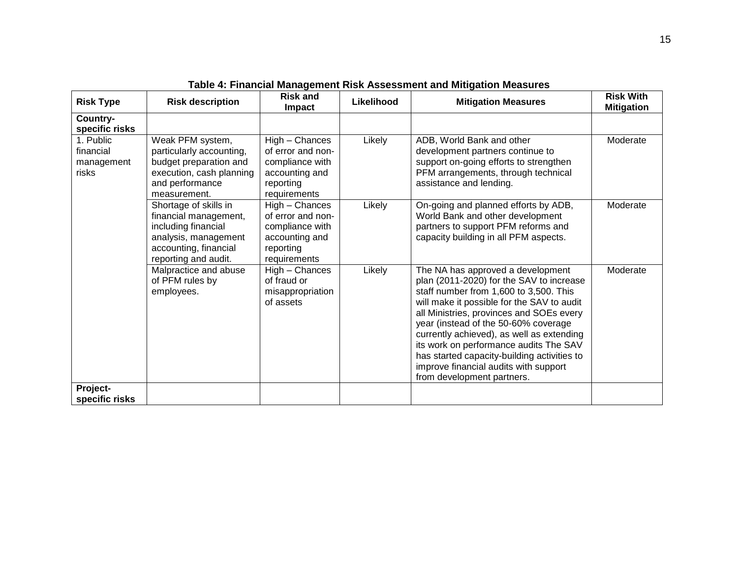**Table 4: Financial Management Risk Assessment and Mitigation Measures**

| Risk Type | Risk description | Risk and Impact | Likelihood | Mitigation Measures | Risk With Mitigation |
|---|---|---|---|---|---|
| **Country-specific risks** | | | | | |
| 1. Public financial management risks | Weak PFM system, particularly accounting, budget preparation and execution, cash planning and performance measurement. | High – Chances of error and non-compliance with accounting and reporting requirements | Likely | ADB, World Bank and other development partners continue to support on-going efforts to strengthen PFM arrangements, through technical assistance and lending. | Moderate |
| | Shortage of skills in financial management, including financial analysis, management accounting, financial reporting and audit. | High – Chances of error and non-compliance with accounting and reporting requirements | Likely | On-going and planned efforts by ADB, World Bank and other development partners to support PFM reforms and capacity building in all PFM aspects. | Moderate |
| | Malpractice and abuse of PFM rules by employees. | High – Chances of fraud or misappropriation of assets | Likely | The NA has approved a development plan (2011-2020) for the SAV to increase staff number from 1,600 to 3,500. This will make it possible for the SAV to audit all Ministries, provinces and SOEs every year (instead of the 50-60% coverage currently achieved), as well as extending its work on performance audits The SAV has started capacity-building activities to improve financial audits with support from development partners. | Moderate |
| **Project-specific risks** | | | | | |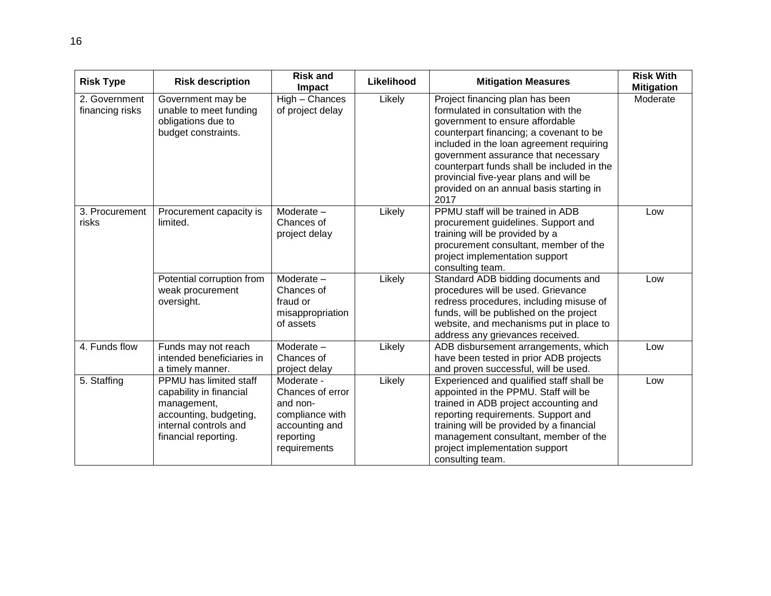| Risk Type | Risk description | Risk and Impact | Likelihood | Mitigation Measures | Risk With Mitigation |
|---|---|---|---|---|---|
| 2. Government financing risks | Government may be unable to meet funding obligations due to budget constraints. | High – Chances of project delay | Likely | Project financing plan has been formulated in consultation with the government to ensure affordable counterpart financing; a covenant to be included in the loan agreement requiring government assurance that necessary counterpart funds shall be included in the provincial five-year plans and will be provided on an annual basis starting in 2017 | Moderate |
| 3. Procurement risks | Procurement capacity is limited. | Moderate – Chances of project delay | Likely | PPMU staff will be trained in ADB procurement guidelines. Support and training will be provided by a procurement consultant, member of the project implementation support consulting team. | Low |
| | Potential corruption from weak procurement oversight. | Moderate – Chances of fraud or misappropriation of assets | Likely | Standard ADB bidding documents and procedures will be used. Grievance redress procedures, including misuse of funds, will be published on the project website, and mechanisms put in place to address any grievances received. | Low |
| 4. Funds flow | Funds may not reach intended beneficiaries in a timely manner. | Moderate – Chances of project delay | Likely | ADB disbursement arrangements, which have been tested in prior ADB projects and proven successful, will be used. | Low |
| 5. Staffing | PPMU has limited staff capability in financial management, accounting, budgeting, internal controls and financial reporting. | Moderate - Chances of error and non-compliance with accounting and reporting requirements | Likely | Experienced and qualified staff shall be appointed in the PPMU. Staff will be trained in ADB project accounting and reporting requirements. Support and training will be provided by a financial management consultant, member of the project implementation support consulting team. | Low |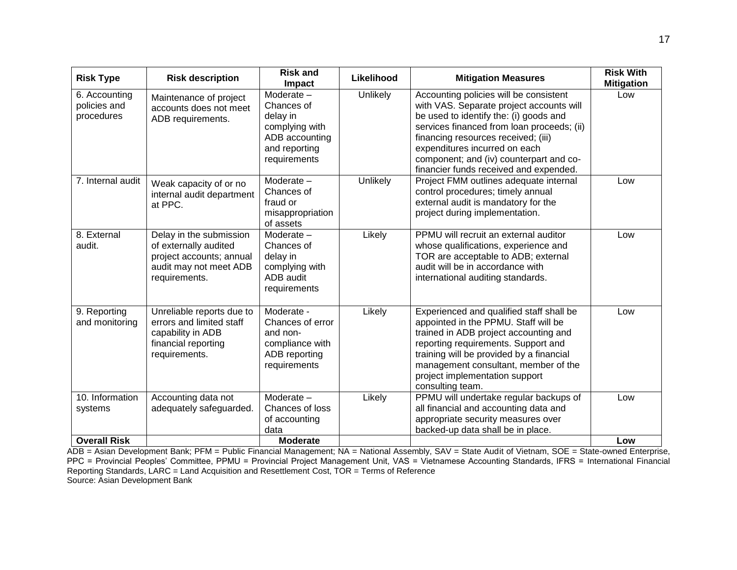| Risk Type | Risk description | Risk and Impact | Likelihood | Mitigation Measures | Risk With Mitigation |
|---|---|---|---|---|---|
| 6. Accounting policies and procedures | Maintenance of project accounts does not meet ADB requirements. | Moderate – Chances of delay in complying with ADB accounting and reporting requirements | Unlikely | Accounting policies will be consistent with VAS. Separate project accounts will be used to identify the: (i) goods and services financed from loan proceeds; (ii) financing resources received; (iii) expenditures incurred on each component; and (iv) counterpart and co-financier funds received and expended. | Low |
| 7. Internal audit | Weak capacity of or no internal audit department at PPC. | Moderate – Chances of fraud or misappropriation of assets | Unlikely | Project FMM outlines adequate internal control procedures; timely annual external audit is mandatory for the project during implementation. | Low |
| 8. External audit. | Delay in the submission of externally audited project accounts; annual audit may not meet ADB requirements. | Moderate – Chances of delay in complying with ADB audit requirements | Likely | PPMU will recruit an external auditor whose qualifications, experience and TOR are acceptable to ADB; external audit will be in accordance with international auditing standards. | Low |
| 9. Reporting and monitoring | Unreliable reports due to errors and limited staff capability in ADB financial reporting requirements. | Moderate - Chances of error and non-compliance with ADB reporting requirements | Likely | Experienced and qualified staff shall be appointed in the PPMU. Staff will be trained in ADB project accounting and reporting requirements. Support and training will be provided by a financial management consultant, member of the project implementation support consulting team. | Low |
| 10. Information systems | Accounting data not adequately safeguarded. | Moderate – Chances of loss of accounting data | Likely | PPMU will undertake regular backups of all financial and accounting data and appropriate security measures over backed-up data shall be in place. | Low |
| **Overall Risk** | | **Moderate** | | | **Low** |

ADB = Asian Development Bank; PFM = Public Financial Management; NA = National Assembly, SAV = State Audit of Vietnam, SOE = State-owned Enterprise, PPC = Provincial Peoples' Committee, PPMU = Provincial Project Management Unit, VAS = Vietnamese Accounting Standards, IFRS = International Financial Reporting Standards, LARC = Land Acquisition and Resettlement Cost, TOR = Terms of Reference

Source: Asian Development Bank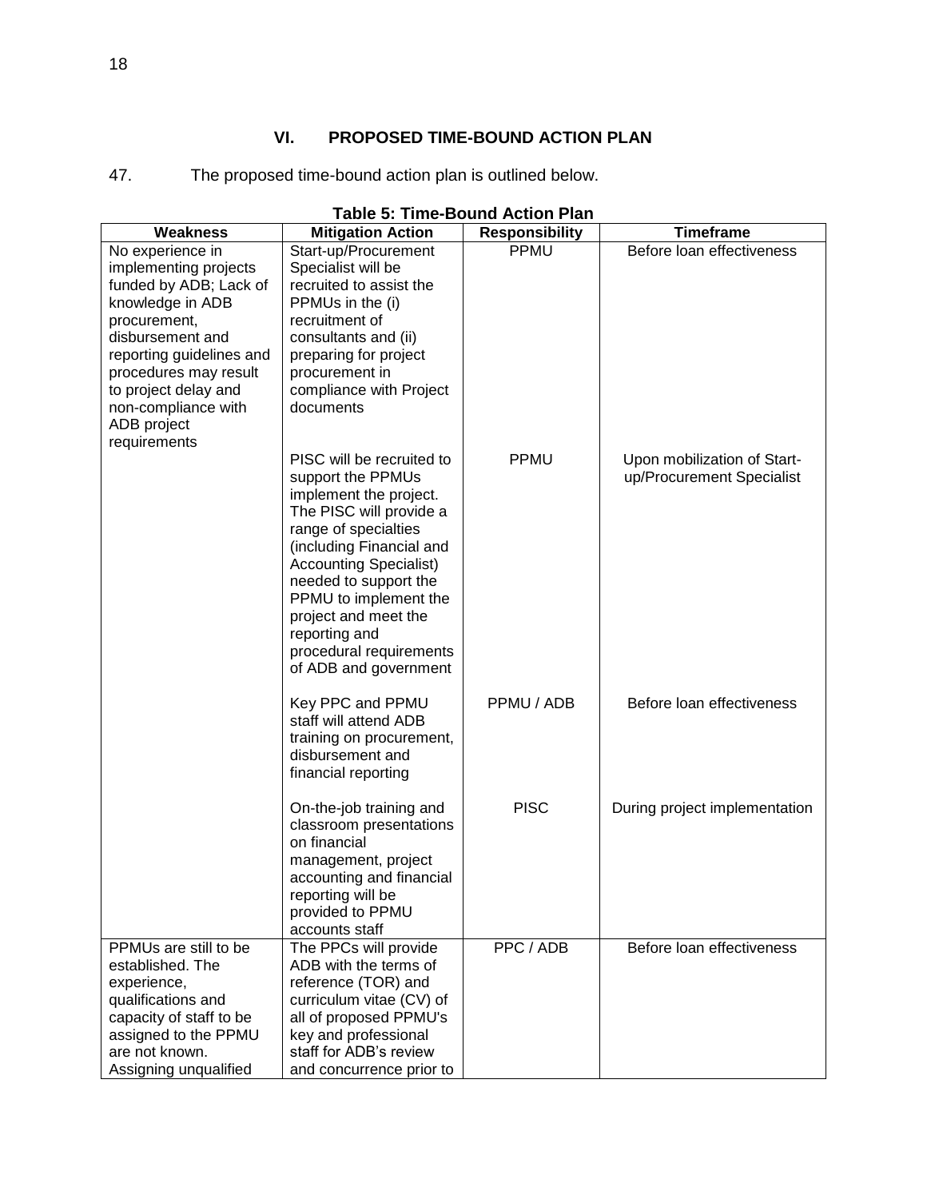## VI. PROPOSED TIME-BOUND ACTION PLAN

47. The proposed time-bound action plan is outlined below.

**Table 5: Time-Bound Action Plan**

| Weakness | Mitigation Action | Responsibility | Timeframe |
|---|---|---|---|
| No experience in implementing projects funded by ADB; Lack of knowledge in ADB procurement, disbursement and reporting guidelines and procedures may result to project delay and non-compliance with ADB project requirements | Start-up/Procurement Specialist will be recruited to assist the PPMUs in the (i) recruitment of consultants and (ii) preparing for project procurement in compliance with Project documents | PPMU | Before loan effectiveness |
| | PISC will be recruited to support the PPMUs implement the project. The PISC will provide a range of specialties (including Financial and Accounting Specialist) needed to support the PPMU to implement the project and meet the reporting and procedural requirements of ADB and government | PPMU | Upon mobilization of Start-up/Procurement Specialist |
| | Key PPC and PPMU staff will attend ADB training on procurement, disbursement and financial reporting | PPMU / ADB | Before loan effectiveness |
| | On-the-job training and classroom presentations on financial management, project accounting and financial reporting will be provided to PPMU accounts staff | PISC | During project implementation |
| PPMUs are still to be established. The experience, qualifications and capacity of staff to be assigned to the PPMU are not known. Assigning unqualified | The PPCs will provide ADB with the terms of reference (TOR) and curriculum vitae (CV) of all of proposed PPMU's key and professional staff for ADB's review and concurrence prior to | PPC / ADB | Before loan effectiveness |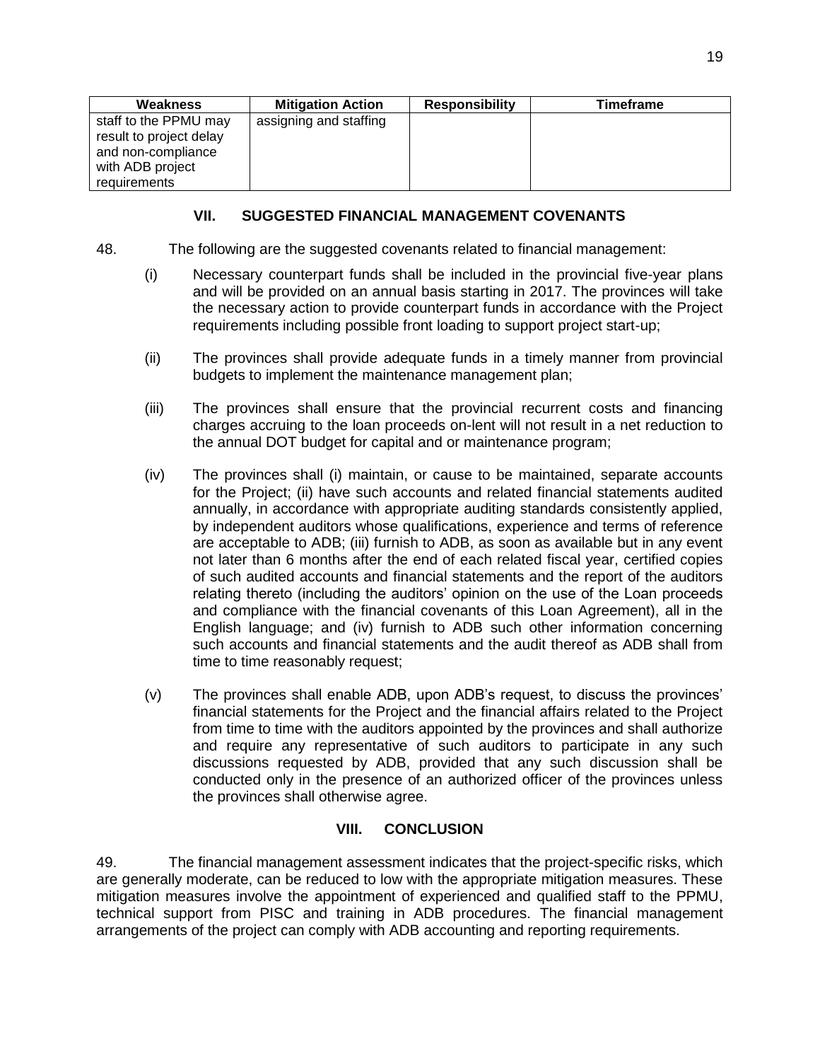| Weakness | Mitigation Action | Responsibility | Timeframe |
|---|---|---|---|
| staff to the PPMU may result to project delay and non-compliance with ADB project requirements | assigning and staffing | | |

## VII. SUGGESTED FINANCIAL MANAGEMENT COVENANTS

48. The following are the suggested covenants related to financial management:

(i) Necessary counterpart funds shall be included in the provincial five-year plans and will be provided on an annual basis starting in 2017. The provinces will take the necessary action to provide counterpart funds in accordance with the Project requirements including possible front loading to support project start-up;

(ii) The provinces shall provide adequate funds in a timely manner from provincial budgets to implement the maintenance management plan;

(iii) The provinces shall ensure that the provincial recurrent costs and financing charges accruing to the loan proceeds on-lent will not result in a net reduction to the annual DOT budget for capital and or maintenance program;

(iv) The provinces shall (i) maintain, or cause to be maintained, separate accounts for the Project; (ii) have such accounts and related financial statements audited annually, in accordance with appropriate auditing standards consistently applied, by independent auditors whose qualifications, experience and terms of reference are acceptable to ADB; (iii) furnish to ADB, as soon as available but in any event not later than 6 months after the end of each related fiscal year, certified copies of such audited accounts and financial statements and the report of the auditors relating thereto (including the auditors' opinion on the use of the Loan proceeds and compliance with the financial covenants of this Loan Agreement), all in the English language; and (iv) furnish to ADB such other information concerning such accounts and financial statements and the audit thereof as ADB shall from time to time reasonably request;

(v) The provinces shall enable ADB, upon ADB's request, to discuss the provinces' financial statements for the Project and the financial affairs related to the Project from time to time with the auditors appointed by the provinces and shall authorize and require any representative of such auditors to participate in any such discussions requested by ADB, provided that any such discussion shall be conducted only in the presence of an authorized officer of the provinces unless the provinces shall otherwise agree.

## VIII. CONCLUSION

49. The financial management assessment indicates that the project-specific risks, which are generally moderate, can be reduced to low with the appropriate mitigation measures. These mitigation measures involve the appointment of experienced and qualified staff to the PPMU, technical support from PISC and training in ADB procedures. The financial management arrangements of the project can comply with ADB accounting and reporting requirements.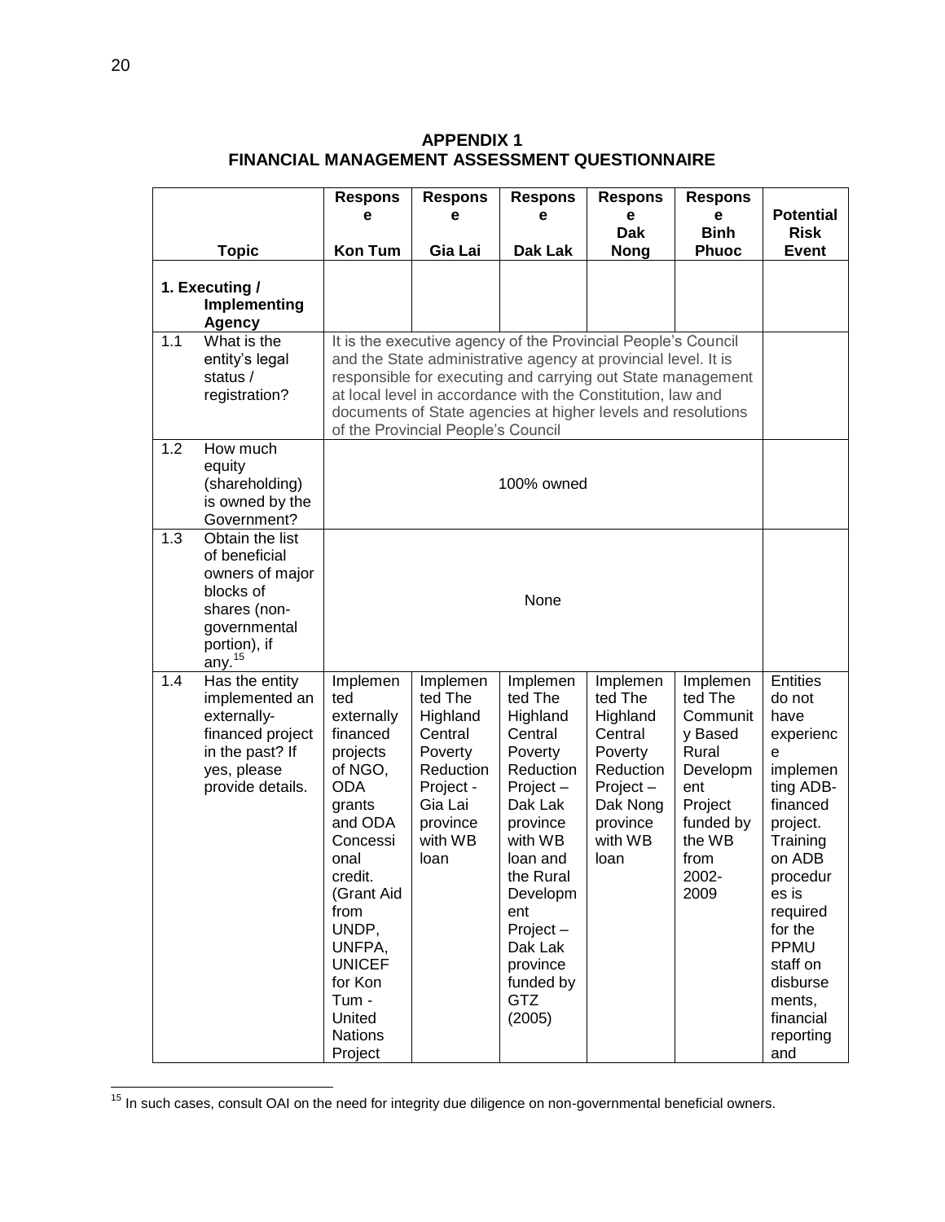# APPENDIX 1
# FINANCIAL MANAGEMENT ASSESSMENT QUESTIONNAIRE

| | Topic | Response Kon Tum | Response Gia Lai | Response Dak Lak | Response Dak Nong | Response Binh Phuoc | Potential Risk Event |
|---|---|---|---|---|---|---|---|
| **1. Executing / Implementing Agency** | | | | | | | |
| 1.1 | What is the entity's legal status / registration? | It is the executive agency of the Provincial People's Council and the State administrative agency at provincial level. It is responsible for executing and carrying out State management at local level in accordance with the Constitution, law and documents of State agencies at higher levels and resolutions of the Provincial People's Council | | | | | |
| 1.2 | How much equity (shareholding) is owned by the Government? | 100% owned | | | | | |
| 1.3 | Obtain the list of beneficial owners of major blocks of shares (non-governmental portion), if any.[15] | None | | | | | |
| 1.4 | Has the entity implemented an externally-financed project in the past? If yes, please provide details. | Implemented externally financed projects of NGO, ODA grants and ODA Concessional credit. (Grant Aid from UNDP, UNFPA, UNICEF for Kon Tum - United Nations Project | Implemented The Highland Central Poverty Reduction Project - Gia Lai province with WB loan | Implemented The Highland Central Poverty Reduction Project – Dak Lak province with WB loan and the Rural Development Project – Dak Lak province funded by GTZ (2005) | Implemented The Highland Central Poverty Reduction Project – Dak Nong province with WB loan | Implemented The Community Based Rural Development Project funded by the WB from 2002-2009 | Entities do not have experience implementing ADB-financed project. Training on ADB procedures is required for the PPMU staff on disbursements, financial reporting and |

[15] In such cases, consult OAI on the need for integrity due diligence on non-governmental beneficial owners.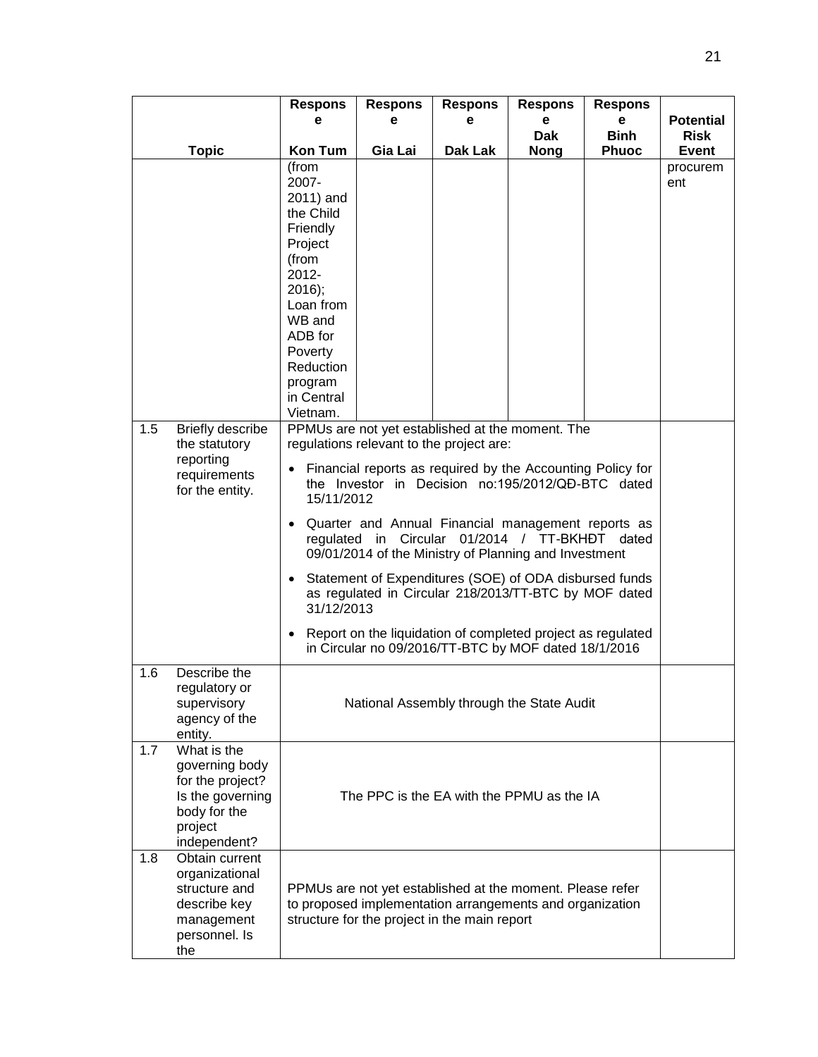| | Topic | Response Kon Tum | Response Gia Lai | Response Dak Lak | Response Dak Nong | Response Binh Phuoc | Potential Risk Event |
|---|---|---|---|---|---|---|---|
| | | (from 2007-2011) and the Child Friendly Project (from 2012-2016); Loan from WB and ADB for Poverty Reduction program in Central Vietnam. | | | | | procurement |
| 1.5 | Briefly describe the statutory reporting requirements for the entity. | PPMUs are not yet established at the moment. The regulations relevant to the project are:<br>• Financial reports as required by the Accounting Policy for the Investor in Decision no:195/2012/QĐ-BTC dated 15/11/2012<br>• Quarter and Annual Financial management reports as regulated in Circular 01/2014 / TT-BKHĐT dated 09/01/2014 of the Ministry of Planning and Investment<br>• Statement of Expenditures (SOE) of ODA disbursed funds as regulated in Circular 218/2013/TT-BTC by MOF dated 31/12/2013<br>• Report on the liquidation of completed project as regulated in Circular no 09/2016/TT-BTC by MOF dated 18/1/2016 | | | | | |
| 1.6 | Describe the regulatory or supervisory agency of the entity. | National Assembly through the State Audit | | | | | |
| 1.7 | What is the governing body for the project? Is the governing body for the project independent? | The PPC is the EA with the PPMU as the IA | | | | | |
| 1.8 | Obtain current organizational structure and describe key management personnel. Is the | PPMUs are not yet established at the moment. Please refer to proposed implementation arrangements and organization structure for the project in the main report | | | | | |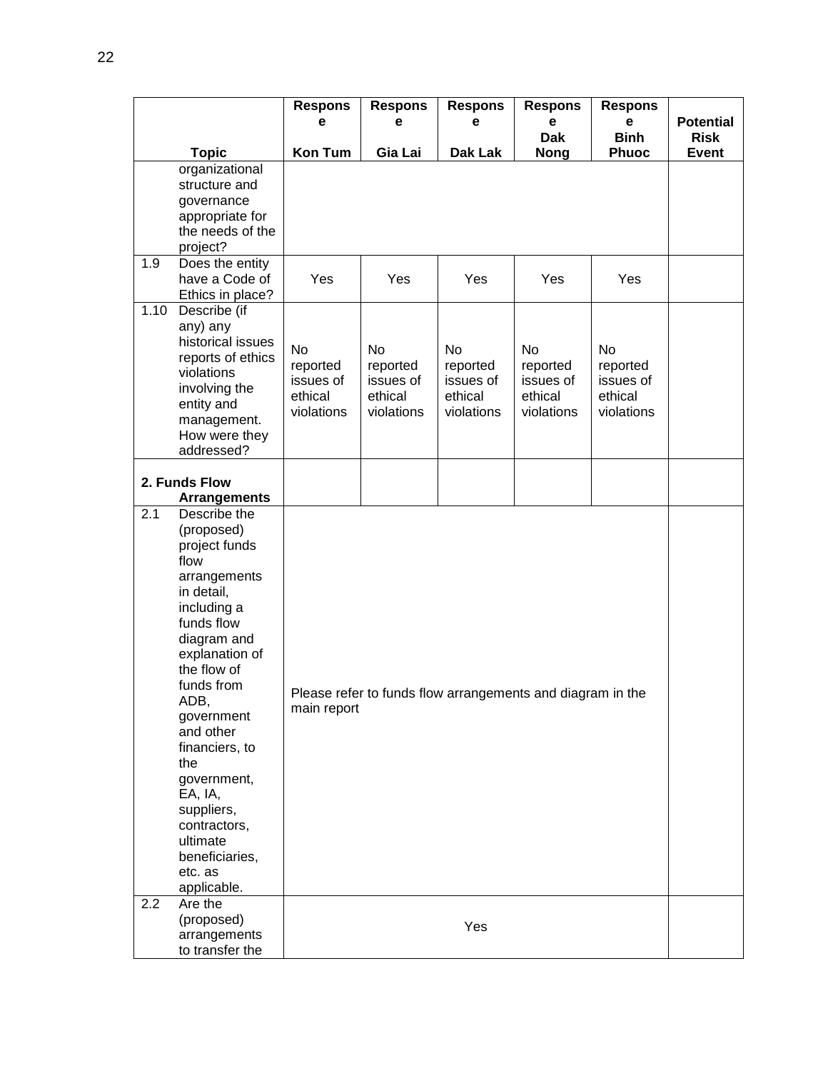| | Topic | Response Kon Tum | Response Gia Lai | Response Dak Lak | Response Dak Nong | Response Binh Phuoc | Potential Risk Event |
|---|---|---|---|---|---|---|---|
| | organizational structure and governance appropriate for the needs of the project? | | | | | | |
| 1.9 | Does the entity have a Code of Ethics in place? | Yes | Yes | Yes | Yes | Yes | |
| 1.10 | Describe (if any) any historical issues reports of ethics violations involving the entity and management. How were they addressed? | No reported issues of ethical violations | No reported issues of ethical violations | No reported issues of ethical violations | No reported issues of ethical violations | No reported issues of ethical violations | |
| **2. Funds Flow Arrangements** | | | | | | | |
| 2.1 | Describe the (proposed) project funds flow arrangements in detail, including a funds flow diagram and explanation of the flow of funds from ADB, government and other financiers, to the government, EA, IA, suppliers, contractors, ultimate beneficiaries, etc. as applicable. | Please refer to funds flow arrangements and diagram in the main report | | | | | |
| 2.2 | Are the (proposed) arrangements to transfer the | Yes | | | | | |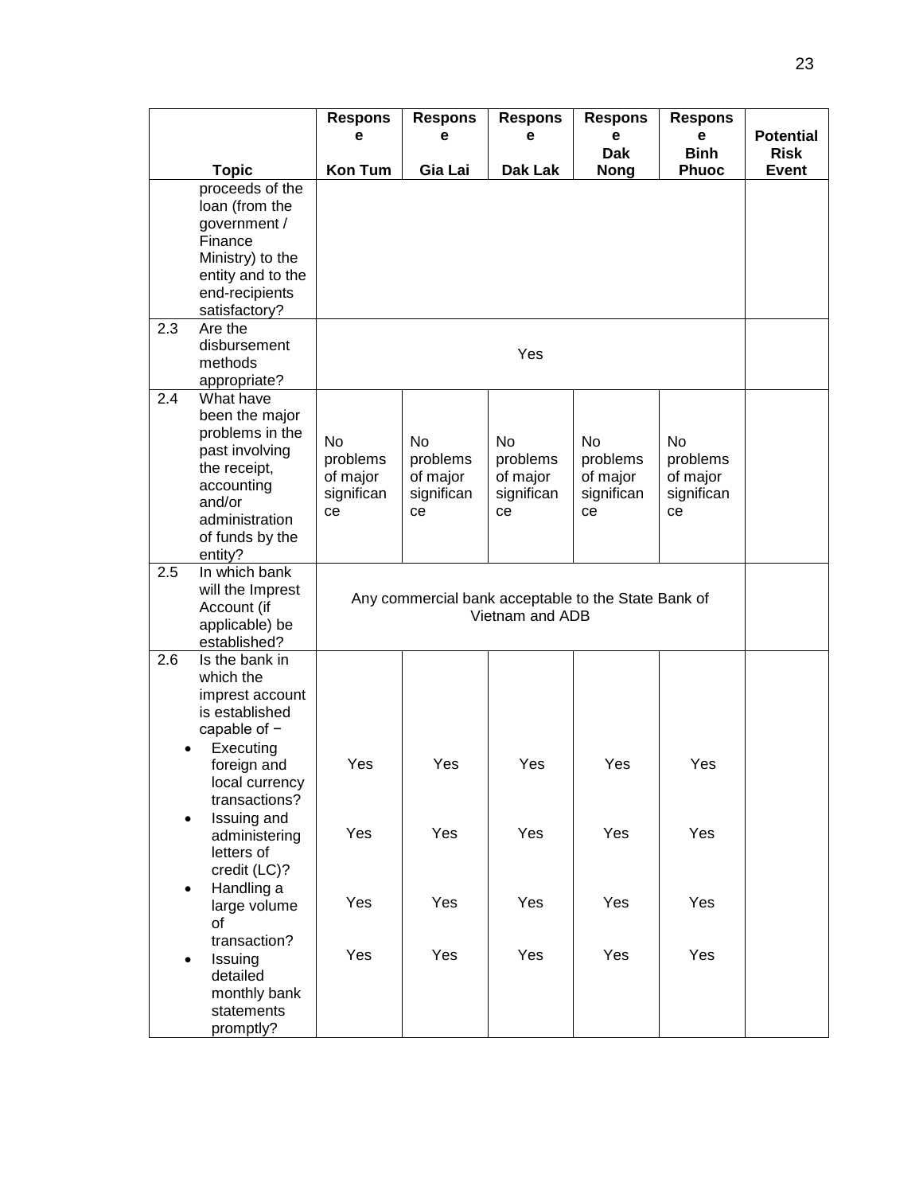| | Topic | Response Kon Tum | Response Gia Lai | Response Dak Lak | Response Dak Nong | Response Binh Phuoc | Potential Risk Event |
|---|---|---|---|---|---|---|---|
| | proceeds of the loan (from the government / Finance Ministry) to the entity and to the end-recipients satisfactory? | | | | | | |
| 2.3 | Are the disbursement methods appropriate? | Yes | | | | | |
| 2.4 | What have been the major problems in the past involving the receipt, accounting and/or administration of funds by the entity? | No problems of major significance | No problems of major significance | No problems of major significance | No problems of major significance | No problems of major significance | |
| 2.5 | In which bank will the Imprest Account (if applicable) be established? | Any commercial bank acceptable to the State Bank of Vietnam and ADB | | | | | |
| 2.6 | Is the bank in which the imprest account is established capable of − | | | | | | |
| | • Executing foreign and local currency transactions? | Yes | Yes | Yes | Yes | Yes | |
| | • Issuing and administering letters of credit (LC)? | Yes | Yes | Yes | Yes | Yes | |
| | • Handling a large volume of transaction? | Yes | Yes | Yes | Yes | Yes | |
| | • Issuing detailed monthly bank statements promptly? | Yes | Yes | Yes | Yes | Yes | |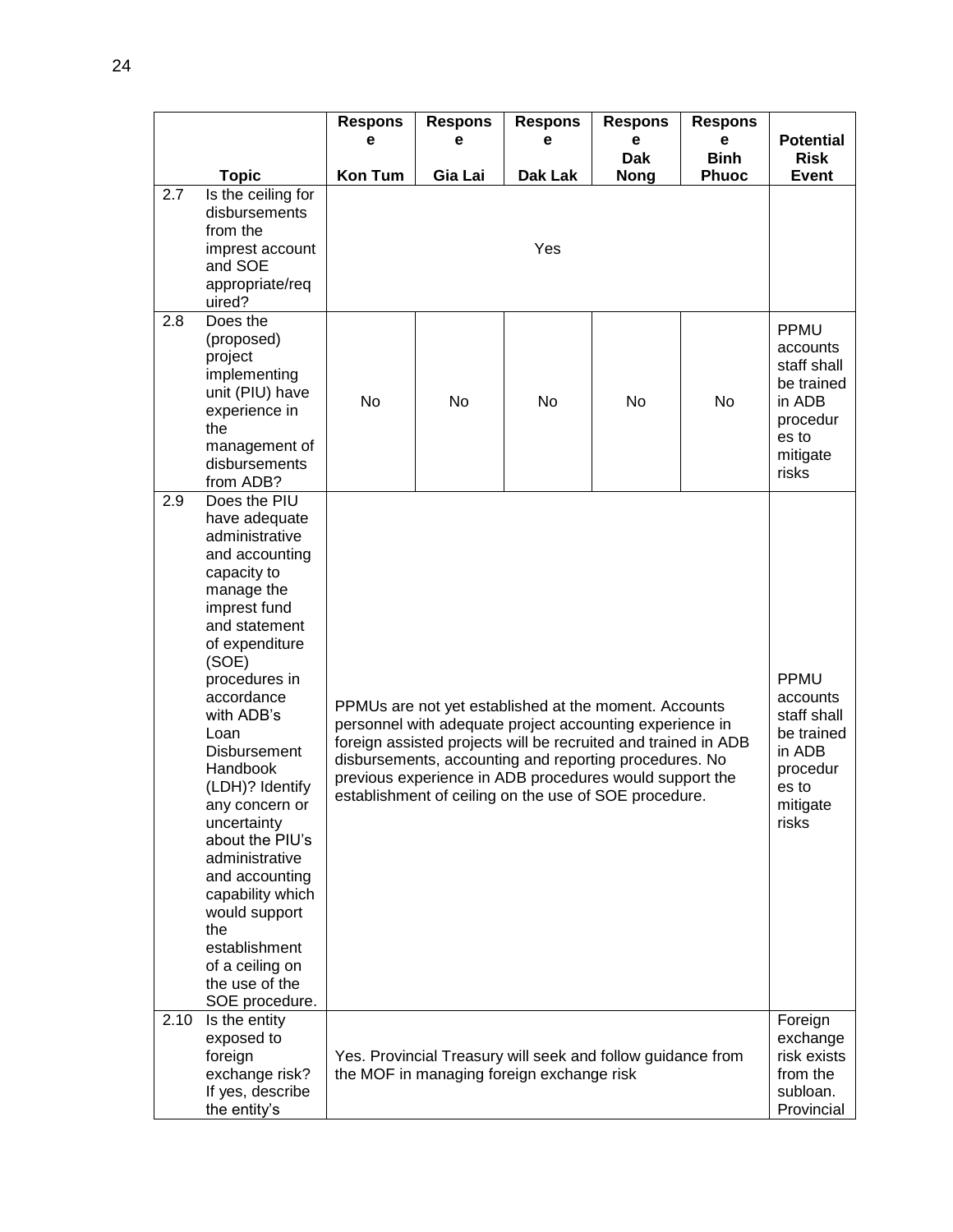| | Topic | Response Kon Tum | Response Gia Lai | Response Dak Lak | Response Dak Nong | Response Binh Phuoc | Potential Risk Event |
|---|---|---|---|---|---|---|---|
| 2.7 | Is the ceiling for disbursements from the imprest account and SOE appropriate/required? | Yes | | | | | |
| 2.8 | Does the (proposed) project implementing unit (PIU) have experience in the management of disbursements from ADB? | No | No | No | No | No | PPMU accounts staff shall be trained in ADB procedures to mitigate risks |
| 2.9 | Does the PIU have adequate administrative and accounting capacity to manage the imprest fund and statement of expenditure (SOE) procedures in accordance with ADB's Loan Disbursement Handbook (LDH)? Identify any concern or uncertainty about the PIU's administrative and accounting capability which would support the establishment of a ceiling on the use of the SOE procedure. | PPMUs are not yet established at the moment. Accounts personnel with adequate project accounting experience in foreign assisted projects will be recruited and trained in ADB disbursements, accounting and reporting procedures. No previous experience in ADB procedures would support the establishment of ceiling on the use of SOE procedure. | | | | | PPMU accounts staff shall be trained in ADB procedures to mitigate risks |
| 2.10 | Is the entity exposed to foreign exchange risk? If yes, describe the entity's | Yes. Provincial Treasury will seek and follow guidance from the MOF in managing foreign exchange risk | | | | | Foreign exchange risk exists from the subloan. Provincial |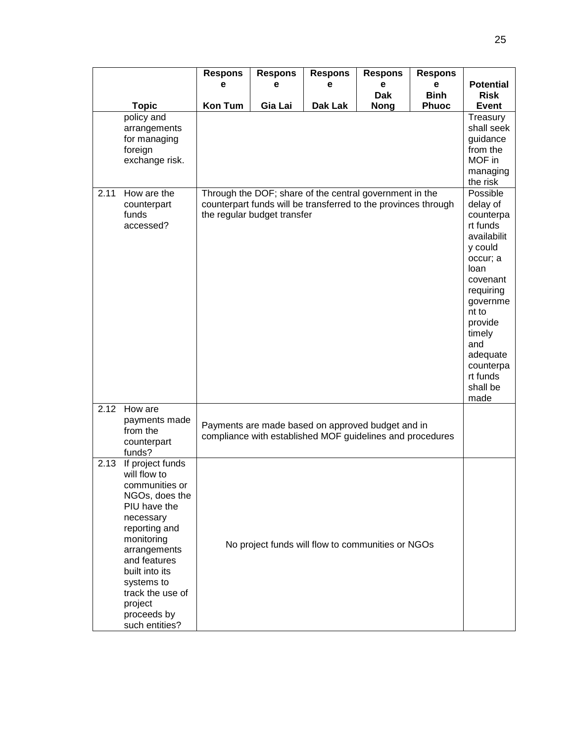| | Topic | Response Kon Tum | Response Gia Lai | Response Dak Lak | Response Dak Nong | Response Binh Phuoc | Potential Risk Event |
|---|---|---|---|---|---|---|---|
| | policy and arrangements for managing foreign exchange risk. | | | | | | Treasury shall seek guidance from the MOF in managing the risk |
| 2.11 | How are the counterpart funds accessed? | Through the DOF; share of the central government in the counterpart funds will be transferred to the provinces through the regular budget transfer | | | | | Possible delay of counterpart funds availability could occur; a loan covenant requiring government to provide timely and adequate counterpart funds shall be made |
| 2.12 | How are payments made from the counterpart funds? | Payments are made based on approved budget and in compliance with established MOF guidelines and procedures | | | | | |
| 2.13 | If project funds will flow to communities or NGOs, does the PIU have the necessary reporting and monitoring arrangements and features built into its systems to track the use of project proceeds by such entities? | No project funds will flow to communities or NGOs | | | | | |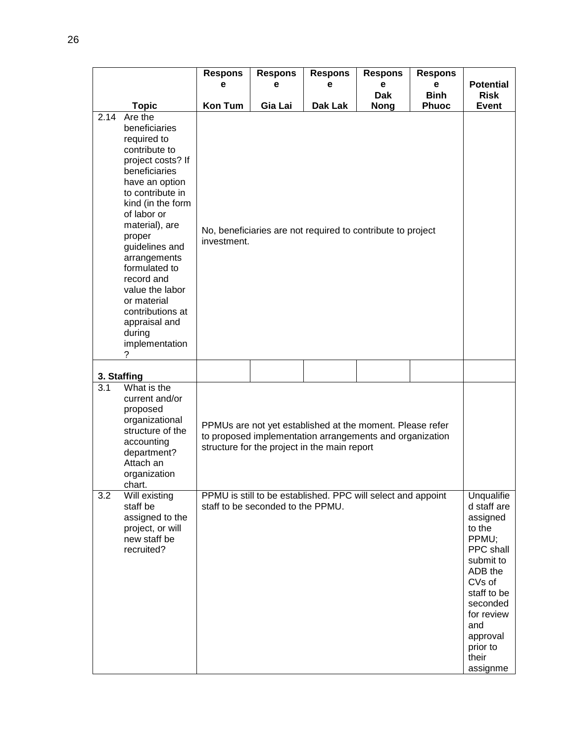| Topic | Response Kon Tum | Response Gia Lai | Response Dak Lak | Response Dak Nong | Response Binh Phuoc | Potential Risk Event |
|---|---|---|---|---|---|---|
| 2.14 Are the beneficiaries required to contribute to project costs? If beneficiaries have an option to contribute in kind (in the form of labor or material), are proper guidelines and arrangements formulated to record and value the labor or material contributions at appraisal and during implementation? | No, beneficiaries are not required to contribute to project investment. | | | | | |
| **3. Staffing** | | | | | | |
| 3.1 What is the current and/or proposed organizational structure of the accounting department? Attach an organization chart. | PPMUs are not yet established at the moment. Please refer to proposed implementation arrangements and organization structure for the project in the main report | | | | | |
| 3.2 Will existing staff be assigned to the project, or will new staff be recruited? | PPMU is still to be established. PPC will select and appoint staff to be seconded to the PPMU. | | | | | Unqualified staff are assigned to the PPMU; PPC shall submit to ADB the CVs of staff to be seconded for review and approval prior to their assignme |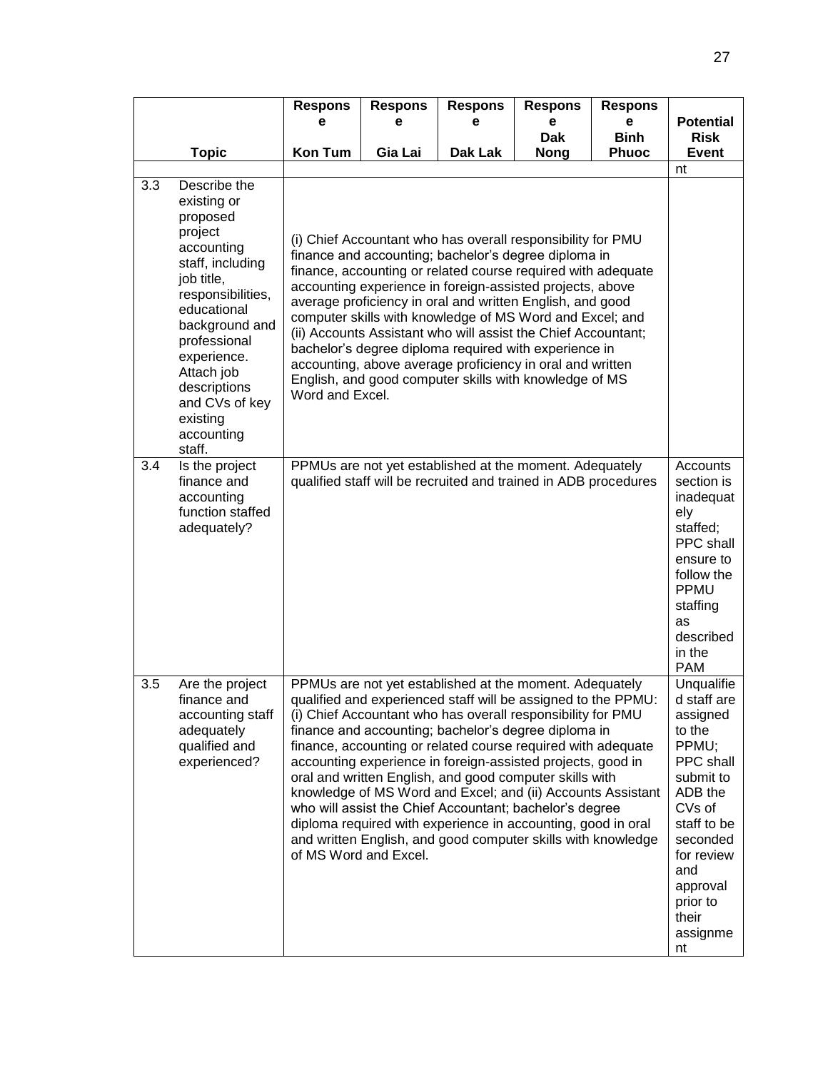| | Topic | Response Kon Tum | Response Gia Lai | Response Dak Lak | Response Dak Nong | Response Binh Phuoc | Potential Risk Event |
|---|---|---|---|---|---|---|---|
| | | | | | | | nt |
| 3.3 | Describe the existing or proposed project accounting staff, including job title, responsibilities, educational background and professional experience. Attach job descriptions and CVs of key existing accounting staff. | (i) Chief Accountant who has overall responsibility for PMU finance and accounting; bachelor's degree diploma in finance, accounting or related course required with adequate accounting experience in foreign-assisted projects, above average proficiency in oral and written English, and good computer skills with knowledge of MS Word and Excel; and (ii) Accounts Assistant who will assist the Chief Accountant; bachelor's degree diploma required with experience in accounting, above average proficiency in oral and written English, and good computer skills with knowledge of MS Word and Excel. | | | | | |
| 3.4 | Is the project finance and accounting function staffed adequately? | PPMUs are not yet established at the moment. Adequately qualified staff will be recruited and trained in ADB procedures | | | | | Accounts section is inadequately staffed; PPC shall ensure to follow the PPMU staffing as described in the PAM |
| 3.5 | Are the project finance and accounting staff adequately qualified and experienced? | PPMUs are not yet established at the moment. Adequately qualified and experienced staff will be assigned to the PPMU: (i) Chief Accountant who has overall responsibility for PMU finance and accounting; bachelor's degree diploma in finance, accounting or related course required with adequate accounting experience in foreign-assisted projects, good in oral and written English, and good computer skills with knowledge of MS Word and Excel; and (ii) Accounts Assistant who will assist the Chief Accountant; bachelor's degree diploma required with experience in accounting, good in oral and written English, and good computer skills with knowledge of MS Word and Excel. | | | | | Unqualified staff are assigned to the PPMU; PPC shall submit to ADB the CVs of staff to be seconded for review and approval prior to their assignment |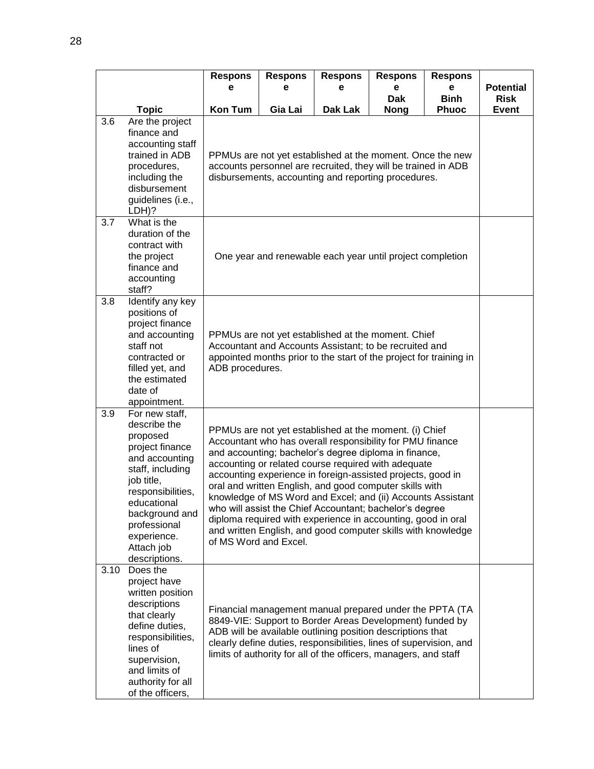| | Topic | Response Kon Tum | Response Gia Lai | Response Dak Lak | Response Dak Nong | Response Binh Phuoc | Potential Risk Event |
|---|---|---|---|---|---|---|---|
| 3.6 | Are the project finance and accounting staff trained in ADB procedures, including the disbursement guidelines (i.e., LDH)? | PPMUs are not yet established at the moment. Once the new accounts personnel are recruited, they will be trained in ADB disbursements, accounting and reporting procedures. | | | | | |
| 3.7 | What is the duration of the contract with the project finance and accounting staff? | One year and renewable each year until project completion | | | | | |
| 3.8 | Identify any key positions of project finance and accounting staff not contracted or filled yet, and the estimated date of appointment. | PPMUs are not yet established at the moment. Chief Accountant and Accounts Assistant; to be recruited and appointed months prior to the start of the project for training in ADB procedures. | | | | | |
| 3.9 | For new staff, describe the proposed project finance and accounting staff, including job title, responsibilities, educational background and professional experience. Attach job descriptions. | PPMUs are not yet established at the moment. (i) Chief Accountant who has overall responsibility for PMU finance and accounting; bachelor's degree diploma in finance, accounting or related course required with adequate accounting experience in foreign-assisted projects, good in oral and written English, and good computer skills with knowledge of MS Word and Excel; and (ii) Accounts Assistant who will assist the Chief Accountant; bachelor's degree diploma required with experience in accounting, good in oral and written English, and good computer skills with knowledge of MS Word and Excel. | | | | | |
| 3.10 | Does the project have written position descriptions that clearly define duties, responsibilities, lines of supervision, and limits of authority for all of the officers, | Financial management manual prepared under the PPTA (TA 8849-VIE: Support to Border Areas Development) funded by ADB will be available outlining position descriptions that clearly define duties, responsibilities, lines of supervision, and limits of authority for all of the officers, managers, and staff | | | | | |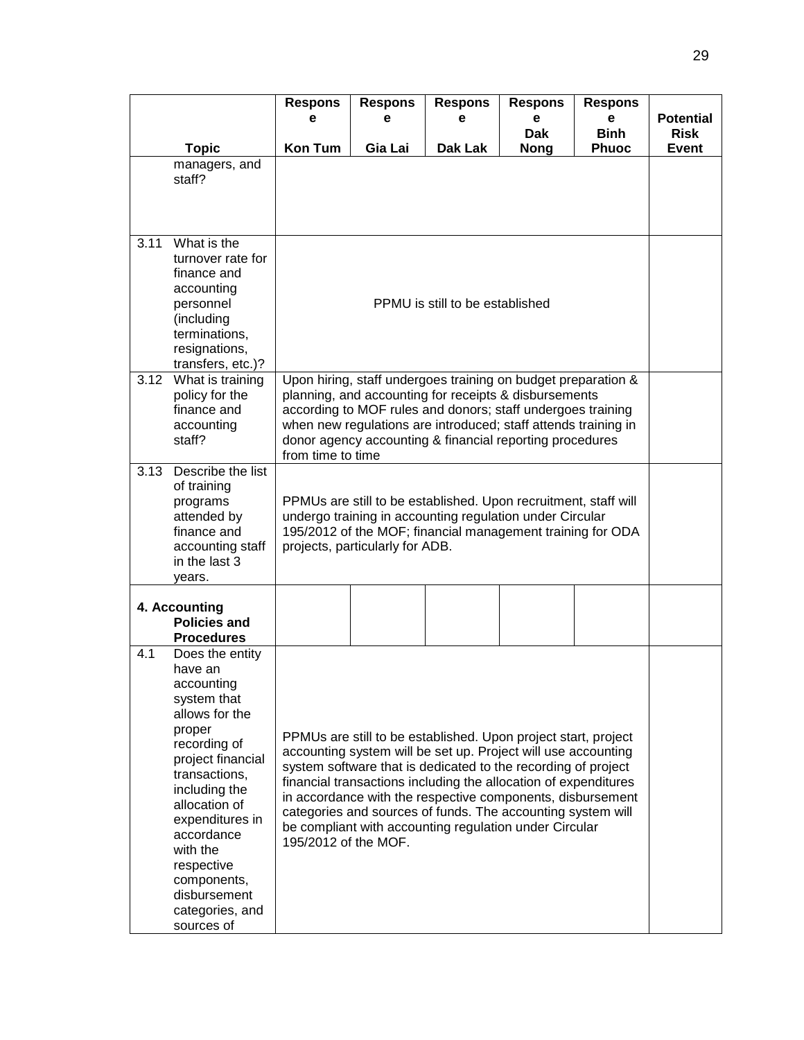| | Topic | Response Kon Tum | Response Gia Lai | Response Dak Lak | Response Dak Nong | Response Binh Phuoc | Potential Risk Event |
|---|---|---|---|---|---|---|---|
| | managers, and staff? | | | | | | |
| 3.11 | What is the turnover rate for finance and accounting personnel (including terminations, resignations, transfers, etc.)? | PPMU is still to be established | | | | | |
| 3.12 | What is training policy for the finance and accounting staff? | Upon hiring, staff undergoes training on budget preparation & planning, and accounting for receipts & disbursements according to MOF rules and donors; staff undergoes training when new regulations are introduced; staff attends training in donor agency accounting & financial reporting procedures from time to time | | | | | |
| 3.13 | Describe the list of training programs attended by finance and accounting staff in the last 3 years. | PPMUs are still to be established. Upon recruitment, staff will undergo training in accounting regulation under Circular 195/2012 of the MOF; financial management training for ODA projects, particularly for ADB. | | | | | |
| **4. Accounting Policies and Procedures** | | | | | | | |
| 4.1 | Does the entity have an accounting system that allows for the proper recording of project financial transactions, including the allocation of expenditures in accordance with the respective components, disbursement categories, and sources of | PPMUs are still to be established. Upon project start, project accounting system will be set up. Project will use accounting system software that is dedicated to the recording of project financial transactions including the allocation of expenditures in accordance with the respective components, disbursement categories and sources of funds. The accounting system will be compliant with accounting regulation under Circular 195/2012 of the MOF. | | | | | |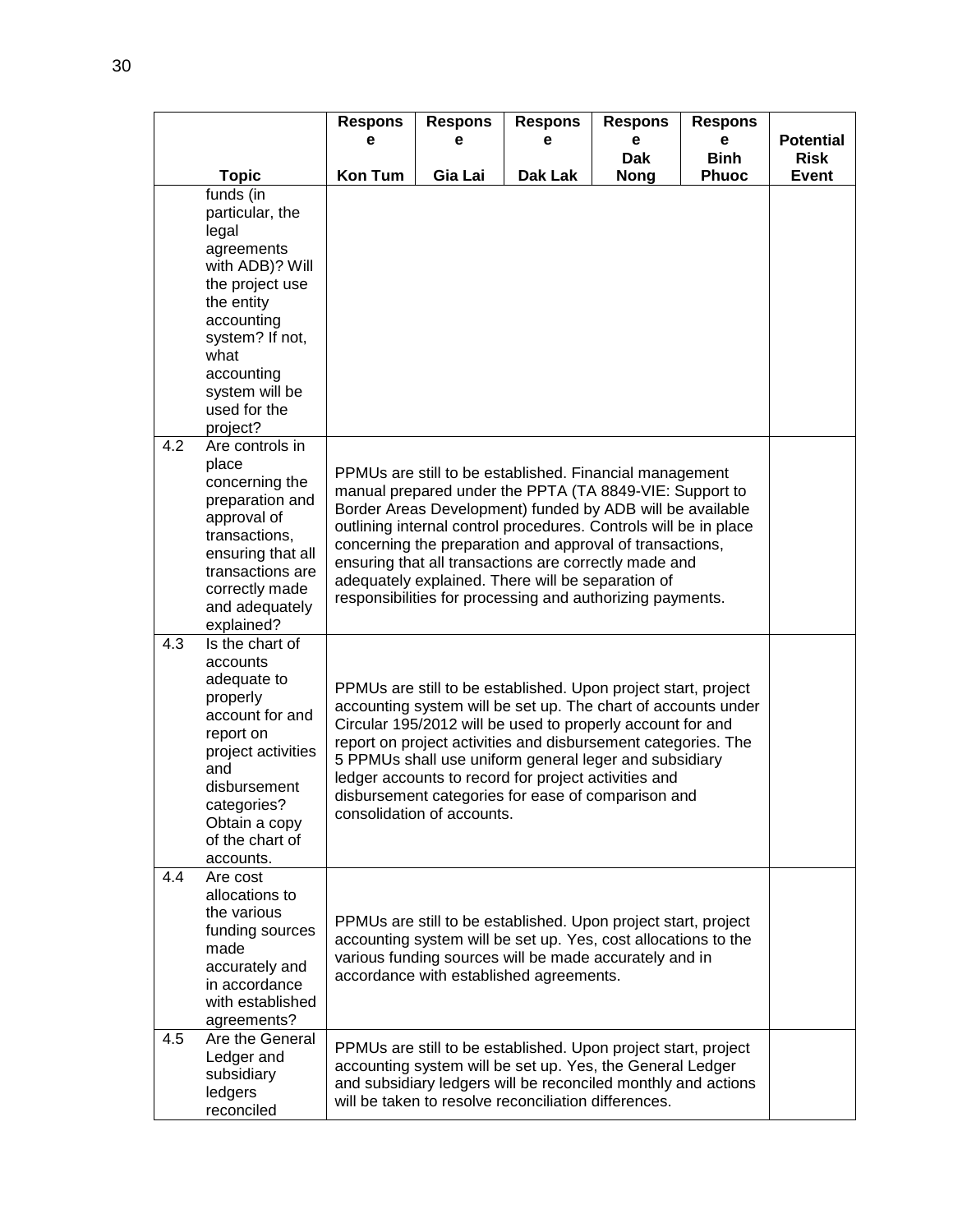| | Topic | Response Kon Tum | Response Gia Lai | Response Dak Lak | Response Dak Nong | Response Binh Phuoc | Potential Risk Event |
|---|---|---|---|---|---|---|---|
| | funds (in particular, the legal agreements with ADB)? Will the project use the entity accounting system? If not, what accounting system will be used for the project? | | | | | | |
| 4.2 | Are controls in place concerning the preparation and approval of transactions, ensuring that all transactions are correctly made and adequately explained? | PPMUs are still to be established. Financial management manual prepared under the PPTA (TA 8849-VIE: Support to Border Areas Development) funded by ADB will be available outlining internal control procedures. Controls will be in place concerning the preparation and approval of transactions, ensuring that all transactions are correctly made and adequately explained. There will be separation of responsibilities for processing and authorizing payments. | | | | | |
| 4.3 | Is the chart of accounts adequate to properly account for and report on project activities and disbursement categories? Obtain a copy of the chart of accounts. | PPMUs are still to be established. Upon project start, project accounting system will be set up. The chart of accounts under Circular 195/2012 will be used to properly account for and report on project activities and disbursement categories. The 5 PPMUs shall use uniform general leger and subsidiary ledger accounts to record for project activities and disbursement categories for ease of comparison and consolidation of accounts. | | | | | |
| 4.4 | Are cost allocations to the various funding sources made accurately and in accordance with established agreements? | PPMUs are still to be established. Upon project start, project accounting system will be set up. Yes, cost allocations to the various funding sources will be made accurately and in accordance with established agreements. | | | | | |
| 4.5 | Are the General Ledger and subsidiary ledgers reconciled | PPMUs are still to be established. Upon project start, project accounting system will be set up. Yes, the General Ledger and subsidiary ledgers will be reconciled monthly and actions will be taken to resolve reconciliation differences. | | | | | |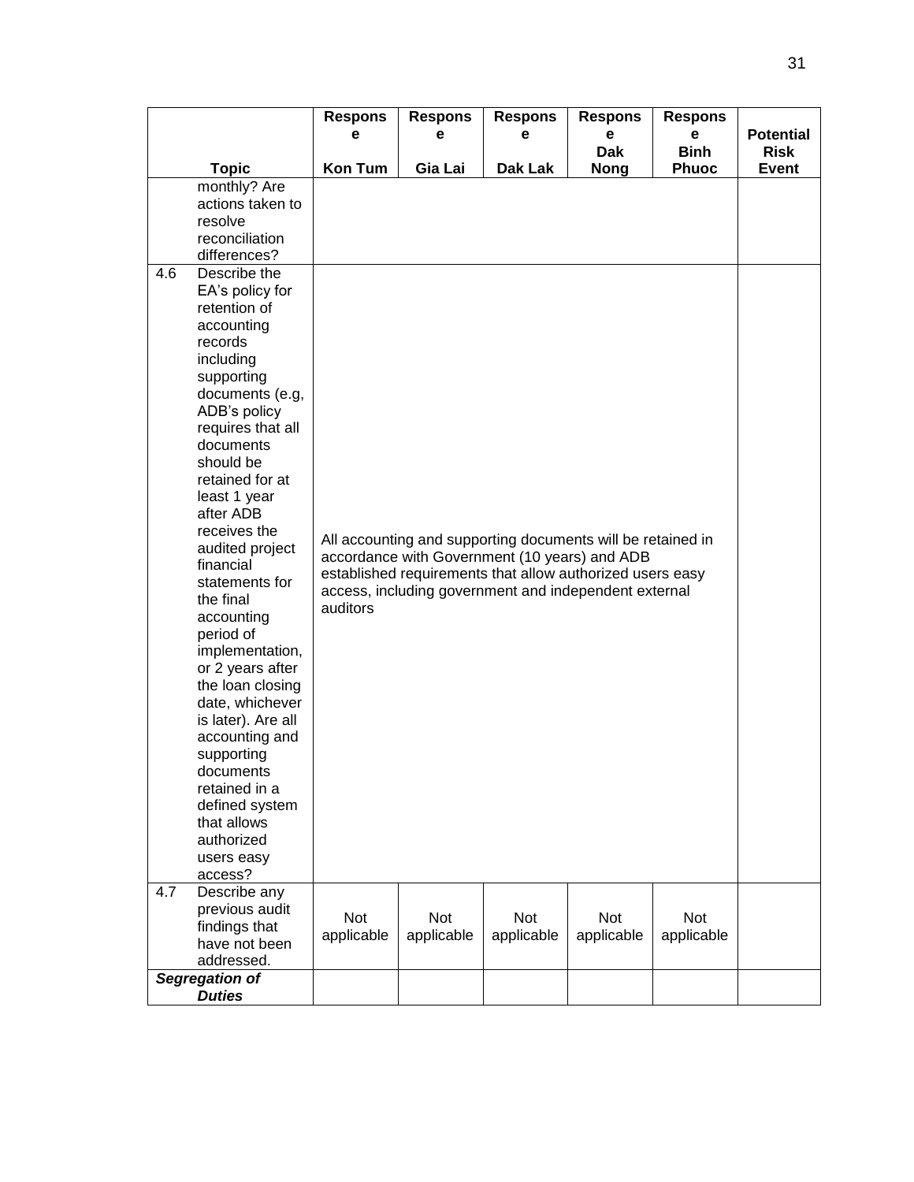| | Topic | Response Kon Tum | Response Gia Lai | Response Dak Lak | Response Dak Nong | Response Binh Phuoc | Potential Risk Event |
|---|---|---|---|---|---|---|---|
| | monthly? Are actions taken to resolve reconciliation differences? | | | | | | |
| 4.6 | Describe the EA's policy for retention of accounting records including supporting documents (e.g, ADB's policy requires that all documents should be retained for at least 1 year after ADB receives the audited project financial statements for the final accounting period of implementation, or 2 years after the loan closing date, whichever is later). Are all accounting and supporting documents retained in a defined system that allows authorized users easy access? | All accounting and supporting documents will be retained in accordance with Government (10 years) and ADB established requirements that allow authorized users easy access, including government and independent external auditors | | | | | |
| 4.7 | Describe any previous audit findings that have not been addressed. | Not applicable | Not applicable | Not applicable | Not applicable | Not applicable | |
| ***Segregation of Duties*** | | | | | | | |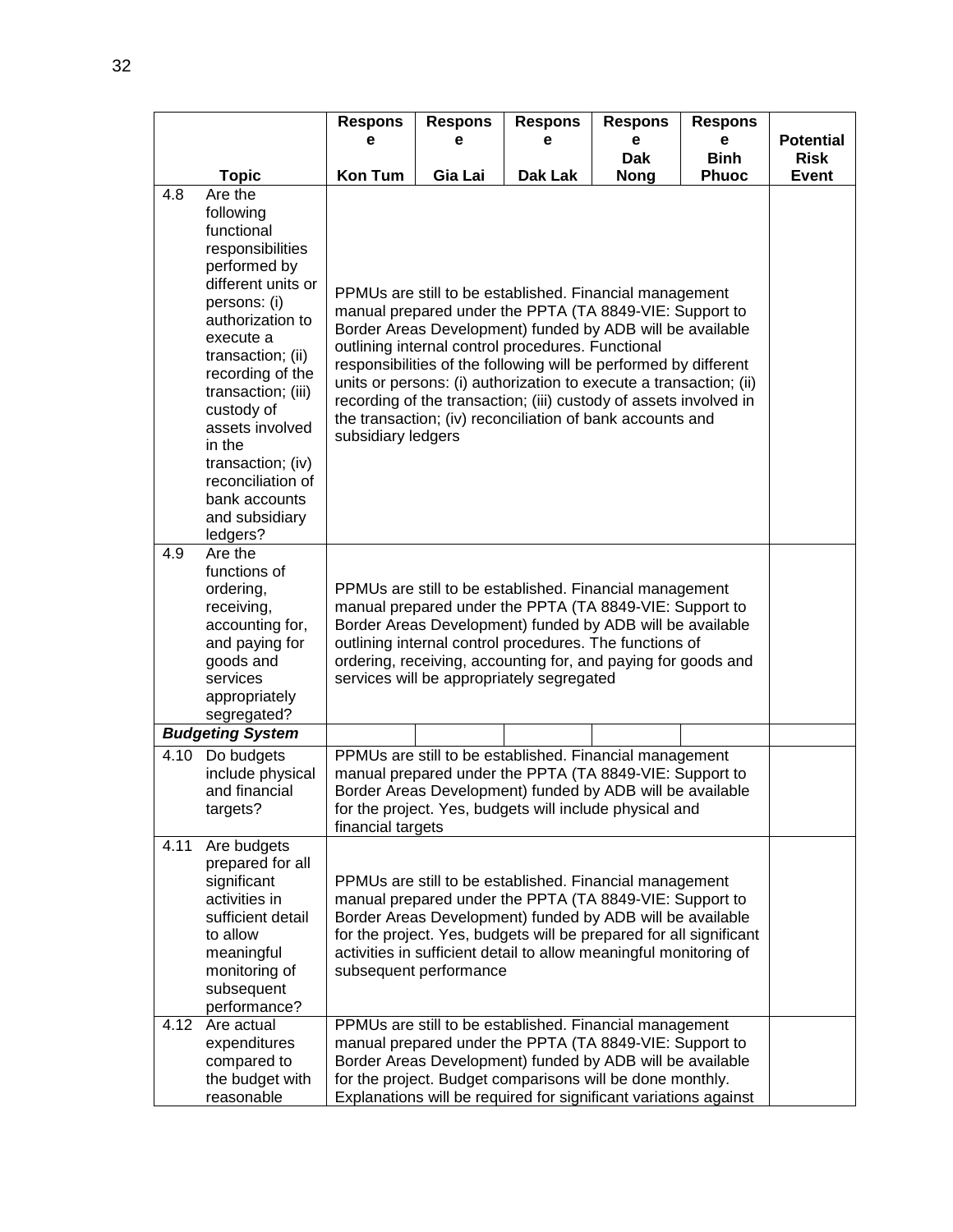| | Topic | Response Kon Tum | Response Gia Lai | Response Dak Lak | Response Dak Nong | Response Binh Phuoc | Potential Risk Event |
|---|---|---|---|---|---|---|---|
| 4.8 | Are the following functional responsibilities performed by different units or persons: (i) authorization to execute a transaction; (ii) recording of the transaction; (iii) custody of assets involved in the transaction; (iv) reconciliation of bank accounts and subsidiary ledgers? | PPMUs are still to be established. Financial management manual prepared under the PPTA (TA 8849-VIE: Support to Border Areas Development) funded by ADB will be available outlining internal control procedures. Functional responsibilities of the following will be performed by different units or persons: (i) authorization to execute a transaction; (ii) recording of the transaction; (iii) custody of assets involved in the transaction; (iv) reconciliation of bank accounts and subsidiary ledgers | | | | | |
| 4.9 | Are the functions of ordering, receiving, accounting for, and paying for goods and services appropriately segregated? | PPMUs are still to be established. Financial management manual prepared under the PPTA (TA 8849-VIE: Support to Border Areas Development) funded by ADB will be available outlining internal control procedures. The functions of ordering, receiving, accounting for, and paying for goods and services will be appropriately segregated | | | | | |
| ***Budgeting System*** | | | | | | | |
| 4.10 | Do budgets include physical and financial targets? | PPMUs are still to be established. Financial management manual prepared under the PPTA (TA 8849-VIE: Support to Border Areas Development) funded by ADB will be available for the project. Yes, budgets will include physical and financial targets | | | | | |
| 4.11 | Are budgets prepared for all significant activities in sufficient detail to allow meaningful monitoring of subsequent performance? | PPMUs are still to be established. Financial management manual prepared under the PPTA (TA 8849-VIE: Support to Border Areas Development) funded by ADB will be available for the project. Yes, budgets will be prepared for all significant activities in sufficient detail to allow meaningful monitoring of subsequent performance | | | | | |
| 4.12 | Are actual expenditures compared to the budget with reasonable | PPMUs are still to be established. Financial management manual prepared under the PPTA (TA 8849-VIE: Support to Border Areas Development) funded by ADB will be available for the project. Budget comparisons will be done monthly. Explanations will be required for significant variations against | | | | | |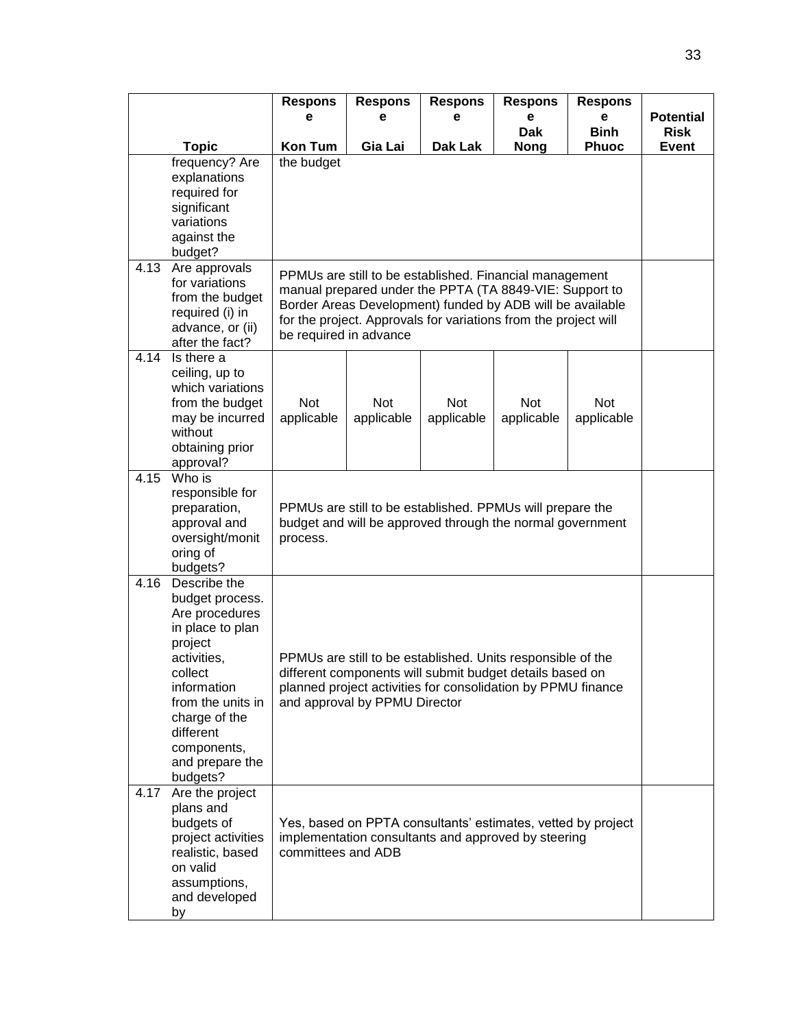| | Topic | Response Kon Tum | Response Gia Lai | Response Dak Lak | Response Dak Nong | Response Binh Phuoc | Potential Risk Event |
|---|---|---|---|---|---|---|---|
| | frequency? Are explanations required for significant variations against the budget? | the budget | | | | | |
| 4.13 | Are approvals for variations from the budget required (i) in advance, or (ii) after the fact? | PPMUs are still to be established. Financial management manual prepared under the PPTA (TA 8849-VIE: Support to Border Areas Development) funded by ADB will be available for the project. Approvals for variations from the project will be required in advance | | | | | |
| 4.14 | Is there a ceiling, up to which variations from the budget may be incurred without obtaining prior approval? | Not applicable | Not applicable | Not applicable | Not applicable | Not applicable | |
| 4.15 | Who is responsible for preparation, approval and oversight/monitoring of budgets? | PPMUs are still to be established. PPMUs will prepare the budget and will be approved through the normal government process. | | | | | |
| 4.16 | Describe the budget process. Are procedures in place to plan project activities, collect information from the units in charge of the different components, and prepare the budgets? | PPMUs are still to be established. Units responsible of the different components will submit budget details based on planned project activities for consolidation by PPMU finance and approval by PPMU Director | | | | | |
| 4.17 | Are the project plans and budgets of project activities realistic, based on valid assumptions, and developed by | Yes, based on PPTA consultants' estimates, vetted by project implementation consultants and approved by steering committees and ADB | | | | | |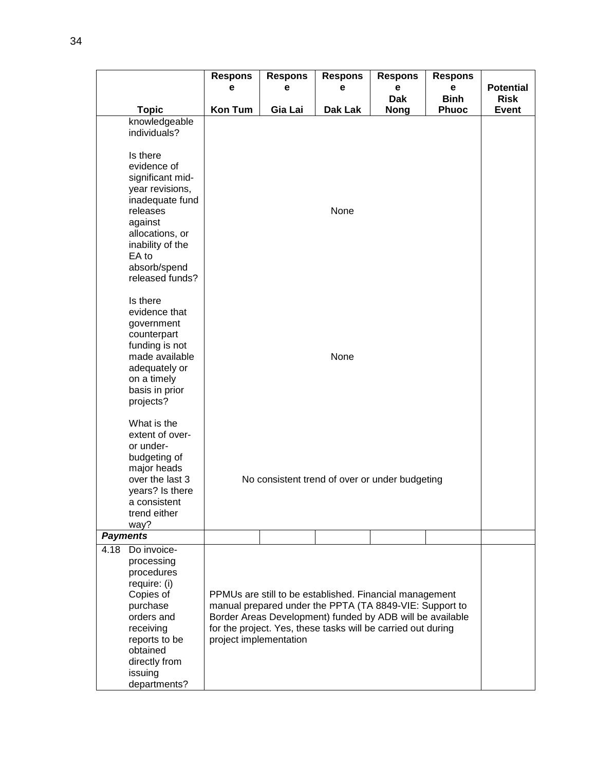| Topic | Response Kon Tum | Response Gia Lai | Response Dak Lak | Response Dak Nong | Response Binh Phuoc | Potential Risk Event |
|---|---|---|---|---|---|---|
| knowledgeable individuals? | | | | | | |
| Is there evidence of significant mid-year revisions, inadequate fund releases against allocations, or inability of the EA to absorb/spend released funds? | None | | | | | |
| Is there evidence that government counterpart funding is not made available adequately or on a timely basis in prior projects? | None | | | | | |
| What is the extent of over- or under-budgeting of major heads over the last 3 years? Is there a consistent trend either way? | No consistent trend of over or under budgeting | | | | | |
| ***Payments*** | | | | | | |
| 4.18 Do invoice-processing procedures require: (i) Copies of purchase orders and receiving reports to be obtained directly from issuing departments? | PPMUs are still to be established. Financial management manual prepared under the PPTA (TA 8849-VIE: Support to Border Areas Development) funded by ADB will be available for the project. Yes, these tasks will be carried out during project implementation | | | | | |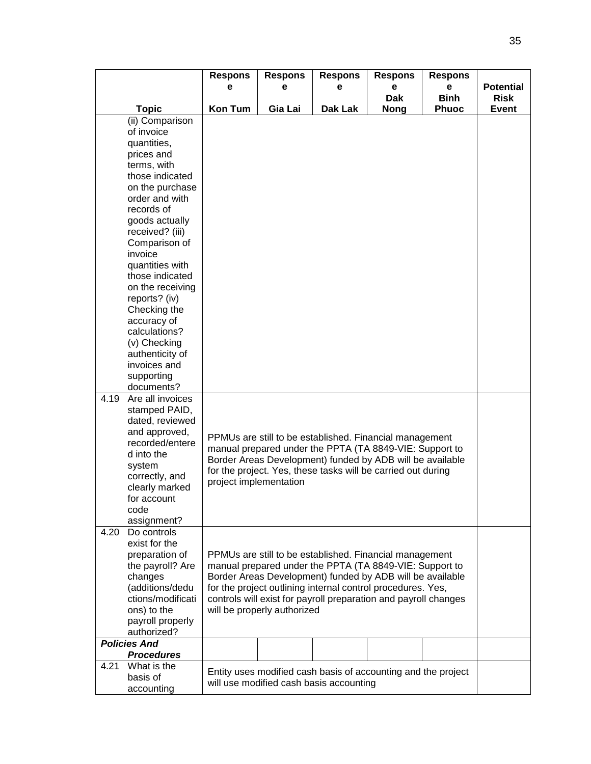| | Topic | Response Kon Tum | Response Gia Lai | Response Dak Lak | Response Dak Nong | Response Binh Phuoc | Potential Risk Event |
|---|---|---|---|---|---|---|---|
| | (ii) Comparison of invoice quantities, prices and terms, with those indicated on the purchase order and with records of goods actually received? (iii) Comparison of invoice quantities with those indicated on the receiving reports? (iv) Checking the accuracy of calculations? (v) Checking authenticity of invoices and supporting documents? | | | | | | |
| 4.19 | Are all invoices stamped PAID, dated, reviewed and approved, recorded/entered into the system correctly, and clearly marked for account code assignment? | PPMUs are still to be established. Financial management manual prepared under the PPTA (TA 8849-VIE: Support to Border Areas Development) funded by ADB will be available for the project. Yes, these tasks will be carried out during project implementation | | | | | |
| 4.20 | Do controls exist for the preparation of the payroll? Are changes (additions/deductions/modifications) to the payroll properly authorized? | PPMUs are still to be established. Financial management manual prepared under the PPTA (TA 8849-VIE: Support to Border Areas Development) funded by ADB will be available for the project outlining internal control procedures. Yes, controls will exist for payroll preparation and payroll changes will be properly authorized | | | | | |
| ***Policies And Procedures*** | | | | | | | |
| 4.21 | What is the basis of accounting | Entity uses modified cash basis of accounting and the project will use modified cash basis accounting | | | | | |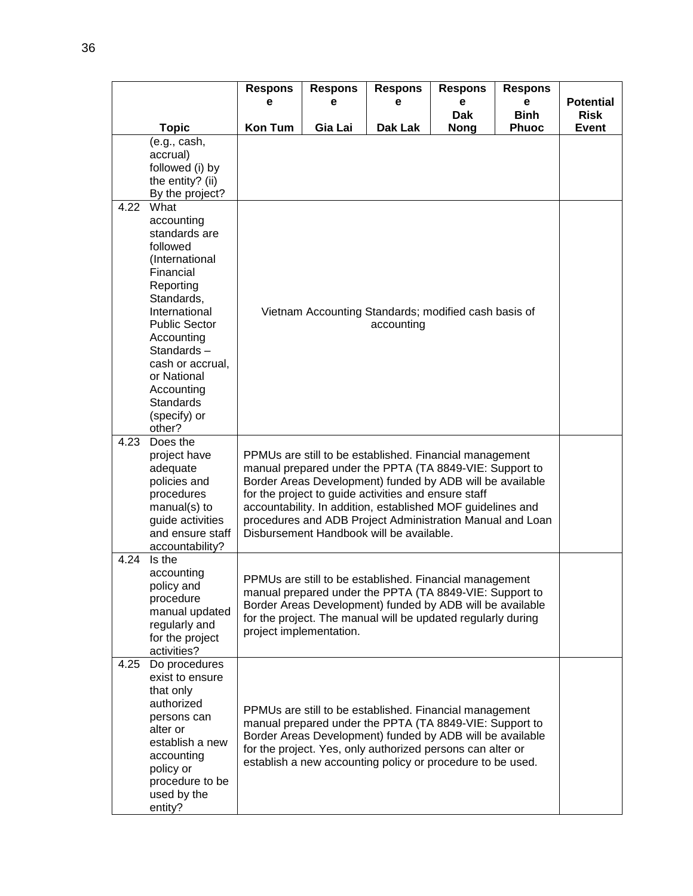| | Topic | Response Kon Tum | Response Gia Lai | Response Dak Lak | Response Dak Nong | Response Binh Phuoc | Potential Risk Event |
|---|---|---|---|---|---|---|---|
| | (e.g., cash, accrual) followed (i) by the entity? (ii) By the project? | | | | | | |
| 4.22 | What accounting standards are followed (International Financial Reporting Standards, International Public Sector Accounting Standards – cash or accrual, or National Accounting Standards (specify) or other? | Vietnam Accounting Standards; modified cash basis of accounting | | | | | |
| 4.23 | Does the project have adequate policies and procedures manual(s) to guide activities and ensure staff accountability? | PPMUs are still to be established. Financial management manual prepared under the PPTA (TA 8849-VIE: Support to Border Areas Development) funded by ADB will be available for the project to guide activities and ensure staff accountability. In addition, established MOF guidelines and procedures and ADB Project Administration Manual and Loan Disbursement Handbook will be available. | | | | | |
| 4.24 | Is the accounting policy and procedure manual updated regularly and for the project activities? | PPMUs are still to be established. Financial management manual prepared under the PPTA (TA 8849-VIE: Support to Border Areas Development) funded by ADB will be available for the project. The manual will be updated regularly during project implementation. | | | | | |
| 4.25 | Do procedures exist to ensure that only authorized persons can alter or establish a new accounting policy or procedure to be used by the entity? | PPMUs are still to be established. Financial management manual prepared under the PPTA (TA 8849-VIE: Support to Border Areas Development) funded by ADB will be available for the project. Yes, only authorized persons can alter or establish a new accounting policy or procedure to be used. | | | | | |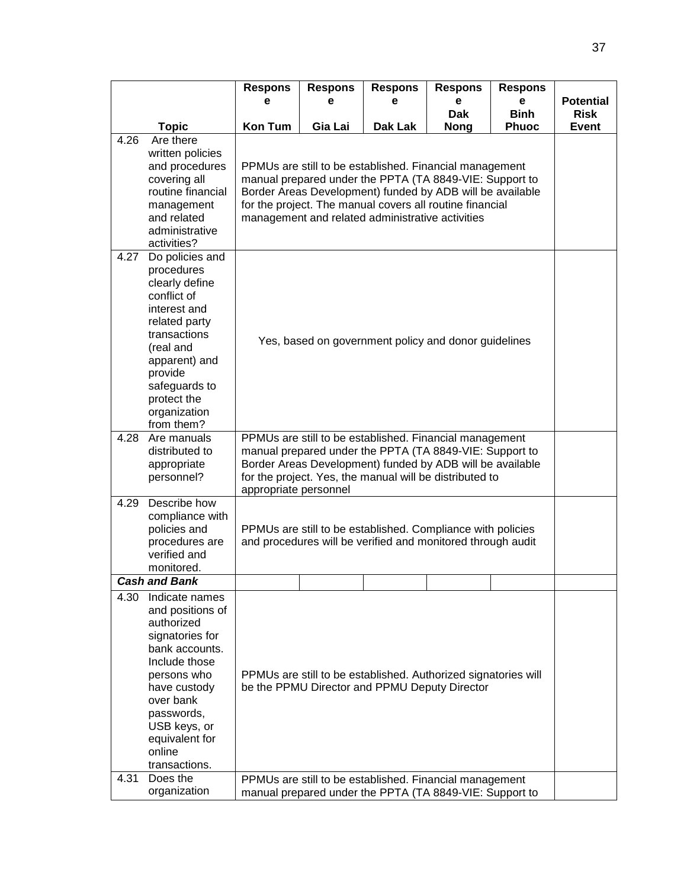| Topic | Response Kon Tum | Response Gia Lai | Response Dak Lak | Response Dak Nong | Response Binh Phuoc | Potential Risk Event |
|---|---|---|---|---|---|---|
| 4.26 Are there written policies and procedures covering all routine financial management and related administrative activities? | PPMUs are still to be established. Financial management manual prepared under the PPTA (TA 8849-VIE: Support to Border Areas Development) funded by ADB will be available for the project. The manual covers all routine financial management and related administrative activities | | | | | |
| 4.27 Do policies and procedures clearly define conflict of interest and related party transactions (real and apparent) and provide safeguards to protect the organization from them? | Yes, based on government policy and donor guidelines | | | | | |
| 4.28 Are manuals distributed to appropriate personnel? | PPMUs are still to be established. Financial management manual prepared under the PPTA (TA 8849-VIE: Support to Border Areas Development) funded by ADB will be available for the project. Yes, the manual will be distributed to appropriate personnel | | | | | |
| 4.29 Describe how compliance with policies and procedures are verified and monitored. | PPMUs are still to be established. Compliance with policies and procedures will be verified and monitored through audit | | | | | |
| ***Cash and Bank*** | | | | | | |
| 4.30 Indicate names and positions of authorized signatories for bank accounts. Include those persons who have custody over bank passwords, USB keys, or equivalent for online transactions. | PPMUs are still to be established. Authorized signatories will be the PPMU Director and PPMU Deputy Director | | | | | |
| 4.31 Does the organization | PPMUs are still to be established. Financial management manual prepared under the PPTA (TA 8849-VIE: Support to | | | | | |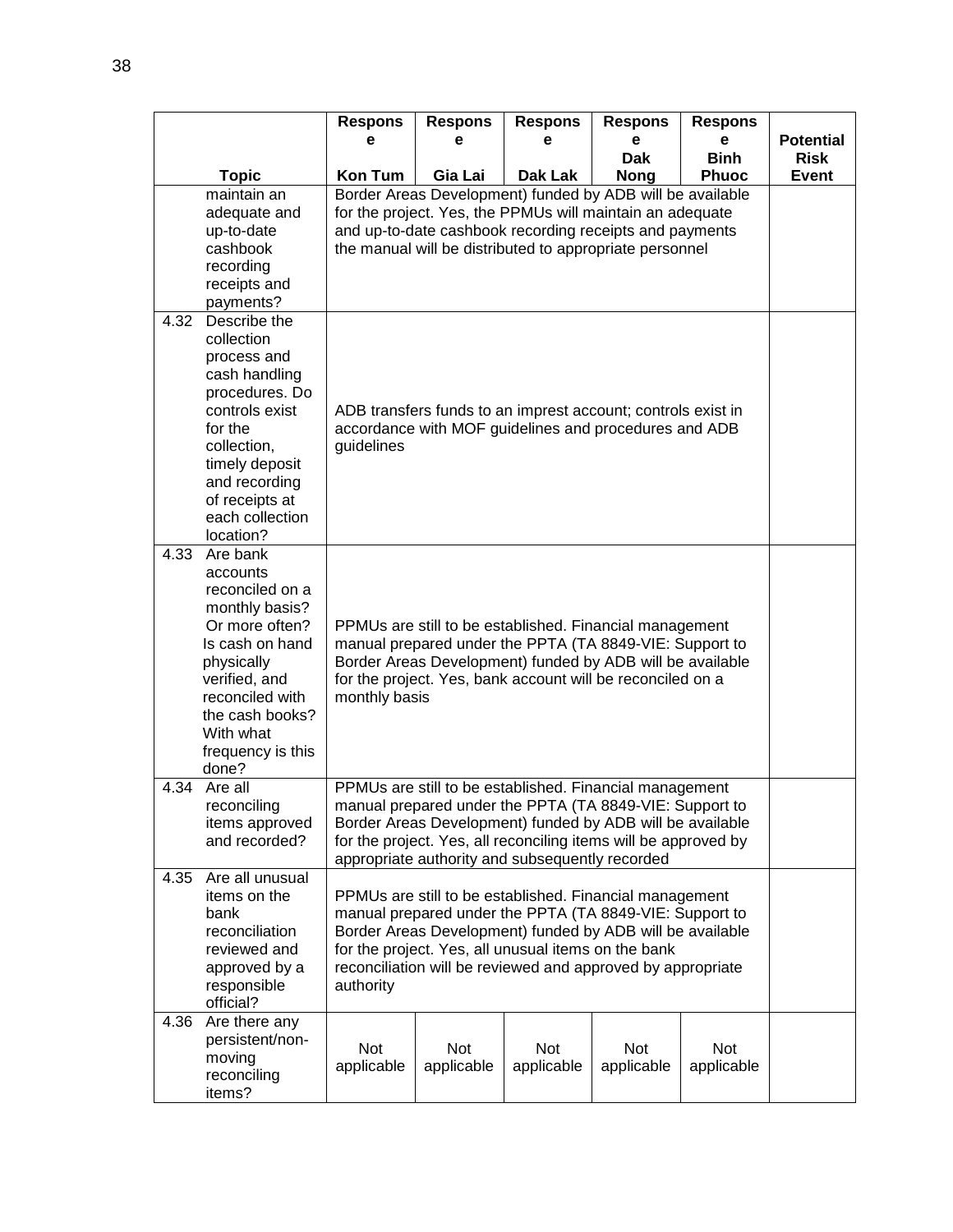| | Topic | Response Kon Tum | Response Gia Lai | Response Dak Lak | Response Dak Nong | Response Binh Phuoc | Potential Risk Event |
|---|---|---|---|---|---|---|---|
| | maintain an adequate and up-to-date cashbook recording receipts and payments? | Border Areas Development) funded by ADB will be available for the project. Yes, the PPMUs will maintain an adequate and up-to-date cashbook recording receipts and payments the manual will be distributed to appropriate personnel | | | | | |
| 4.32 | Describe the collection process and cash handling procedures. Do controls exist for the collection, timely deposit and recording of receipts at each collection location? | ADB transfers funds to an imprest account; controls exist in accordance with MOF guidelines and procedures and ADB guidelines | | | | | |
| 4.33 | Are bank accounts reconciled on a monthly basis? Or more often? Is cash on hand physically verified, and reconciled with the cash books? With what frequency is this done? | PPMUs are still to be established. Financial management manual prepared under the PPTA (TA 8849-VIE: Support to Border Areas Development) funded by ADB will be available for the project. Yes, bank account will be reconciled on a monthly basis | | | | | |
| 4.34 | Are all reconciling items approved and recorded? | PPMUs are still to be established. Financial management manual prepared under the PPTA (TA 8849-VIE: Support to Border Areas Development) funded by ADB will be available for the project. Yes, all reconciling items will be approved by appropriate authority and subsequently recorded | | | | | |
| 4.35 | Are all unusual items on the bank reconciliation reviewed and approved by a responsible official? | PPMUs are still to be established. Financial management manual prepared under the PPTA (TA 8849-VIE: Support to Border Areas Development) funded by ADB will be available for the project. Yes, all unusual items on the bank reconciliation will be reviewed and approved by appropriate authority | | | | | |
| 4.36 | Are there any persistent/non-moving reconciling items? | Not applicable | Not applicable | Not applicable | Not applicable | Not applicable | |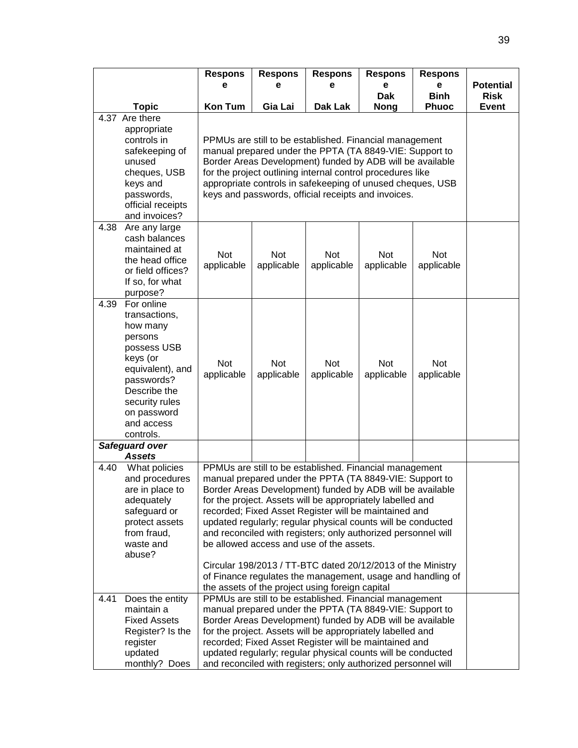| Topic | Response Kon Tum | Response Gia Lai | Response Dak Lak | Response Dak Nong | Response Binh Phuoc | Potential Risk Event |
|---|---|---|---|---|---|---|
| 4.37 Are there appropriate controls in safekeeping of unused cheques, USB keys and passwords, official receipts and invoices? | PPMUs are still to be established. Financial management manual prepared under the PPTA (TA 8849-VIE: Support to Border Areas Development) funded by ADB will be available for the project outlining internal control procedures like appropriate controls in safekeeping of unused cheques, USB keys and passwords, official receipts and invoices. | | | | | |
| 4.38 Are any large cash balances maintained at the head office or field offices? If so, for what purpose? | Not applicable | Not applicable | Not applicable | Not applicable | Not applicable | |
| 4.39 For online transactions, how many persons possess USB keys (or equivalent), and passwords? Describe the security rules on password and access controls. | Not applicable | Not applicable | Not applicable | Not applicable | Not applicable | |
| ***Safeguard over Assets*** | | | | | | |
| 4.40 What policies and procedures are in place to adequately safeguard or protect assets from fraud, waste and abuse? | PPMUs are still to be established. Financial management manual prepared under the PPTA (TA 8849-VIE: Support to Border Areas Development) funded by ADB will be available for the project. Assets will be appropriately labelled and recorded; Fixed Asset Register will be maintained and updated regularly; regular physical counts will be conducted and reconciled with registers; only authorized personnel will be allowed access and use of the assets.<br><br>Circular 198/2013 / TT-BTC dated 20/12/2013 of the Ministry of Finance regulates the management, usage and handling of the assets of the project using foreign capital | | | | | |
| 4.41 Does the entity maintain a Fixed Assets Register? Is the register updated monthly? Does | PPMUs are still to be established. Financial management manual prepared under the PPTA (TA 8849-VIE: Support to Border Areas Development) funded by ADB will be available for the project. Assets will be appropriately labelled and recorded; Fixed Asset Register will be maintained and updated regularly; regular physical counts will be conducted and reconciled with registers; only authorized personnel will | | | | | |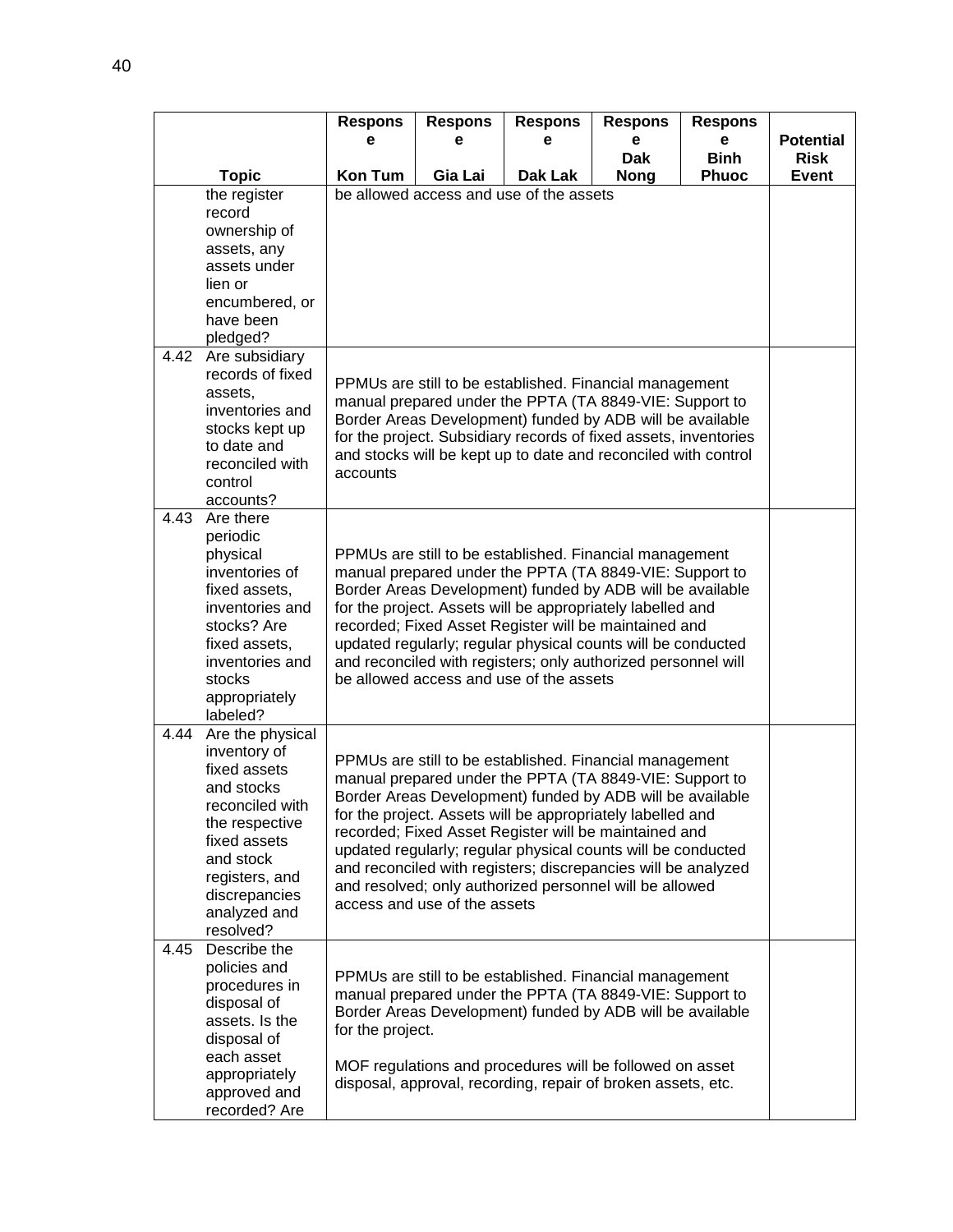| | Topic | Response Kon Tum | Response Gia Lai | Response Dak Lak | Response Dak Nong | Response Binh Phuoc | Potential Risk Event |
|---|---|---|---|---|---|---|---|
| | the register record ownership of assets, any assets under lien or encumbered, or have been pledged? | be allowed access and use of the assets | | | | | |
| 4.42 | Are subsidiary records of fixed assets, inventories and stocks kept up to date and reconciled with control accounts? | PPMUs are still to be established. Financial management manual prepared under the PPTA (TA 8849-VIE: Support to Border Areas Development) funded by ADB will be available for the project. Subsidiary records of fixed assets, inventories and stocks will be kept up to date and reconciled with control accounts | | | | | |
| 4.43 | Are there periodic physical inventories of fixed assets, inventories and stocks? Are fixed assets, inventories and stocks appropriately labeled? | PPMUs are still to be established. Financial management manual prepared under the PPTA (TA 8849-VIE: Support to Border Areas Development) funded by ADB will be available for the project. Assets will be appropriately labelled and recorded; Fixed Asset Register will be maintained and updated regularly; regular physical counts will be conducted and reconciled with registers; only authorized personnel will be allowed access and use of the assets | | | | | |
| 4.44 | Are the physical inventory of fixed assets and stocks reconciled with the respective fixed assets and stock registers, and discrepancies analyzed and resolved? | PPMUs are still to be established. Financial management manual prepared under the PPTA (TA 8849-VIE: Support to Border Areas Development) funded by ADB will be available for the project. Assets will be appropriately labelled and recorded; Fixed Asset Register will be maintained and updated regularly; regular physical counts will be conducted and reconciled with registers; discrepancies will be analyzed and resolved; only authorized personnel will be allowed access and use of the assets | | | | | |
| 4.45 | Describe the policies and procedures in disposal of assets. Is the disposal of each asset appropriately approved and recorded? Are | PPMUs are still to be established. Financial management manual prepared under the PPTA (TA 8849-VIE: Support to Border Areas Development) funded by ADB will be available for the project.<br><br>MOF regulations and procedures will be followed on asset disposal, approval, recording, repair of broken assets, etc. | | | | | |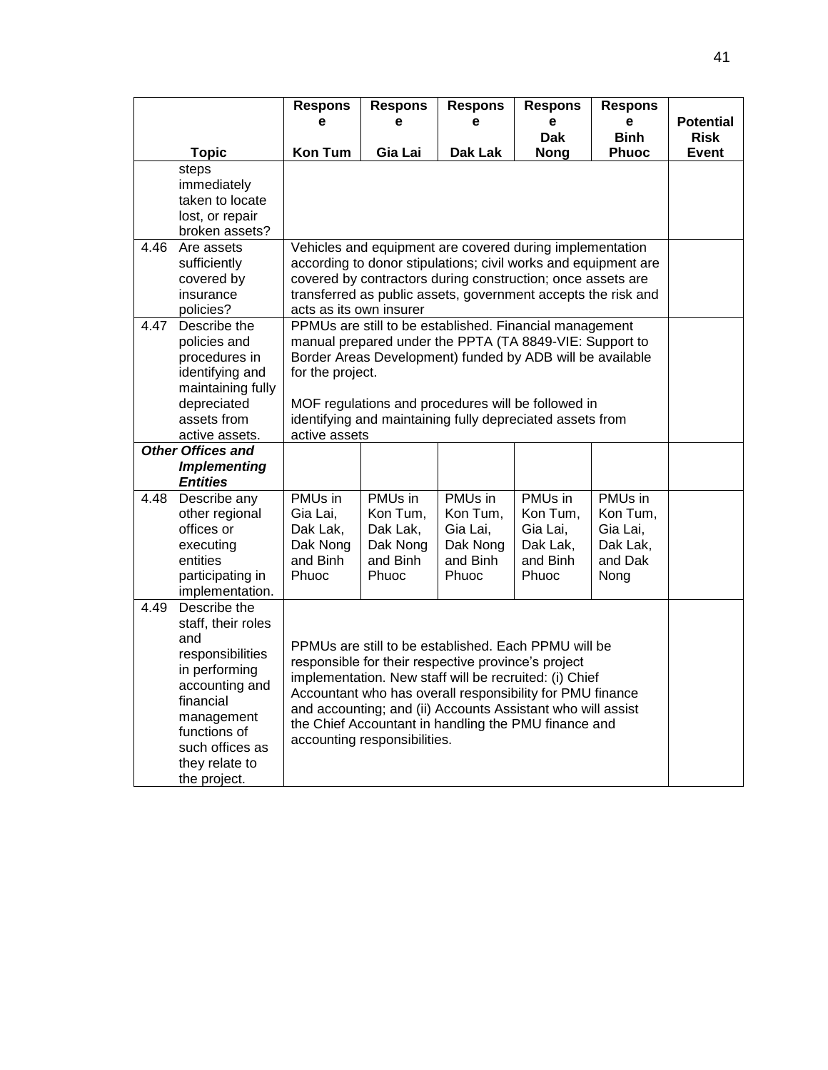| | Topic | Response Kon Tum | Response Gia Lai | Response Dak Lak | Response Dak Nong | Response Binh Phuoc | Potential Risk Event |
|---|---|---|---|---|---|---|---|
| | steps immediately taken to locate lost, or repair broken assets? | | | | | | |
| 4.46 | Are assets sufficiently covered by insurance policies? | Vehicles and equipment are covered during implementation according to donor stipulations; civil works and equipment are covered by contractors during construction; once assets are transferred as public assets, government accepts the risk and acts as its own insurer | | | | | |
| 4.47 | Describe the policies and procedures in identifying and maintaining fully depreciated assets from active assets. | PPMUs are still to be established. Financial management manual prepared under the PPTA (TA 8849-VIE: Support to Border Areas Development) funded by ADB will be available for the project.<br><br>MOF regulations and procedures will be followed in identifying and maintaining fully depreciated assets from active assets | | | | | |
| ***Other Offices and Implementing Entities*** | | | | | | | |
| 4.48 | Describe any other regional offices or executing entities participating in implementation. | PMUs in Gia Lai, Dak Lak, Dak Nong and Binh Phuoc | PMUs in Kon Tum, Dak Lak, Dak Nong and Binh Phuoc | PMUs in Kon Tum, Gia Lai, Dak Nong and Binh Phuoc | PMUs in Kon Tum, Gia Lai, Dak Lak, and Binh Phuoc | PMUs in Kon Tum, Gia Lai, Dak Lak, and Dak Nong | |
| 4.49 | Describe the staff, their roles and responsibilities in performing accounting and financial management functions of such offices as they relate to the project. | PPMUs are still to be established. Each PPMU will be responsible for their respective province's project implementation. New staff will be recruited: (i) Chief Accountant who has overall responsibility for PMU finance and accounting; and (ii) Accounts Assistant who will assist the Chief Accountant in handling the PMU finance and accounting responsibilities. | | | | | |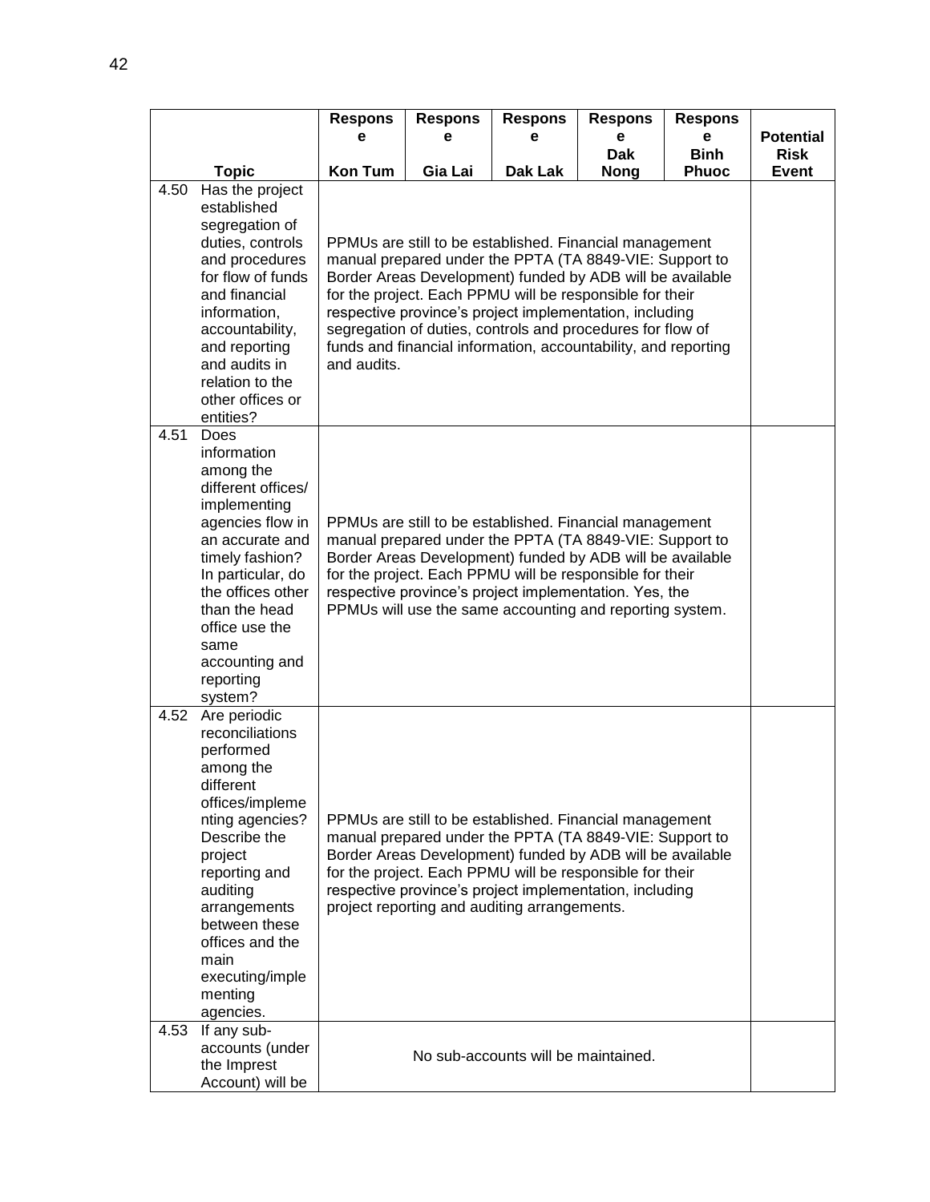| | Topic | Response Kon Tum | Response Gia Lai | Response Dak Lak | Response Dak Nong | Response Binh Phuoc | Potential Risk Event |
|---|---|---|---|---|---|---|---|
| 4.50 | Has the project established segregation of duties, controls and procedures for flow of funds and financial information, accountability, and reporting and audits in relation to the other offices or entities? | PPMUs are still to be established. Financial management manual prepared under the PPTA (TA 8849-VIE: Support to Border Areas Development) funded by ADB will be available for the project. Each PPMU will be responsible for their respective province's project implementation, including segregation of duties, controls and procedures for flow of funds and financial information, accountability, and reporting and audits. | | | | | |
| 4.51 | Does information among the different offices/ implementing agencies flow in an accurate and timely fashion? In particular, do the offices other than the head office use the same accounting and reporting system? | PPMUs are still to be established. Financial management manual prepared under the PPTA (TA 8849-VIE: Support to Border Areas Development) funded by ADB will be available for the project. Each PPMU will be responsible for their respective province's project implementation. Yes, the PPMUs will use the same accounting and reporting system. | | | | | |
| 4.52 | Are periodic reconciliations performed among the different offices/implementing agencies? Describe the project reporting and auditing arrangements between these offices and the main executing/implementing agencies. | PPMUs are still to be established. Financial management manual prepared under the PPTA (TA 8849-VIE: Support to Border Areas Development) funded by ADB will be available for the project. Each PPMU will be responsible for their respective province's project implementation, including project reporting and auditing arrangements. | | | | | |
| 4.53 | If any sub-accounts (under the Imprest Account) will be | No sub-accounts will be maintained. | | | | | |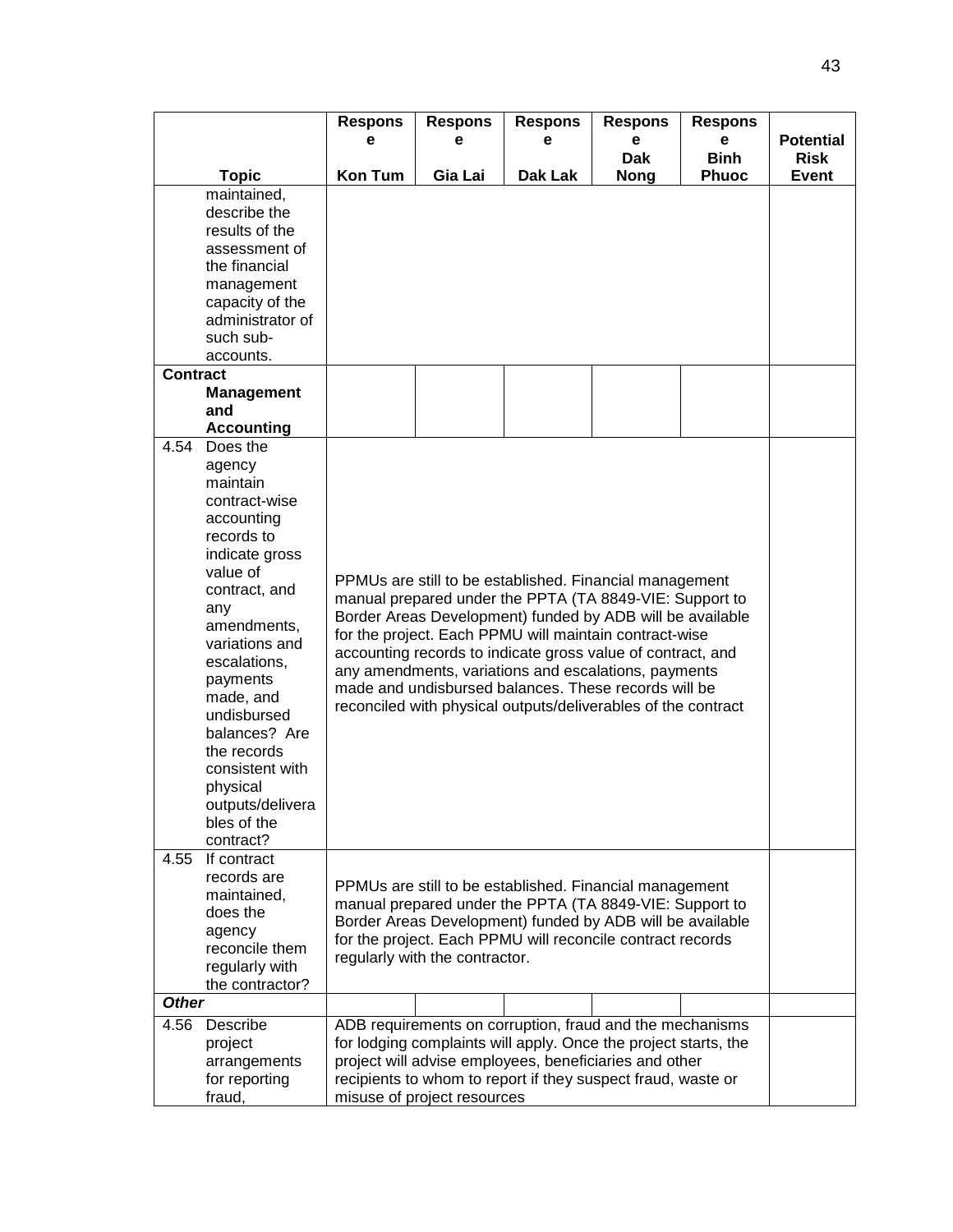| Topic | Response Kon Tum | Response Gia Lai | Response Dak Lak | Response Dak Nong | Response Binh Phuoc | Potential Risk Event |
|---|---|---|---|---|---|---|
| maintained, describe the results of the assessment of the financial management capacity of the administrator of such sub-accounts. | | | | | | |
| **Contract Management and Accounting** | | | | | | |
| 4.54 Does the agency maintain contract-wise accounting records to indicate gross value of contract, and any amendments, variations and escalations, payments made, and undisbursed balances? Are the records consistent with physical outputs/deliverables of the contract? | PPMUs are still to be established. Financial management manual prepared under the PPTA (TA 8849-VIE: Support to Border Areas Development) funded by ADB will be available for the project. Each PPMU will maintain contract-wise accounting records to indicate gross value of contract, and any amendments, variations and escalations, payments made and undisbursed balances. These records will be reconciled with physical outputs/deliverables of the contract | | | | | |
| 4.55 If contract records are maintained, does the agency reconcile them regularly with the contractor? | PPMUs are still to be established. Financial management manual prepared under the PPTA (TA 8849-VIE: Support to Border Areas Development) funded by ADB will be available for the project. Each PPMU will reconcile contract records regularly with the contractor. | | | | | |
| ***Other*** | | | | | | |
| 4.56 Describe project arrangements for reporting fraud, | ADB requirements on corruption, fraud and the mechanisms for lodging complaints will apply. Once the project starts, the project will advise employees, beneficiaries and other recipients to whom to report if they suspect fraud, waste or misuse of project resources | | | | | |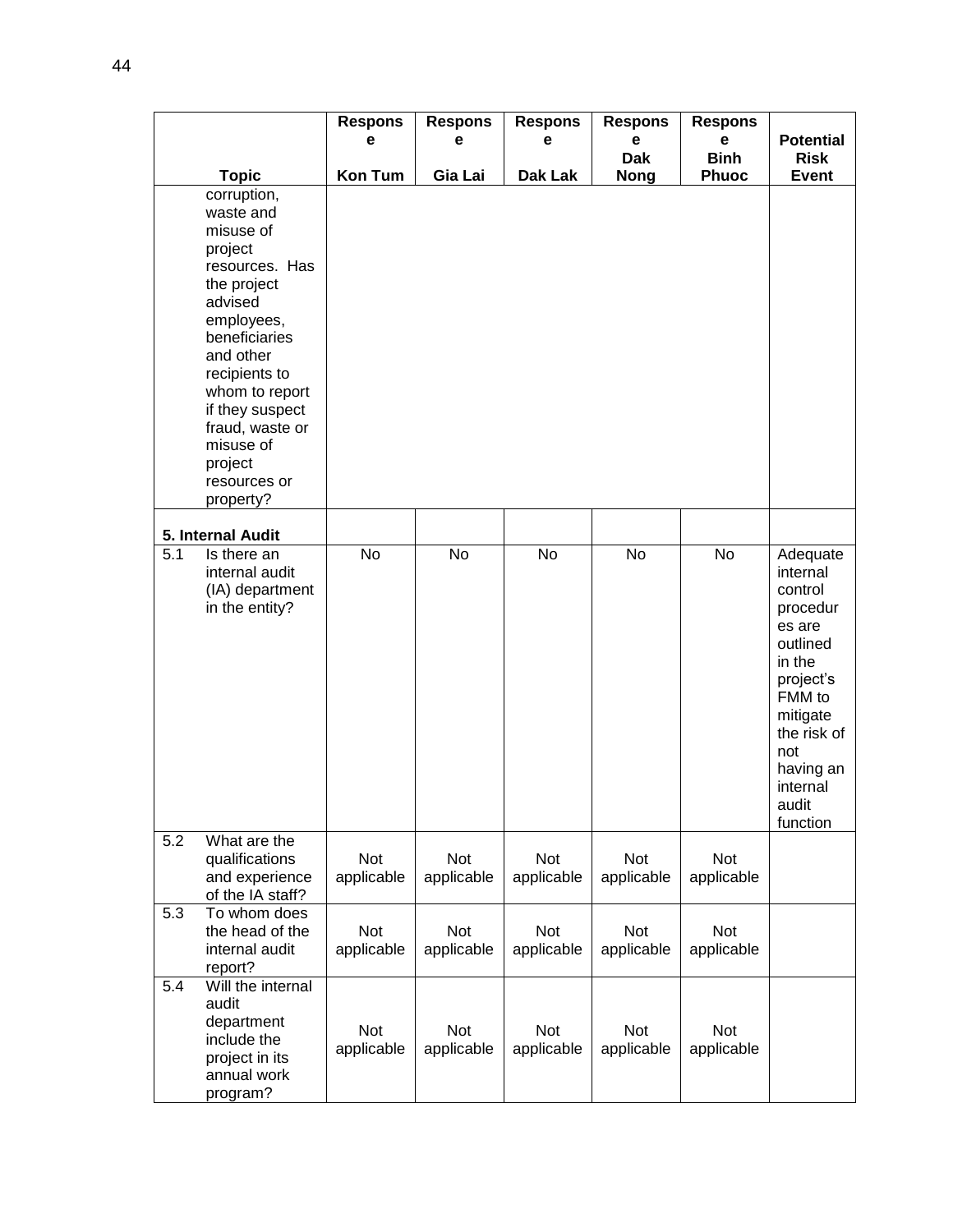| | Topic | Response Kon Tum | Response Gia Lai | Response Dak Lak | Response Dak Nong | Response Binh Phuoc | Potential Risk Event |
|---|---|---|---|---|---|---|---|
| | corruption, waste and misuse of project resources. Has the project advised employees, beneficiaries and other recipients to whom to report if they suspect fraud, waste or misuse of project resources or property? | | | | | | |
| **5. Internal Audit** | | | | | | | |
| 5.1 | Is there an internal audit (IA) department in the entity? | No | No | No | No | No | Adequate internal control procedures are outlined in the project's FMM to mitigate the risk of not having an internal audit function |
| 5.2 | What are the qualifications and experience of the IA staff? | Not applicable | Not applicable | Not applicable | Not applicable | Not applicable | |
| 5.3 | To whom does the head of the internal audit report? | Not applicable | Not applicable | Not applicable | Not applicable | Not applicable | |
| 5.4 | Will the internal audit department include the project in its annual work program? | Not applicable | Not applicable | Not applicable | Not applicable | Not applicable | |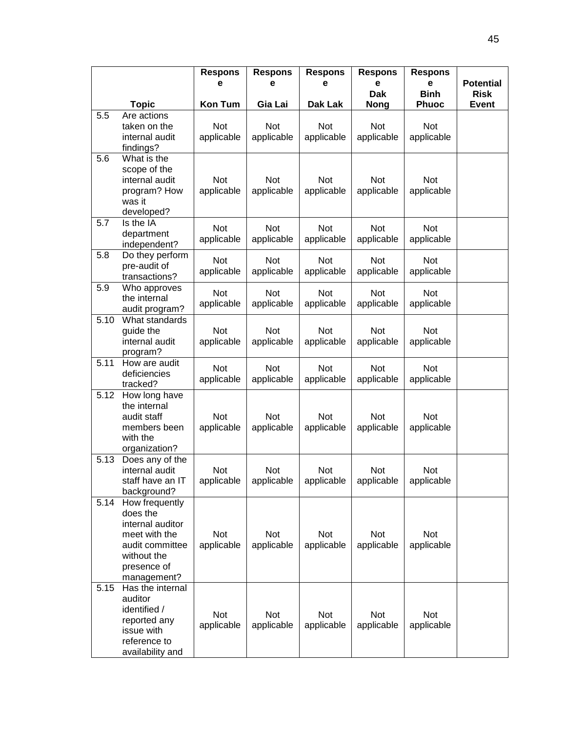| | Topic | Response Kon Tum | Response Gia Lai | Response Dak Lak | Response Dak Nong | Response Binh Phuoc | Potential Risk Event |
|---|---|---|---|---|---|---|---|
| 5.5 | Are actions taken on the internal audit findings? | Not applicable | Not applicable | Not applicable | Not applicable | Not applicable | |
| 5.6 | What is the scope of the internal audit program? How was it developed? | Not applicable | Not applicable | Not applicable | Not applicable | Not applicable | |
| 5.7 | Is the IA department independent? | Not applicable | Not applicable | Not applicable | Not applicable | Not applicable | |
| 5.8 | Do they perform pre-audit of transactions? | Not applicable | Not applicable | Not applicable | Not applicable | Not applicable | |
| 5.9 | Who approves the internal audit program? | Not applicable | Not applicable | Not applicable | Not applicable | Not applicable | |
| 5.10 | What standards guide the internal audit program? | Not applicable | Not applicable | Not applicable | Not applicable | Not applicable | |
| 5.11 | How are audit deficiencies tracked? | Not applicable | Not applicable | Not applicable | Not applicable | Not applicable | |
| 5.12 | How long have the internal audit staff members been with the organization? | Not applicable | Not applicable | Not applicable | Not applicable | Not applicable | |
| 5.13 | Does any of the internal audit staff have an IT background? | Not applicable | Not applicable | Not applicable | Not applicable | Not applicable | |
| 5.14 | How frequently does the internal auditor meet with the audit committee without the presence of management? | Not applicable | Not applicable | Not applicable | Not applicable | Not applicable | |
| 5.15 | Has the internal auditor identified / reported any issue with reference to availability and | Not applicable | Not applicable | Not applicable | Not applicable | Not applicable | |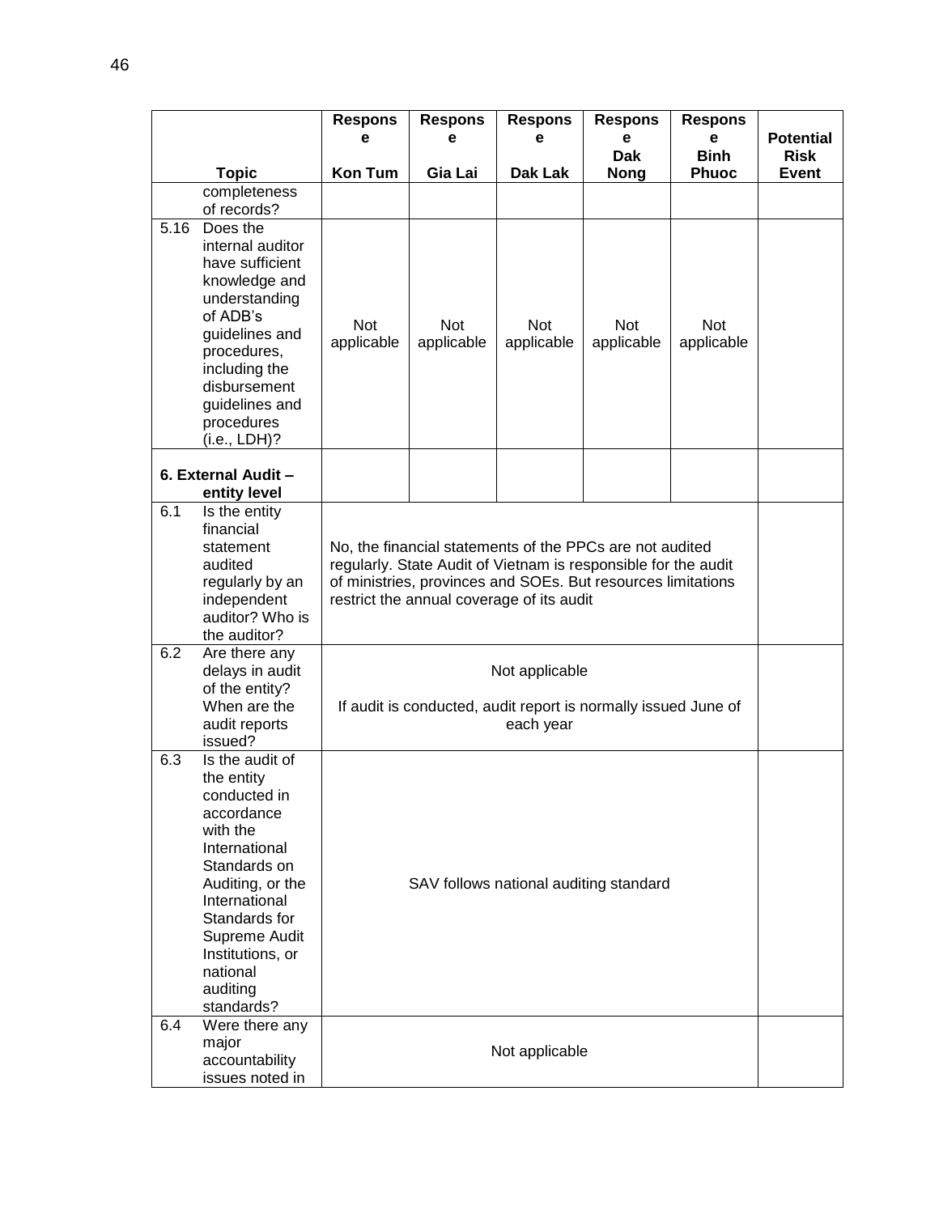| Topic | Response Kon Tum | Response Gia Lai | Response Dak Lak | Response Dak Nong | Response Binh Phuoc | Potential Risk Event |
|---|---|---|---|---|---|---|
| completeness of records? | | | | | | |
| 5.16 Does the internal auditor have sufficient knowledge and understanding of ADB's guidelines and procedures, including the disbursement guidelines and procedures (i.e., LDH)? | Not applicable | Not applicable | Not applicable | Not applicable | Not applicable | |
| **6. External Audit – entity level** | | | | | | |
| 6.1 Is the entity financial statement audited regularly by an independent auditor? Who is the auditor? | No, the financial statements of the PPCs are not audited regularly. State Audit of Vietnam is responsible for the audit of ministries, provinces and SOEs. But resources limitations restrict the annual coverage of its audit | | | | | |
| 6.2 Are there any delays in audit of the entity? When are the audit reports issued? | Not applicable<br><br>If audit is conducted, audit report is normally issued June of each year | | | | | |
| 6.3 Is the audit of the entity conducted in accordance with the International Standards on Auditing, or the International Standards for Supreme Audit Institutions, or national auditing standards? | SAV follows national auditing standard | | | | | |
| 6.4 Were there any major accountability issues noted in | Not applicable | | | | | |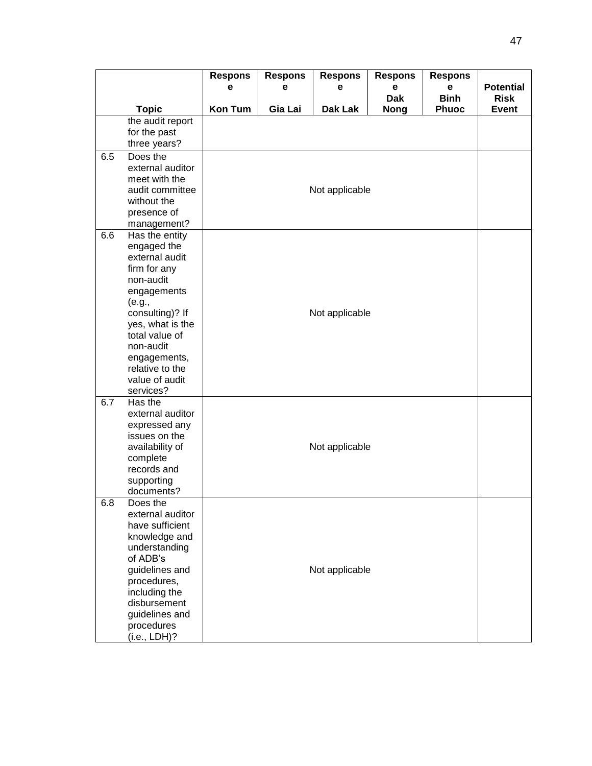| | Topic | Response Kon Tum | Response Gia Lai | Response Dak Lak | Response Dak Nong | Response Binh Phuoc | Potential Risk Event |
|---|---|---|---|---|---|---|---|
| | the audit report for the past three years? | | | | | | |
| 6.5 | Does the external auditor meet with the audit committee without the presence of management? | | | Not applicable | | | |
| 6.6 | Has the entity engaged the external audit firm for any non-audit engagements (e.g., consulting)? If yes, what is the total value of non-audit engagements, relative to the value of audit services? | | | Not applicable | | | |
| 6.7 | Has the external auditor expressed any issues on the availability of complete records and supporting documents? | | | Not applicable | | | |
| 6.8 | Does the external auditor have sufficient knowledge and understanding of ADB's guidelines and procedures, including the disbursement guidelines and procedures (i.e., LDH)? | | | Not applicable | | | |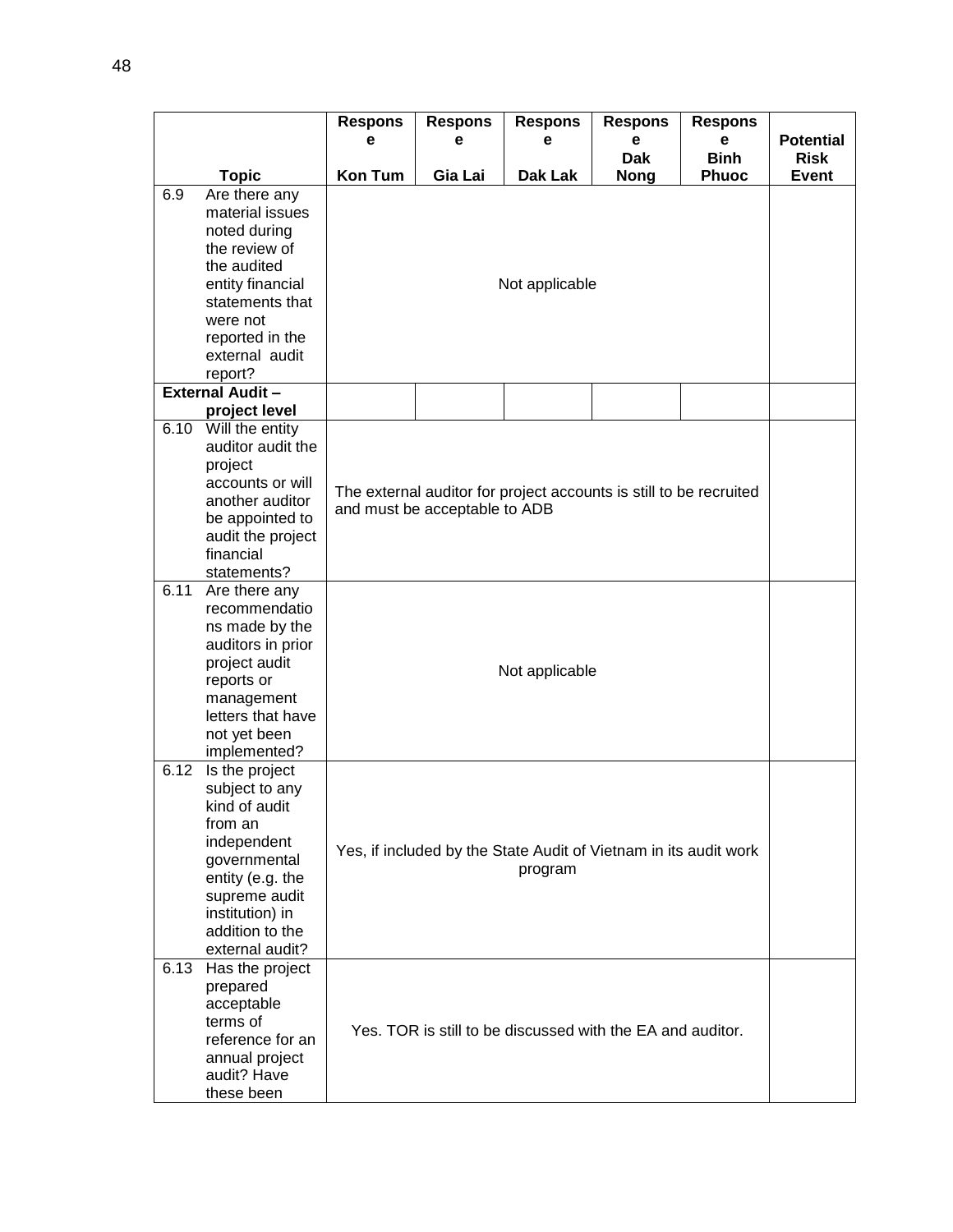| Topic | Response Kon Tum | Response Gia Lai | Response Dak Lak | Response Dak Nong | Response Binh Phuoc | Potential Risk Event |
|---|---|---|---|---|---|---|
| 6.9 Are there any material issues noted during the review of the audited entity financial statements that were not reported in the external audit report? | Not applicable | | | | | |
| **External Audit – project level** | | | | | | |
| 6.10 Will the entity auditor audit the project accounts or will another auditor be appointed to audit the project financial statements? | The external auditor for project accounts is still to be recruited and must be acceptable to ADB | | | | | |
| 6.11 Are there any recommendations made by the auditors in prior project audit reports or management letters that have not yet been implemented? | Not applicable | | | | | |
| 6.12 Is the project subject to any kind of audit from an independent governmental entity (e.g. the supreme audit institution) in addition to the external audit? | Yes, if included by the State Audit of Vietnam in its audit work program | | | | | |
| 6.13 Has the project prepared acceptable terms of reference for an annual project audit? Have these been | Yes. TOR is still to be discussed with the EA and auditor. | | | | | |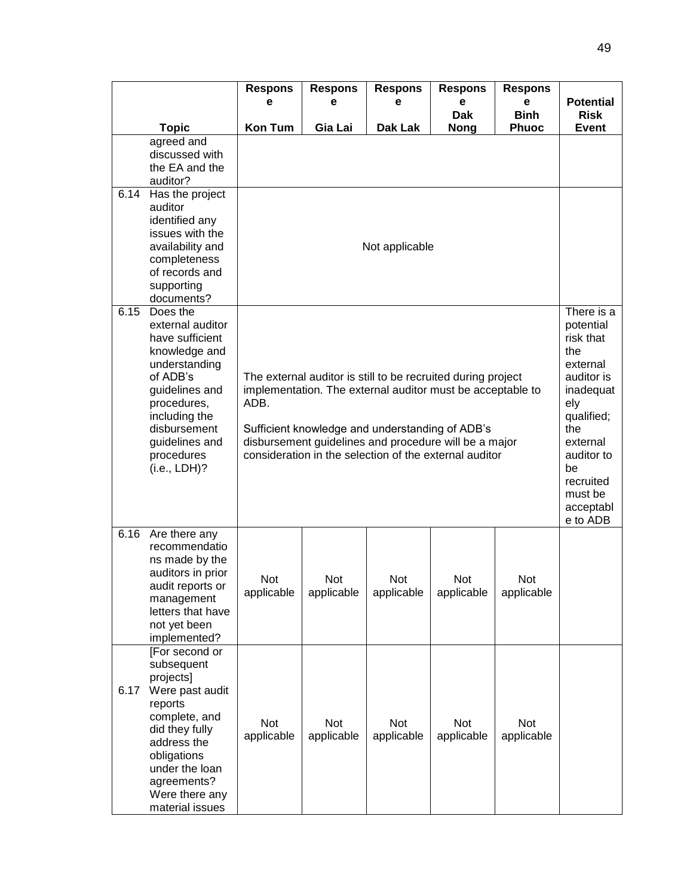| | Topic | Response Kon Tum | Response Gia Lai | Response Dak Lak | Response Dak Nong | Response Binh Phuoc | Potential Risk Event |
|---|---|---|---|---|---|---|---|
| | agreed and discussed with the EA and the auditor? | | | | | | |
| 6.14 | Has the project auditor identified any issues with the availability and completeness of records and supporting documents? | Not applicable | | | | | |
| 6.15 | Does the external auditor have sufficient knowledge and understanding of ADB's guidelines and procedures, including the disbursement guidelines and procedures (i.e., LDH)? | The external auditor is still to be recruited during project implementation. The external auditor must be acceptable to ADB.<br><br>Sufficient knowledge and understanding of ADB's disbursement guidelines and procedure will be a major consideration in the selection of the external auditor | | | | | There is a potential risk that the external auditor is inadequately qualified; the external auditor to be recruited must be acceptable to ADB |
| 6.16 | Are there any recommendations made by the auditors in prior audit reports or management letters that have not yet been implemented? | Not applicable | Not applicable | Not applicable | Not applicable | Not applicable | |
| 6.17 | [For second or subsequent projects] Were past audit reports complete, and did they fully address the obligations under the loan agreements? Were there any material issues | Not applicable | Not applicable | Not applicable | Not applicable | Not applicable | |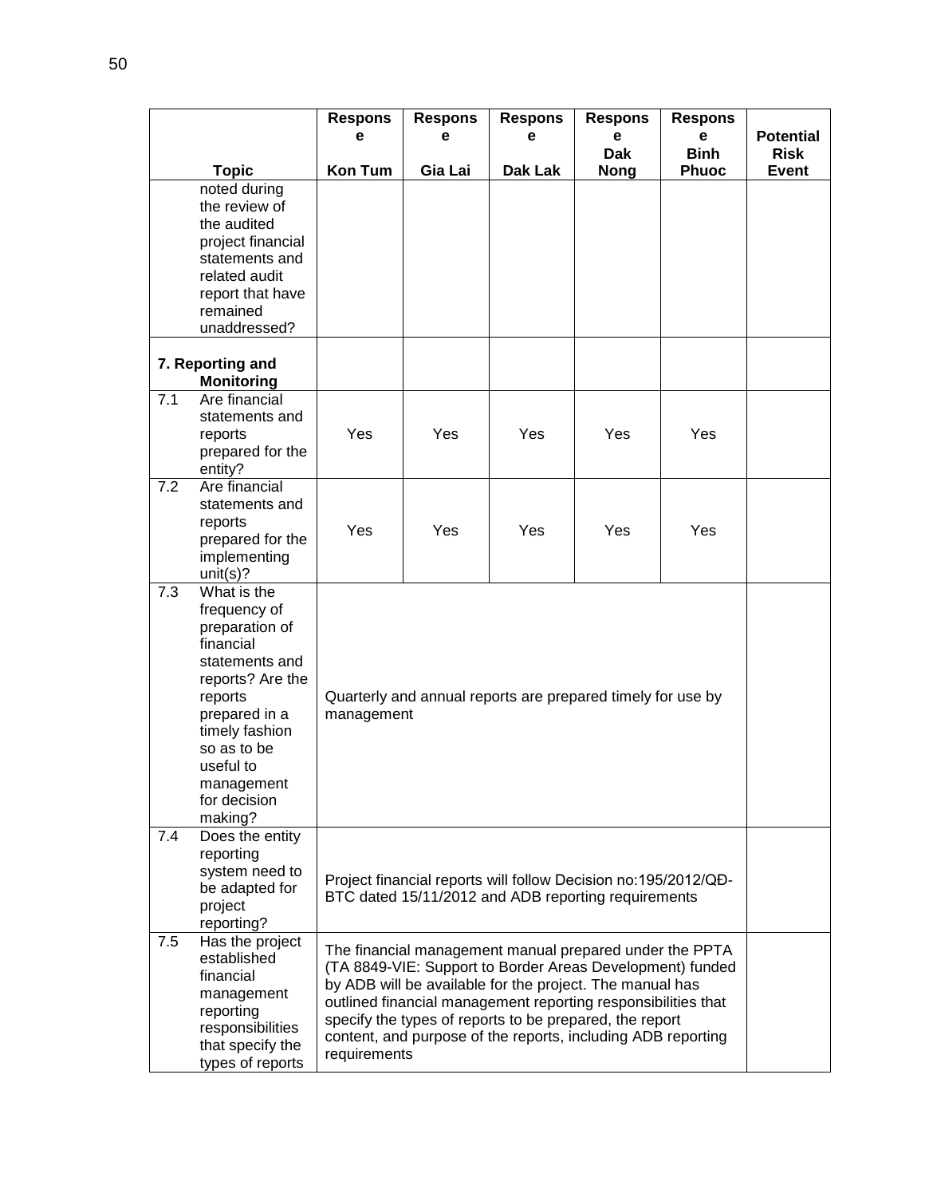| | Topic | Response Kon Tum | Response Gia Lai | Response Dak Lak | Response Dak Nong | Response Binh Phuoc | Potential Risk Event |
|---|---|---|---|---|---|---|---|
| | noted during the review of the audited project financial statements and related audit report that have remained unaddressed? | | | | | | |
| **7. Reporting and Monitoring** | | | | | | | |
| 7.1 | Are financial statements and reports prepared for the entity? | Yes | Yes | Yes | Yes | Yes | |
| 7.2 | Are financial statements and reports prepared for the implementing unit(s)? | Yes | Yes | Yes | Yes | Yes | |
| 7.3 | What is the frequency of preparation of financial statements and reports? Are the reports prepared in a timely fashion so as to be useful to management for decision making? | Quarterly and annual reports are prepared timely for use by management | | | | | |
| 7.4 | Does the entity reporting system need to be adapted for project reporting? | Project financial reports will follow Decision no:195/2012/QĐ-BTC dated 15/11/2012 and ADB reporting requirements | | | | | |
| 7.5 | Has the project established financial management reporting responsibilities that specify the types of reports | The financial management manual prepared under the PPTA (TA 8849-VIE: Support to Border Areas Development) funded by ADB will be available for the project. The manual has outlined financial management reporting responsibilities that specify the types of reports to be prepared, the report content, and purpose of the reports, including ADB reporting requirements | | | | | |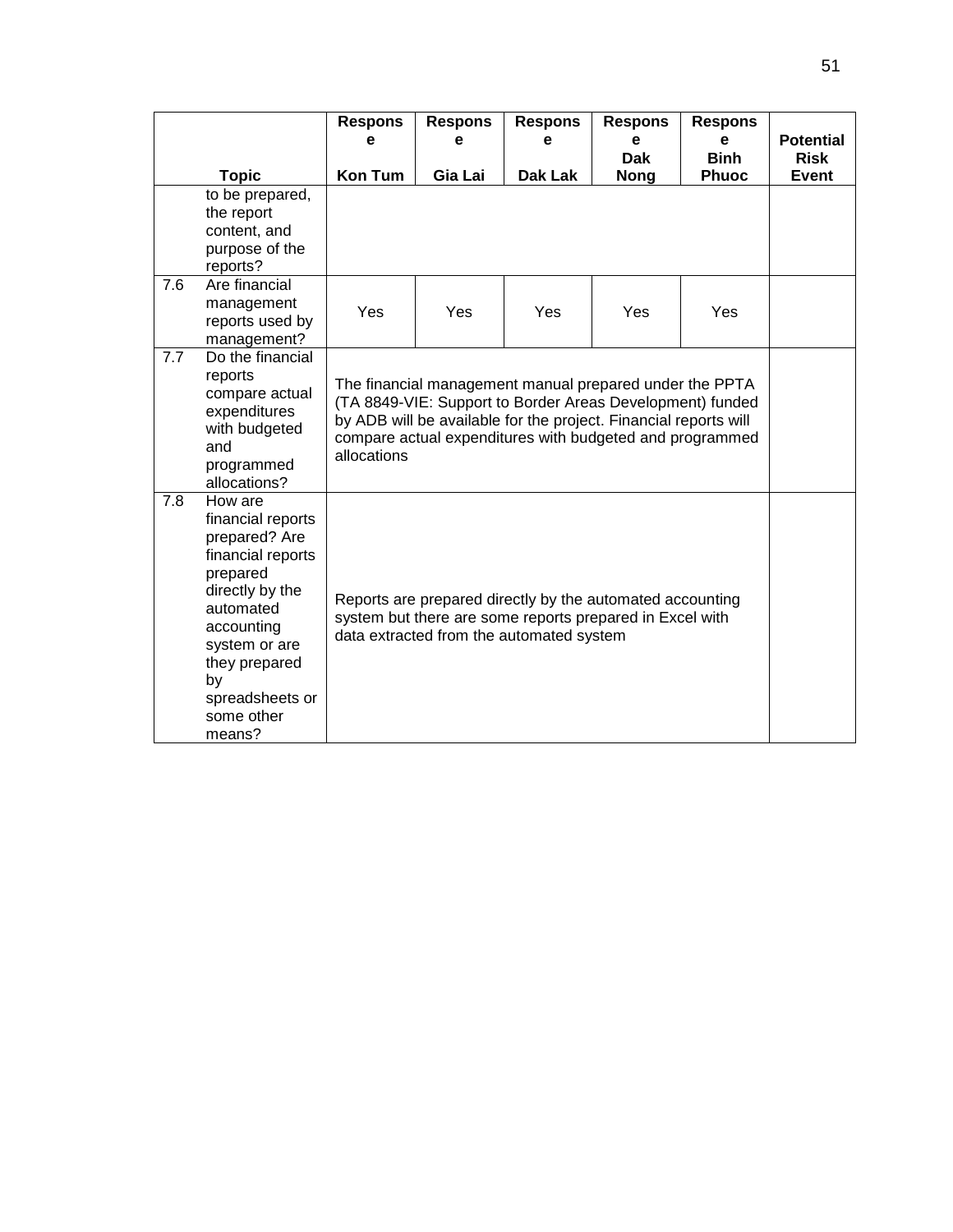| | Topic | Response Kon Tum | Response Gia Lai | Response Dak Lak | Response Dak Nong | Response Binh Phuoc | Potential Risk Event |
|---|---|---|---|---|---|---|---|
| | to be prepared, the report content, and purpose of the reports? | | | | | | |
| 7.6 | Are financial management reports used by management? | Yes | Yes | Yes | Yes | Yes | |
| 7.7 | Do the financial reports compare actual expenditures with budgeted and programmed allocations? | The financial management manual prepared under the PPTA (TA 8849-VIE: Support to Border Areas Development) funded by ADB will be available for the project. Financial reports will compare actual expenditures with budgeted and programmed allocations | | | | | |
| 7.8 | How are financial reports prepared? Are financial reports prepared directly by the automated accounting system or are they prepared by spreadsheets or some other means? | Reports are prepared directly by the automated accounting system but there are some reports prepared in Excel with data extracted from the automated system | | | | | |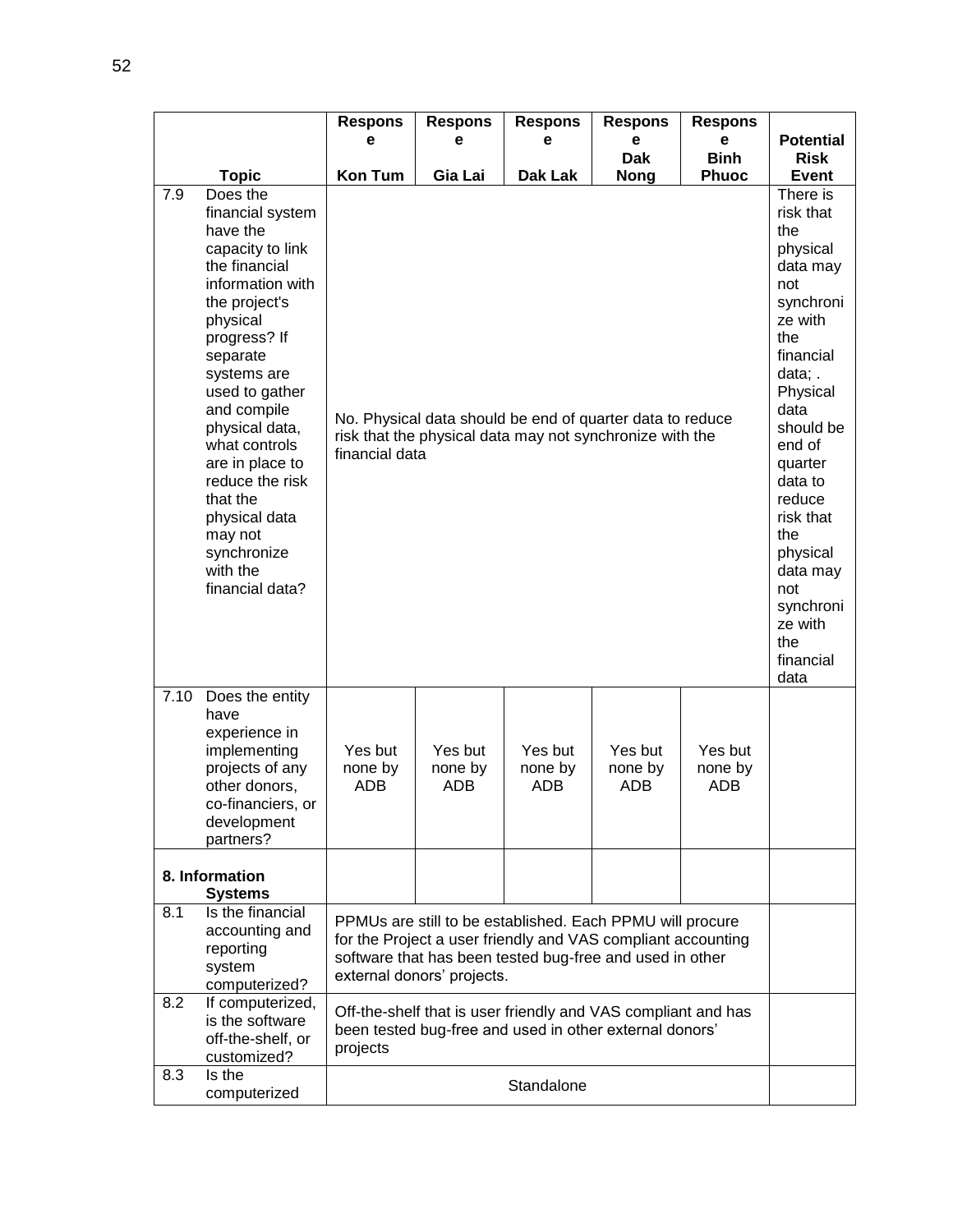| | Topic | Response Kon Tum | Response Gia Lai | Response Dak Lak | Response Dak Nong | Response Binh Phuoc | Potential Risk Event |
|---|---|---|---|---|---|---|---|
| 7.9 | Does the financial system have the capacity to link the financial information with the project's physical progress? If separate systems are used to gather and compile physical data, what controls are in place to reduce the risk that the physical data may not synchronize with the financial data? | No. Physical data should be end of quarter data to reduce risk that the physical data may not synchronize with the financial data | | | | | There is risk that the physical data may not synchronize with the financial data; . Physical data should be end of quarter data to reduce risk that the physical data may not synchronize with the financial data |
| 7.10 | Does the entity have experience in implementing projects of any other donors, co-financiers, or development partners? | Yes but none by ADB | Yes but none by ADB | Yes but none by ADB | Yes but none by ADB | Yes but none by ADB | |
| **8. Information Systems** | | | | | | | |
| 8.1 | Is the financial accounting and reporting system computerized? | PPMUs are still to be established. Each PPMU will procure for the Project a user friendly and VAS compliant accounting software that has been tested bug-free and used in other external donors' projects. | | | | | |
| 8.2 | If computerized, is the software off-the-shelf, or customized? | Off-the-shelf that is user friendly and VAS compliant and has been tested bug-free and used in other external donors' projects | | | | | |
| 8.3 | Is the computerized | Standalone | | | | | |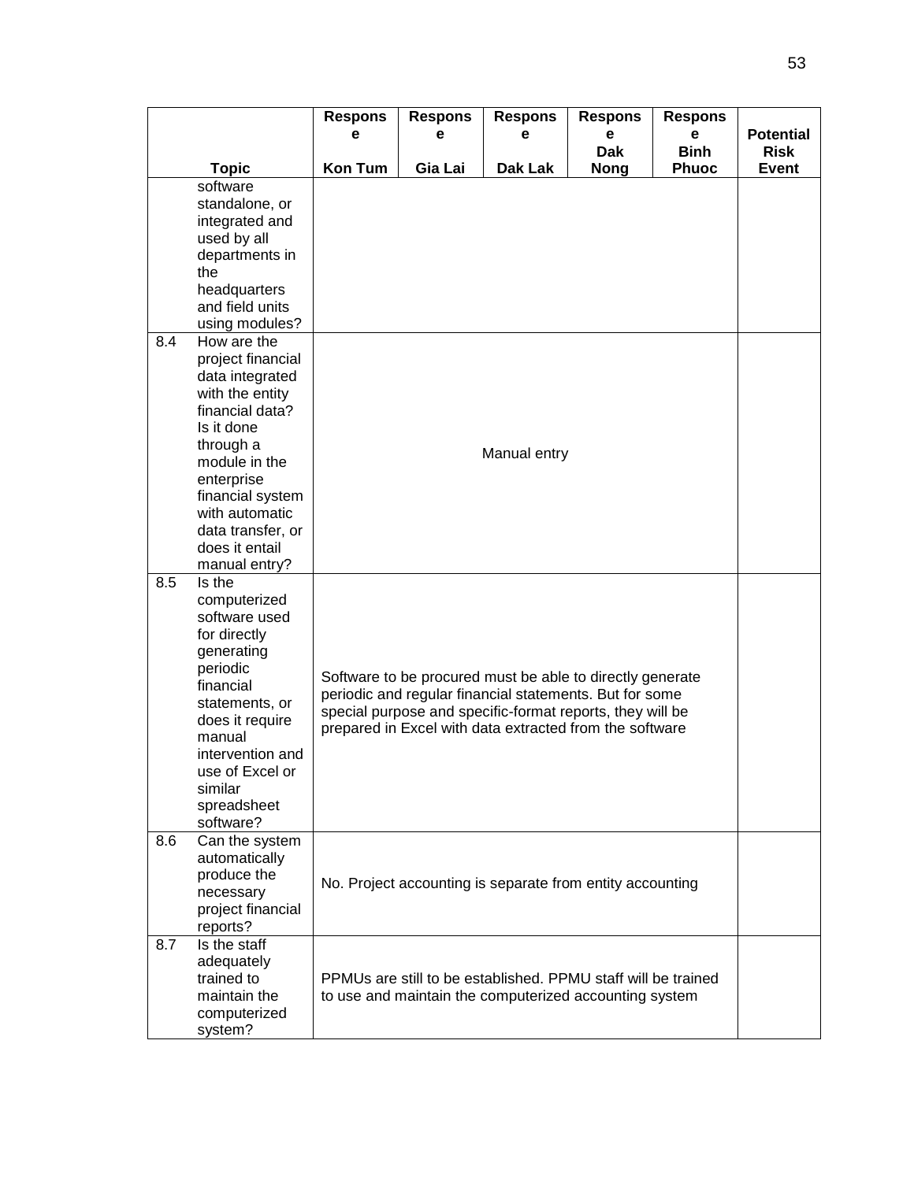| | Topic | Response Kon Tum | Response Gia Lai | Response Dak Lak | Response Dak Nong | Response Binh Phuoc | Potential Risk Event |
|---|---|---|---|---|---|---|---|
| | software standalone, or integrated and used by all departments in the headquarters and field units using modules? | | | | | | |
| 8.4 | How are the project financial data integrated with the entity financial data? Is it done through a module in the enterprise financial system with automatic data transfer, or does it entail manual entry? | Manual entry | | | | | |
| 8.5 | Is the computerized software used for directly generating periodic financial statements, or does it require manual intervention and use of Excel or similar spreadsheet software? | Software to be procured must be able to directly generate periodic and regular financial statements. But for some special purpose and specific-format reports, they will be prepared in Excel with data extracted from the software | | | | | |
| 8.6 | Can the system automatically produce the necessary project financial reports? | No. Project accounting is separate from entity accounting | | | | | |
| 8.7 | Is the staff adequately trained to maintain the computerized system? | PPMUs are still to be established. PPMU staff will be trained to use and maintain the computerized accounting system | | | | | |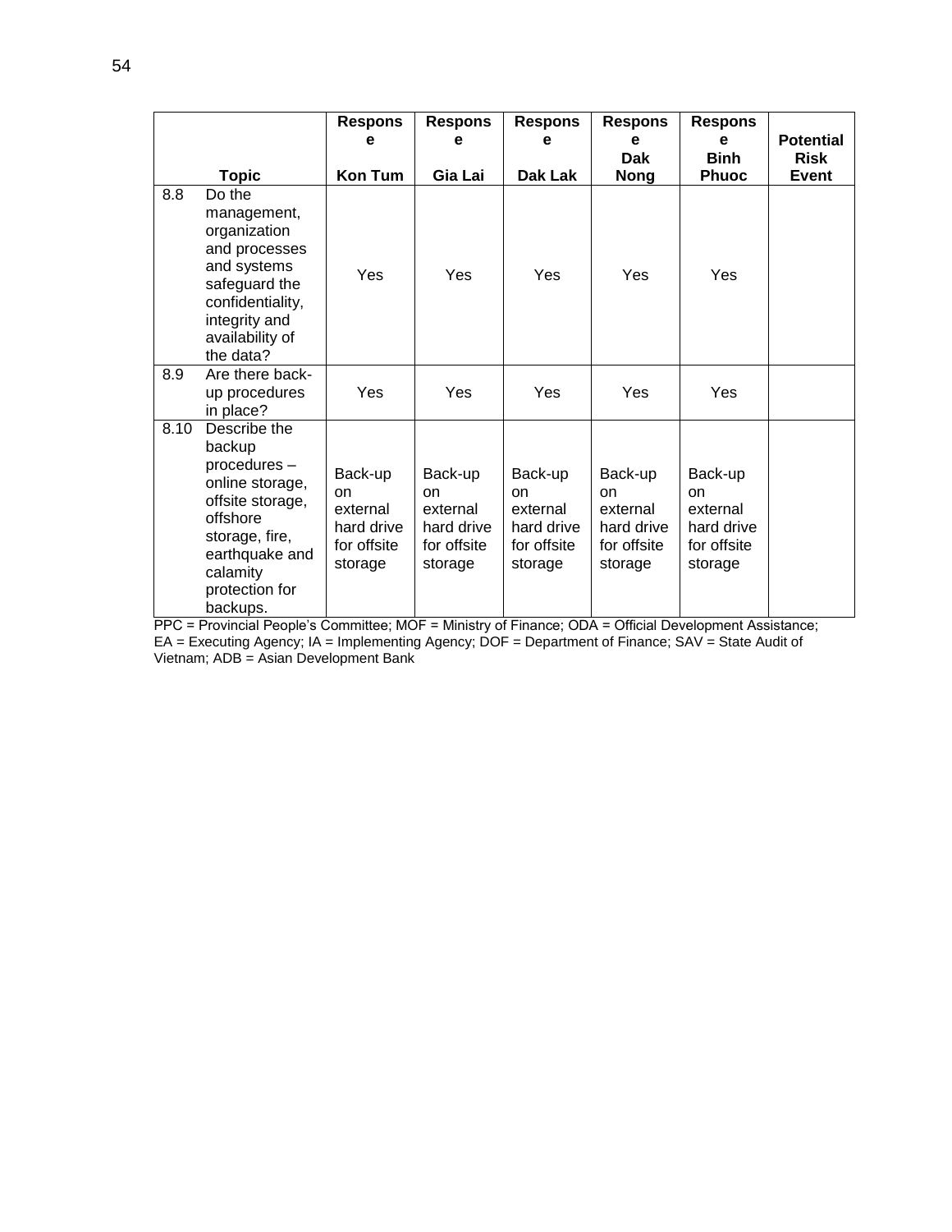| | Topic | Response Kon Tum | Response Gia Lai | Response Dak Lak | Response Dak Nong | Response Binh Phuoc | Potential Risk Event |
|---|---|---|---|---|---|---|---|
| 8.8 | Do the management, organization and processes and systems safeguard the confidentiality, integrity and availability of the data? | Yes | Yes | Yes | Yes | Yes | |
| 8.9 | Are there back-up procedures in place? | Yes | Yes | Yes | Yes | Yes | |
| 8.10 | Describe the backup procedures – online storage, offsite storage, offshore storage, fire, earthquake and calamity protection for backups. | Back-up on external hard drive for offsite storage | Back-up on external hard drive for offsite storage | Back-up on external hard drive for offsite storage | Back-up on external hard drive for offsite storage | Back-up on external hard drive for offsite storage | |

PPC = Provincial People's Committee; MOF = Ministry of Finance; ODA = Official Development Assistance; EA = Executing Agency; IA = Implementing Agency; DOF = Department of Finance; SAV = State Audit of Vietnam; ADB = Asian Development Bank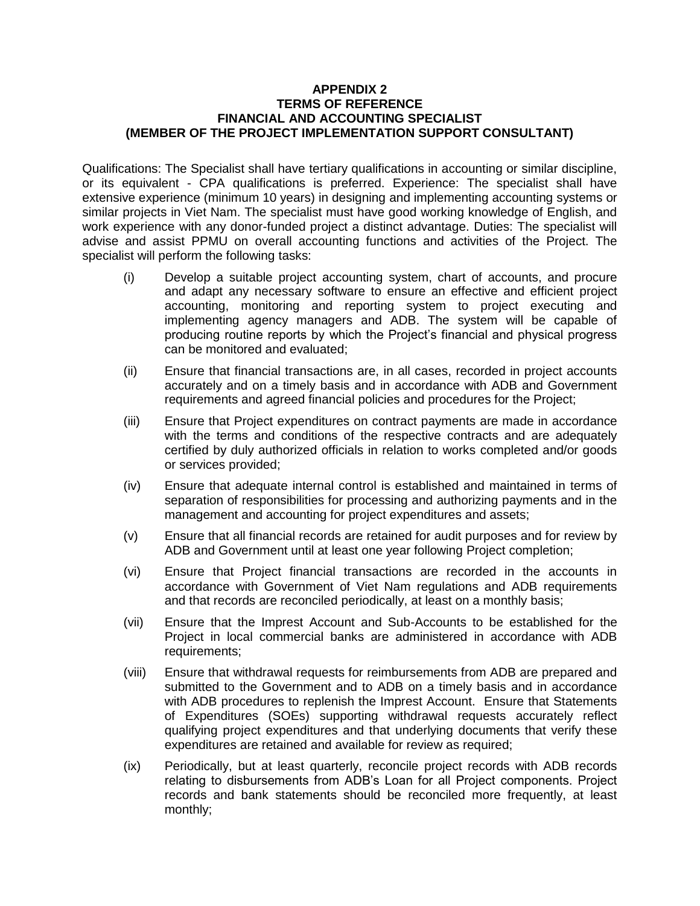**APPENDIX 2**
**TERMS OF REFERENCE**
**FINANCIAL AND ACCOUNTING SPECIALIST**
**(MEMBER OF THE PROJECT IMPLEMENTATION SUPPORT CONSULTANT)**

Qualifications: The Specialist shall have tertiary qualifications in accounting or similar discipline, or its equivalent - CPA qualifications is preferred. Experience: The specialist shall have extensive experience (minimum 10 years) in designing and implementing accounting systems or similar projects in Viet Nam. The specialist must have good working knowledge of English, and work experience with any donor-funded project a distinct advantage. Duties: The specialist will advise and assist PPMU on overall accounting functions and activities of the Project. The specialist will perform the following tasks:

(i) Develop a suitable project accounting system, chart of accounts, and procure and adapt any necessary software to ensure an effective and efficient project accounting, monitoring and reporting system to project executing and implementing agency managers and ADB. The system will be capable of producing routine reports by which the Project's financial and physical progress can be monitored and evaluated;

(ii) Ensure that financial transactions are, in all cases, recorded in project accounts accurately and on a timely basis and in accordance with ADB and Government requirements and agreed financial policies and procedures for the Project;

(iii) Ensure that Project expenditures on contract payments are made in accordance with the terms and conditions of the respective contracts and are adequately certified by duly authorized officials in relation to works completed and/or goods or services provided;

(iv) Ensure that adequate internal control is established and maintained in terms of separation of responsibilities for processing and authorizing payments and in the management and accounting for project expenditures and assets;

(v) Ensure that all financial records are retained for audit purposes and for review by ADB and Government until at least one year following Project completion;

(vi) Ensure that Project financial transactions are recorded in the accounts in accordance with Government of Viet Nam regulations and ADB requirements and that records are reconciled periodically, at least on a monthly basis;

(vii) Ensure that the Imprest Account and Sub-Accounts to be established for the Project in local commercial banks are administered in accordance with ADB requirements;

(viii) Ensure that withdrawal requests for reimbursements from ADB are prepared and submitted to the Government and to ADB on a timely basis and in accordance with ADB procedures to replenish the Imprest Account. Ensure that Statements of Expenditures (SOEs) supporting withdrawal requests accurately reflect qualifying project expenditures and that underlying documents that verify these expenditures are retained and available for review as required;

(ix) Periodically, but at least quarterly, reconcile project records with ADB records relating to disbursements from ADB's Loan for all Project components. Project records and bank statements should be reconciled more frequently, at least monthly;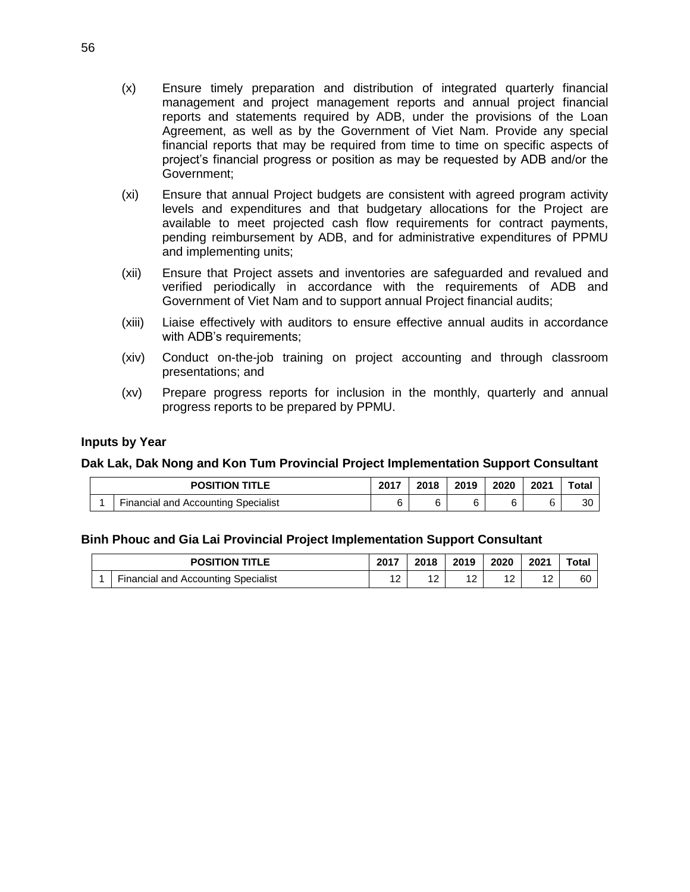(x) Ensure timely preparation and distribution of integrated quarterly financial management and project management reports and annual project financial reports and statements required by ADB, under the provisions of the Loan Agreement, as well as by the Government of Viet Nam. Provide any special financial reports that may be required from time to time on specific aspects of project's financial progress or position as may be requested by ADB and/or the Government;

(xi) Ensure that annual Project budgets are consistent with agreed program activity levels and expenditures and that budgetary allocations for the Project are available to meet projected cash flow requirements for contract payments, pending reimbursement by ADB, and for administrative expenditures of PPMU and implementing units;

(xii) Ensure that Project assets and inventories are safeguarded and revalued and verified periodically in accordance with the requirements of ADB and Government of Viet Nam and to support annual Project financial audits;

(xiii) Liaise effectively with auditors to ensure effective annual audits in accordance with ADB's requirements;

(xiv) Conduct on-the-job training on project accounting and through classroom presentations; and

(xv) Prepare progress reports for inclusion in the monthly, quarterly and annual progress reports to be prepared by PPMU.

**Inputs by Year**

**Dak Lak, Dak Nong and Kon Tum Provincial Project Implementation Support Consultant**

| | POSITION TITLE | 2017 | 2018 | 2019 | 2020 | 2021 | Total |
|---|---|---|---|---|---|---|---|
| 1 | Financial and Accounting Specialist | 6 | 6 | 6 | 6 | 6 | 30 |

**Binh Phouc and Gia Lai Provincial Project Implementation Support Consultant**

| | POSITION TITLE | 2017 | 2018 | 2019 | 2020 | 2021 | Total |
|---|---|---|---|---|---|---|---|
| 1 | Financial and Accounting Specialist | 12 | 12 | 12 | 12 | 12 | 60 |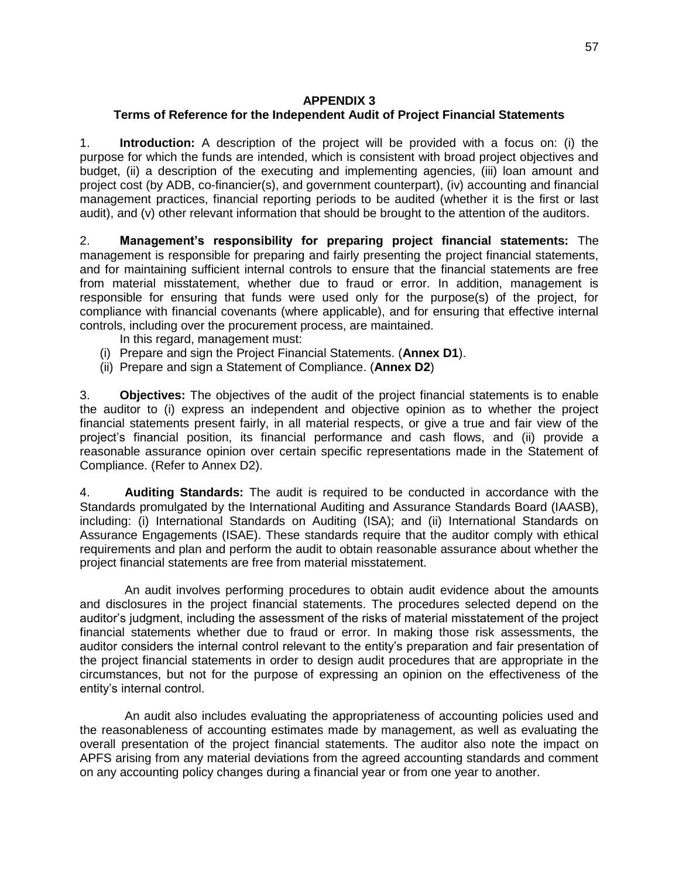## APPENDIX 3

## Terms of Reference for the Independent Audit of Project Financial Statements

1. **Introduction:** A description of the project will be provided with a focus on: (i) the purpose for which the funds are intended, which is consistent with broad project objectives and budget, (ii) a description of the executing and implementing agencies, (iii) loan amount and project cost (by ADB, co-financier(s), and government counterpart), (iv) accounting and financial management practices, financial reporting periods to be audited (whether it is the first or last audit), and (v) other relevant information that should be brought to the attention of the auditors.

2. **Management's responsibility for preparing project financial statements:** The management is responsible for preparing and fairly presenting the project financial statements, and for maintaining sufficient internal controls to ensure that the financial statements are free from material misstatement, whether due to fraud or error. In addition, management is responsible for ensuring that funds were used only for the purpose(s) of the project, for compliance with financial covenants (where applicable), and for ensuring that effective internal controls, including over the procurement process, are maintained.

In this regard, management must:

(i) Prepare and sign the Project Financial Statements. (**Annex D1**).
(ii) Prepare and sign a Statement of Compliance. (**Annex D2**)

3. **Objectives:** The objectives of the audit of the project financial statements is to enable the auditor to (i) express an independent and objective opinion as to whether the project financial statements present fairly, in all material respects, or give a true and fair view of the project's financial position, its financial performance and cash flows, and (ii) provide a reasonable assurance opinion over certain specific representations made in the Statement of Compliance. (Refer to Annex D2).

4. **Auditing Standards:** The audit is required to be conducted in accordance with the Standards promulgated by the International Auditing and Assurance Standards Board (IAASB), including: (i) International Standards on Auditing (ISA); and (ii) International Standards on Assurance Engagements (ISAE). These standards require that the auditor comply with ethical requirements and plan and perform the audit to obtain reasonable assurance about whether the project financial statements are free from material misstatement.

An audit involves performing procedures to obtain audit evidence about the amounts and disclosures in the project financial statements. The procedures selected depend on the auditor's judgment, including the assessment of the risks of material misstatement of the project financial statements whether due to fraud or error. In making those risk assessments, the auditor considers the internal control relevant to the entity's preparation and fair presentation of the project financial statements in order to design audit procedures that are appropriate in the circumstances, but not for the purpose of expressing an opinion on the effectiveness of the entity's internal control.

An audit also includes evaluating the appropriateness of accounting policies used and the reasonableness of accounting estimates made by management, as well as evaluating the overall presentation of the project financial statements. The auditor also note the impact on APFS arising from any material deviations from the agreed accounting standards and comment on any accounting policy changes during a financial year or from one year to another.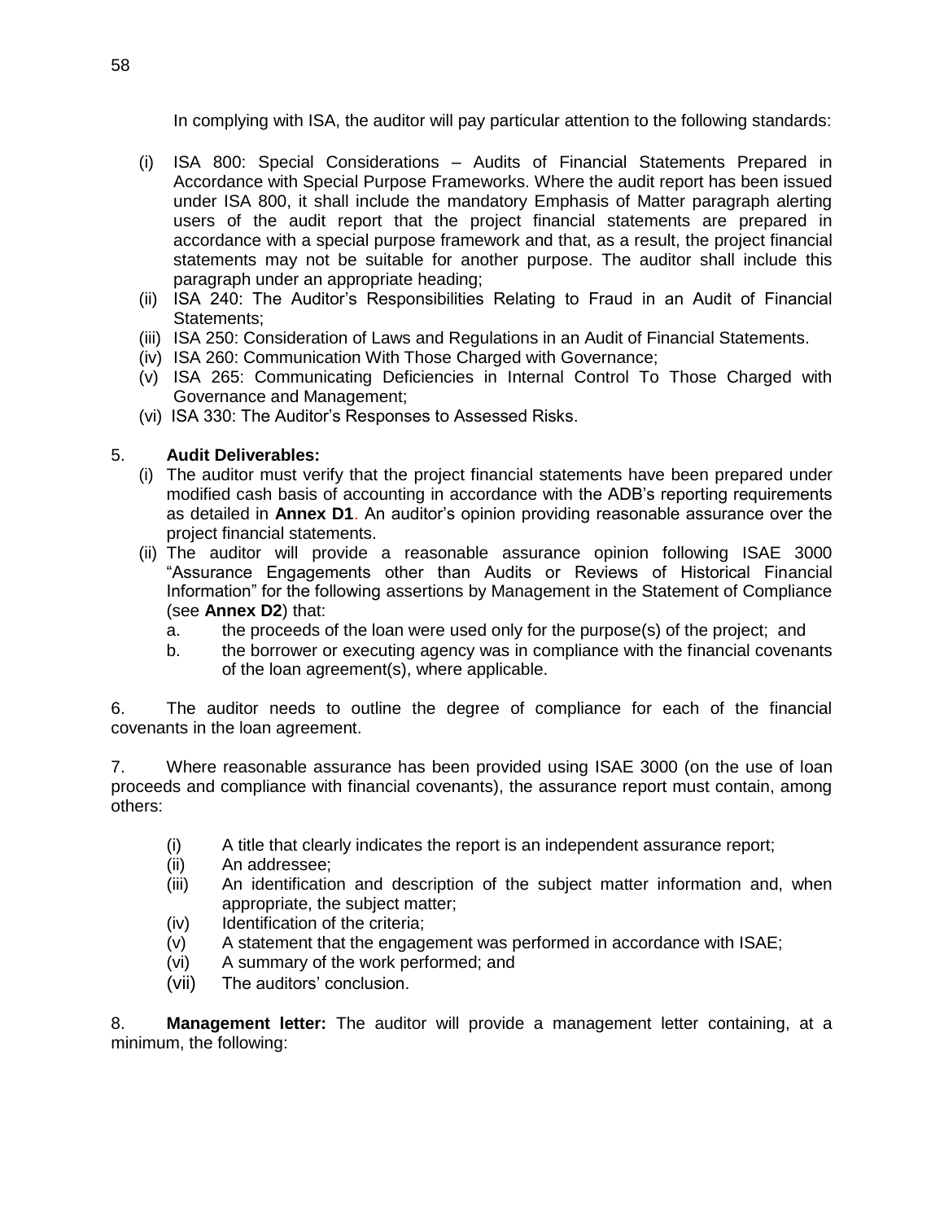In complying with ISA, the auditor will pay particular attention to the following standards:

(i) ISA 800: Special Considerations – Audits of Financial Statements Prepared in Accordance with Special Purpose Frameworks. Where the audit report has been issued under ISA 800, it shall include the mandatory Emphasis of Matter paragraph alerting users of the audit report that the project financial statements are prepared in accordance with a special purpose framework and that, as a result, the project financial statements may not be suitable for another purpose. The auditor shall include this paragraph under an appropriate heading;
(ii) ISA 240: The Auditor's Responsibilities Relating to Fraud in an Audit of Financial Statements;
(iii) ISA 250: Consideration of Laws and Regulations in an Audit of Financial Statements.
(iv) ISA 260: Communication With Those Charged with Governance;
(v) ISA 265: Communicating Deficiencies in Internal Control To Those Charged with Governance and Management;
(vi) ISA 330: The Auditor's Responses to Assessed Risks.

5. **Audit Deliverables:**

(i) The auditor must verify that the project financial statements have been prepared under modified cash basis of accounting in accordance with the ADB's reporting requirements as detailed in **Annex D1**. An auditor's opinion providing reasonable assurance over the project financial statements.
(ii) The auditor will provide a reasonable assurance opinion following ISAE 3000 "Assurance Engagements other than Audits or Reviews of Historical Financial Information" for the following assertions by Management in the Statement of Compliance (see **Annex D2**) that:
   a. the proceeds of the loan were used only for the purpose(s) of the project; and
   b. the borrower or executing agency was in compliance with the financial covenants of the loan agreement(s), where applicable.

6. The auditor needs to outline the degree of compliance for each of the financial covenants in the loan agreement.

7. Where reasonable assurance has been provided using ISAE 3000 (on the use of loan proceeds and compliance with financial covenants), the assurance report must contain, among others:

(i) A title that clearly indicates the report is an independent assurance report;
(ii) An addressee;
(iii) An identification and description of the subject matter information and, when appropriate, the subject matter;
(iv) Identification of the criteria;
(v) A statement that the engagement was performed in accordance with ISAE;
(vi) A summary of the work performed; and
(vii) The auditors' conclusion.

8. **Management letter:** The auditor will provide a management letter containing, at a minimum, the following: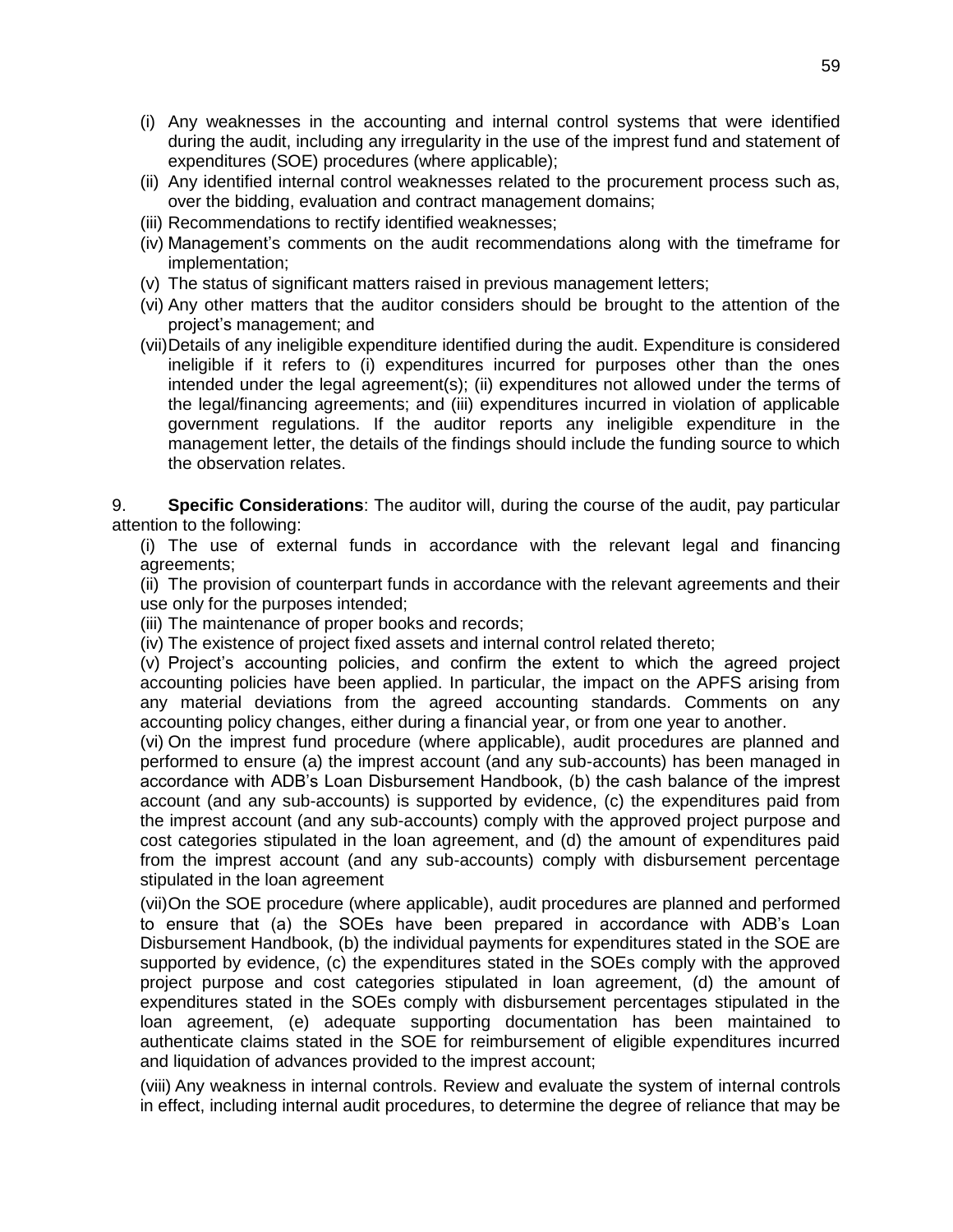(i) Any weaknesses in the accounting and internal control systems that were identified during the audit, including any irregularity in the use of the imprest fund and statement of expenditures (SOE) procedures (where applicable);

(ii) Any identified internal control weaknesses related to the procurement process such as, over the bidding, evaluation and contract management domains;

(iii) Recommendations to rectify identified weaknesses;

(iv) Management's comments on the audit recommendations along with the timeframe for implementation;

(v) The status of significant matters raised in previous management letters;

(vi) Any other matters that the auditor considers should be brought to the attention of the project's management; and

(vii) Details of any ineligible expenditure identified during the audit. Expenditure is considered ineligible if it refers to (i) expenditures incurred for purposes other than the ones intended under the legal agreement(s); (ii) expenditures not allowed under the terms of the legal/financing agreements; and (iii) expenditures incurred in violation of applicable government regulations. If the auditor reports any ineligible expenditure in the management letter, the details of the findings should include the funding source to which the observation relates.

9. **Specific Considerations**: The auditor will, during the course of the audit, pay particular attention to the following:

(i) The use of external funds in accordance with the relevant legal and financing agreements;

(ii) The provision of counterpart funds in accordance with the relevant agreements and their use only for the purposes intended;

(iii) The maintenance of proper books and records;

(iv) The existence of project fixed assets and internal control related thereto;

(v) Project's accounting policies, and confirm the extent to which the agreed project accounting policies have been applied. In particular, the impact on the APFS arising from any material deviations from the agreed accounting standards. Comments on any accounting policy changes, either during a financial year, or from one year to another.

(vi) On the imprest fund procedure (where applicable), audit procedures are planned and performed to ensure (a) the imprest account (and any sub-accounts) has been managed in accordance with ADB's Loan Disbursement Handbook, (b) the cash balance of the imprest account (and any sub-accounts) is supported by evidence, (c) the expenditures paid from the imprest account (and any sub-accounts) comply with the approved project purpose and cost categories stipulated in the loan agreement, and (d) the amount of expenditures paid from the imprest account (and any sub-accounts) comply with disbursement percentage stipulated in the loan agreement

(vii) On the SOE procedure (where applicable), audit procedures are planned and performed to ensure that (a) the SOEs have been prepared in accordance with ADB's Loan Disbursement Handbook, (b) the individual payments for expenditures stated in the SOE are supported by evidence, (c) the expenditures stated in the SOEs comply with the approved project purpose and cost categories stipulated in loan agreement, (d) the amount of expenditures stated in the SOEs comply with disbursement percentages stipulated in the loan agreement, (e) adequate supporting documentation has been maintained to authenticate claims stated in the SOE for reimbursement of eligible expenditures incurred and liquidation of advances provided to the imprest account;

(viii) Any weakness in internal controls. Review and evaluate the system of internal controls in effect, including internal audit procedures, to determine the degree of reliance that may be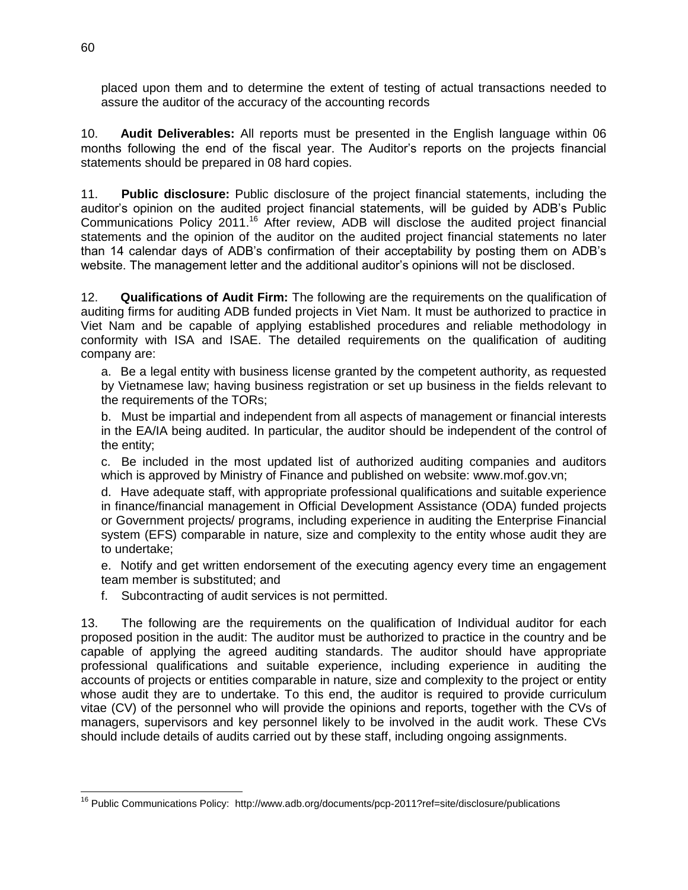placed upon them and to determine the extent of testing of actual transactions needed to assure the auditor of the accuracy of the accounting records

10. **Audit Deliverables:** All reports must be presented in the English language within 06 months following the end of the fiscal year. The Auditor's reports on the projects financial statements should be prepared in 08 hard copies.

11. **Public disclosure:** Public disclosure of the project financial statements, including the auditor's opinion on the audited project financial statements, will be guided by ADB's Public Communications Policy 2011.[16] After review, ADB will disclose the audited project financial statements and the opinion of the auditor on the audited project financial statements no later than 14 calendar days of ADB's confirmation of their acceptability by posting them on ADB's website. The management letter and the additional auditor's opinions will not be disclosed.

12. **Qualifications of Audit Firm:** The following are the requirements on the qualification of auditing firms for auditing ADB funded projects in Viet Nam. It must be authorized to practice in Viet Nam and be capable of applying established procedures and reliable methodology in conformity with ISA and ISAE. The detailed requirements on the qualification of auditing company are:

a. Be a legal entity with business license granted by the competent authority, as requested by Vietnamese law; having business registration or set up business in the fields relevant to the requirements of the TORs;

b. Must be impartial and independent from all aspects of management or financial interests in the EA/IA being audited. In particular, the auditor should be independent of the control of the entity;

c. Be included in the most updated list of authorized auditing companies and auditors which is approved by Ministry of Finance and published on website: www.mof.gov.vn;

d. Have adequate staff, with appropriate professional qualifications and suitable experience in finance/financial management in Official Development Assistance (ODA) funded projects or Government projects/ programs, including experience in auditing the Enterprise Financial system (EFS) comparable in nature, size and complexity to the entity whose audit they are to undertake;

e. Notify and get written endorsement of the executing agency every time an engagement team member is substituted; and

f. Subcontracting of audit services is not permitted.

13. The following are the requirements on the qualification of Individual auditor for each proposed position in the audit: The auditor must be authorized to practice in the country and be capable of applying the agreed auditing standards. The auditor should have appropriate professional qualifications and suitable experience, including experience in auditing the accounts of projects or entities comparable in nature, size and complexity to the project or entity whose audit they are to undertake. To this end, the auditor is required to provide curriculum vitae (CV) of the personnel who will provide the opinions and reports, together with the CVs of managers, supervisors and key personnel likely to be involved in the audit work. These CVs should include details of audits carried out by these staff, including ongoing assignments.

[16] Public Communications Policy: http://www.adb.org/documents/pcp-2011?ref=site/disclosure/publications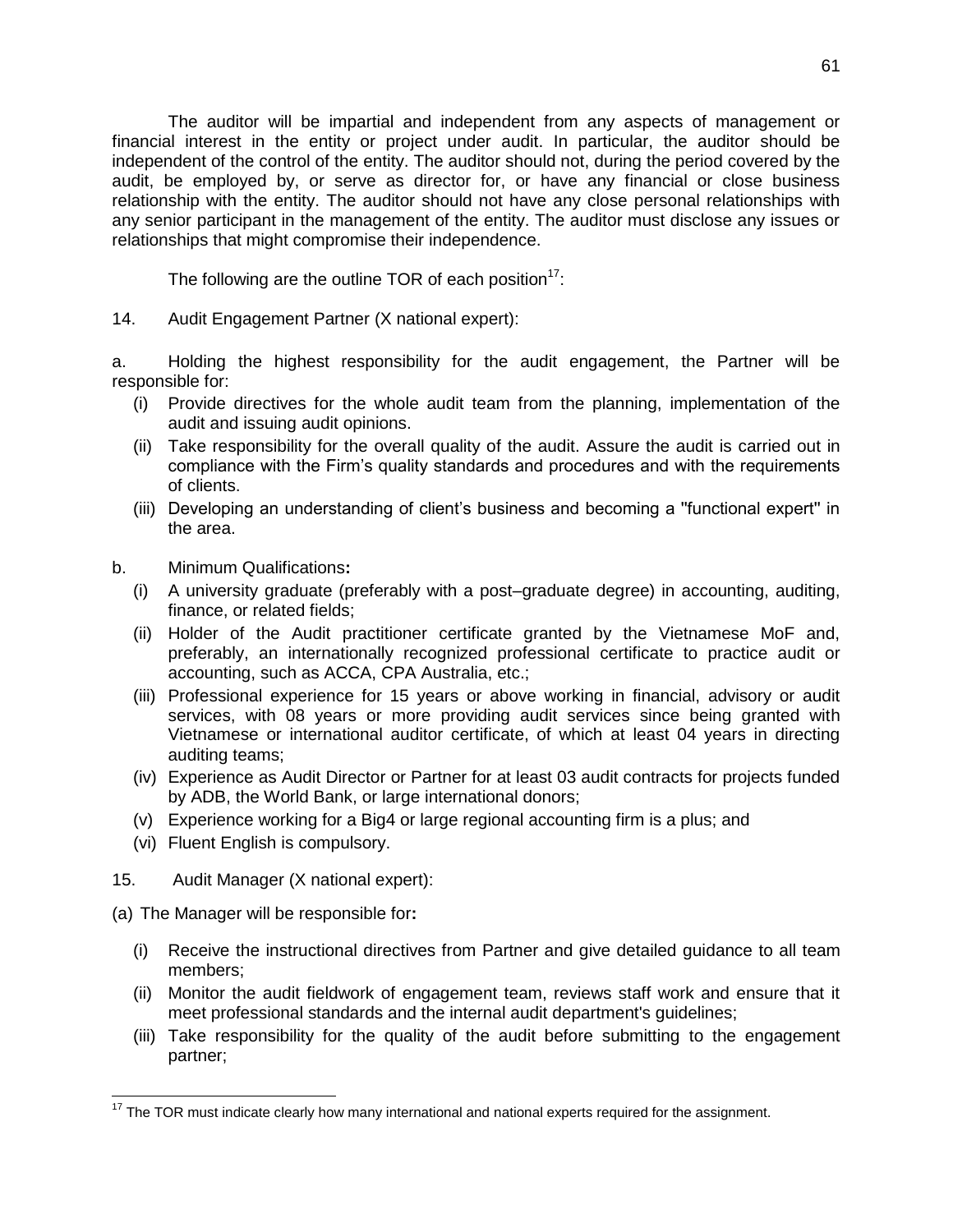The auditor will be impartial and independent from any aspects of management or financial interest in the entity or project under audit. In particular, the auditor should be independent of the control of the entity. The auditor should not, during the period covered by the audit, be employed by, or serve as director for, or have any financial or close business relationship with the entity. The auditor should not have any close personal relationships with any senior participant in the management of the entity. The auditor must disclose any issues or relationships that might compromise their independence.

The following are the outline TOR of each position[17]:

14. Audit Engagement Partner (X national expert):

a. Holding the highest responsibility for the audit engagement, the Partner will be responsible for:

(i) Provide directives for the whole audit team from the planning, implementation of the audit and issuing audit opinions.

(ii) Take responsibility for the overall quality of the audit. Assure the audit is carried out in compliance with the Firm's quality standards and procedures and with the requirements of clients.

(iii) Developing an understanding of client's business and becoming a "functional expert" in the area.

b. Minimum Qualifications**:**

(i) A university graduate (preferably with a post–graduate degree) in accounting, auditing, finance, or related fields;

(ii) Holder of the Audit practitioner certificate granted by the Vietnamese MoF and, preferably, an internationally recognized professional certificate to practice audit or accounting, such as ACCA, CPA Australia, etc.;

(iii) Professional experience for 15 years or above working in financial, advisory or audit services, with 08 years or more providing audit services since being granted with Vietnamese or international auditor certificate, of which at least 04 years in directing auditing teams;

(iv) Experience as Audit Director or Partner for at least 03 audit contracts for projects funded by ADB, the World Bank, or large international donors;

(v) Experience working for a Big4 or large regional accounting firm is a plus; and

(vi) Fluent English is compulsory.

15. Audit Manager (X national expert):

(a) The Manager will be responsible for**:**

(i) Receive the instructional directives from Partner and give detailed guidance to all team members;

(ii) Monitor the audit fieldwork of engagement team, reviews staff work and ensure that it meet professional standards and the internal audit department's guidelines;

(iii) Take responsibility for the quality of the audit before submitting to the engagement partner;

---

[17] The TOR must indicate clearly how many international and national experts required for the assignment.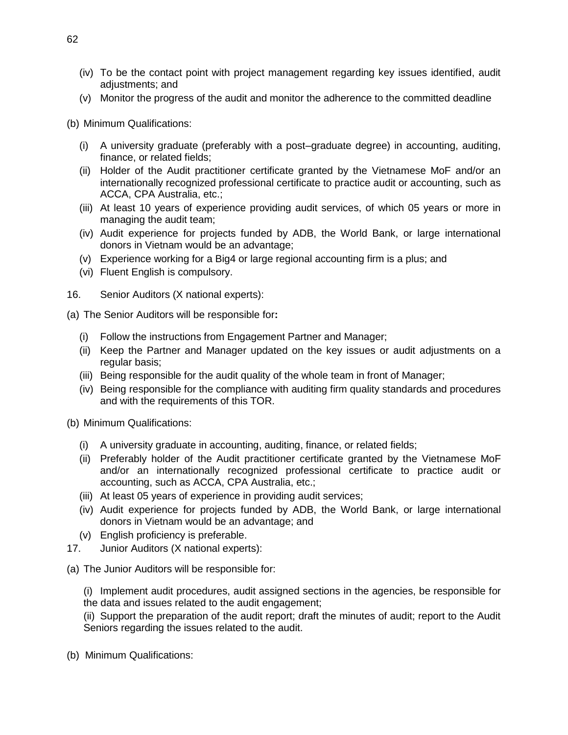(iv) To be the contact point with project management regarding key issues identified, audit adjustments; and

(v) Monitor the progress of the audit and monitor the adherence to the committed deadline

(b) Minimum Qualifications:

(i) A university graduate (preferably with a post–graduate degree) in accounting, auditing, finance, or related fields;

(ii) Holder of the Audit practitioner certificate granted by the Vietnamese MoF and/or an internationally recognized professional certificate to practice audit or accounting, such as ACCA, CPA Australia, etc.;

(iii) At least 10 years of experience providing audit services, of which 05 years or more in managing the audit team;

(iv) Audit experience for projects funded by ADB, the World Bank, or large international donors in Vietnam would be an advantage;

(v) Experience working for a Big4 or large regional accounting firm is a plus; and

(vi) Fluent English is compulsory.

16. Senior Auditors (X national experts):

(a) The Senior Auditors will be responsible for**:**

(i) Follow the instructions from Engagement Partner and Manager;

(ii) Keep the Partner and Manager updated on the key issues or audit adjustments on a regular basis;

(iii) Being responsible for the audit quality of the whole team in front of Manager;

(iv) Being responsible for the compliance with auditing firm quality standards and procedures and with the requirements of this TOR.

(b) Minimum Qualifications:

(i) A university graduate in accounting, auditing, finance, or related fields;

(ii) Preferably holder of the Audit practitioner certificate granted by the Vietnamese MoF and/or an internationally recognized professional certificate to practice audit or accounting, such as ACCA, CPA Australia, etc.;

(iii) At least 05 years of experience in providing audit services;

(iv) Audit experience for projects funded by ADB, the World Bank, or large international donors in Vietnam would be an advantage; and

(v) English proficiency is preferable.

17. Junior Auditors (X national experts):

(a) The Junior Auditors will be responsible for:

(i) Implement audit procedures, audit assigned sections in the agencies, be responsible for the data and issues related to the audit engagement;

(ii) Support the preparation of the audit report; draft the minutes of audit; report to the Audit Seniors regarding the issues related to the audit.

(b) Minimum Qualifications: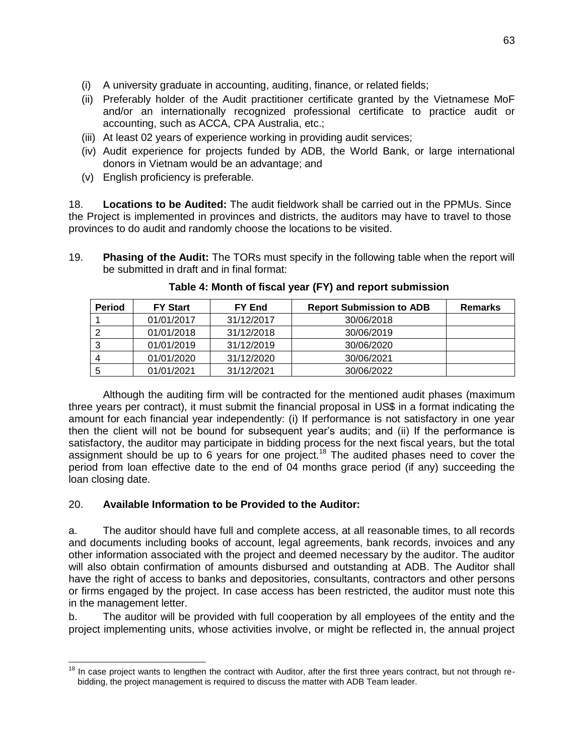(i) A university graduate in accounting, auditing, finance, or related fields;
(ii) Preferably holder of the Audit practitioner certificate granted by the Vietnamese MoF and/or an internationally recognized professional certificate to practice audit or accounting, such as ACCA, CPA Australia, etc.;
(iii) At least 02 years of experience working in providing audit services;
(iv) Audit experience for projects funded by ADB, the World Bank, or large international donors in Vietnam would be an advantage; and
(v) English proficiency is preferable.

18. **Locations to be Audited:** The audit fieldwork shall be carried out in the PPMUs. Since the Project is implemented in provinces and districts, the auditors may have to travel to those provinces to do audit and randomly choose the locations to be visited.

19. **Phasing of the Audit:** The TORs must specify in the following table when the report will be submitted in draft and in final format:

**Table 4: Month of fiscal year (FY) and report submission**

| Period | FY Start | FY End | Report Submission to ADB | Remarks |
|---|---|---|---|---|
| 1 | 01/01/2017 | 31/12/2017 | 30/06/2018 | |
| 2 | 01/01/2018 | 31/12/2018 | 30/06/2019 | |
| 3 | 01/01/2019 | 31/12/2019 | 30/06/2020 | |
| 4 | 01/01/2020 | 31/12/2020 | 30/06/2021 | |
| 5 | 01/01/2021 | 31/12/2021 | 30/06/2022 | |

Although the auditing firm will be contracted for the mentioned audit phases (maximum three years per contract), it must submit the financial proposal in US$ in a format indicating the amount for each financial year independently: (i) If performance is not satisfactory in one year then the client will not be bound for subsequent year's audits; and (ii) If the performance is satisfactory, the auditor may participate in bidding process for the next fiscal years, but the total assignment should be up to 6 years for one project.[18] The audited phases need to cover the period from loan effective date to the end of 04 months grace period (if any) succeeding the loan closing date.

20. **Available Information to be Provided to the Auditor:**

a. The auditor should have full and complete access, at all reasonable times, to all records and documents including books of account, legal agreements, bank records, invoices and any other information associated with the project and deemed necessary by the auditor. The auditor will also obtain confirmation of amounts disbursed and outstanding at ADB. The Auditor shall have the right of access to banks and depositories, consultants, contractors and other persons or firms engaged by the project. In case access has been restricted, the auditor must note this in the management letter.

b. The auditor will be provided with full cooperation by all employees of the entity and the project implementing units, whose activities involve, or might be reflected in, the annual project

[18] In case project wants to lengthen the contract with Auditor, after the first three years contract, but not through re-bidding, the project management is required to discuss the matter with ADB Team leader.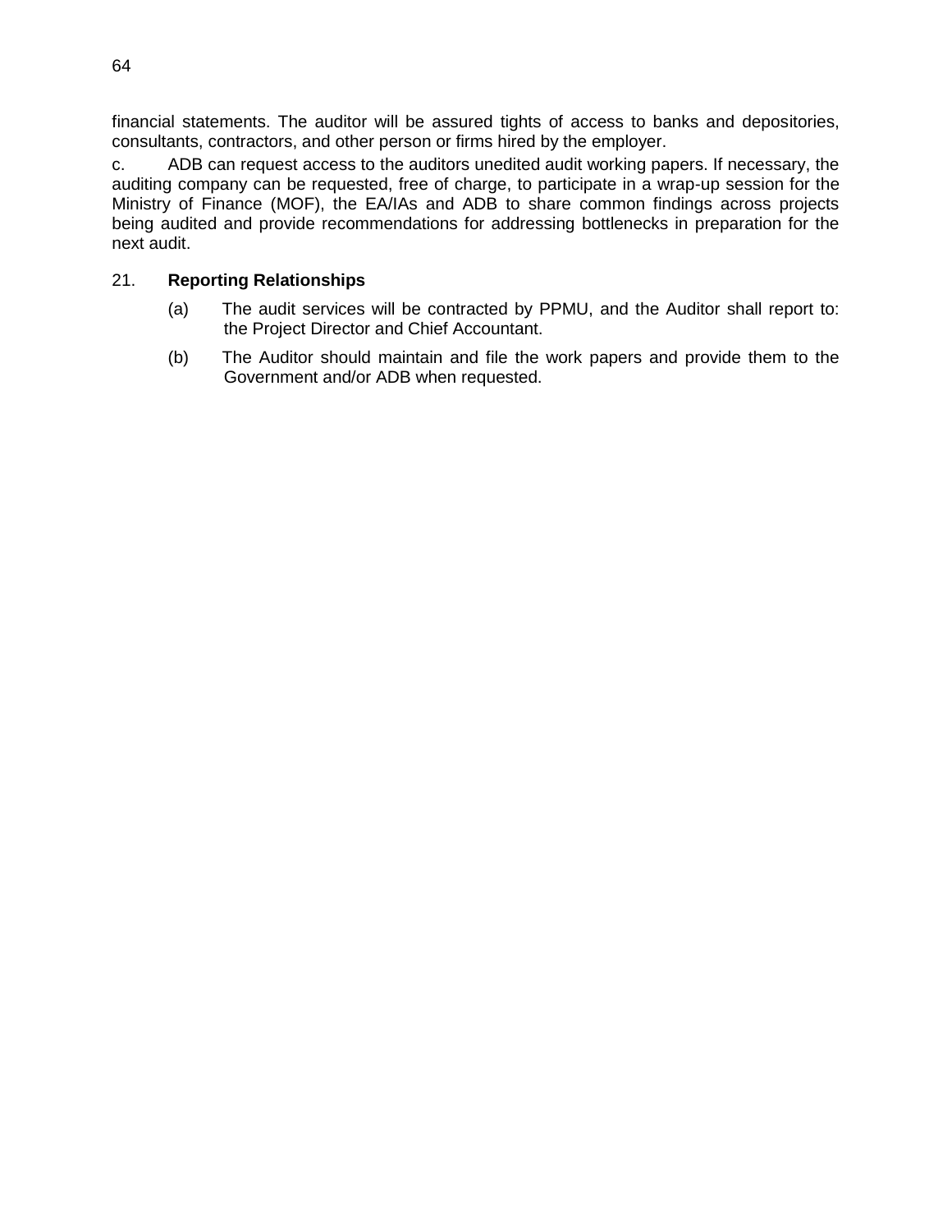financial statements. The auditor will be assured tights of access to banks and depositories, consultants, contractors, and other person or firms hired by the employer.

c. ADB can request access to the auditors unedited audit working papers. If necessary, the auditing company can be requested, free of charge, to participate in a wrap-up session for the Ministry of Finance (MOF), the EA/IAs and ADB to share common findings across projects being audited and provide recommendations for addressing bottlenecks in preparation for the next audit.

21. **Reporting Relationships**

(a) The audit services will be contracted by PPMU, and the Auditor shall report to: the Project Director and Chief Accountant.

(b) The Auditor should maintain and file the work papers and provide them to the Government and/or ADB when requested.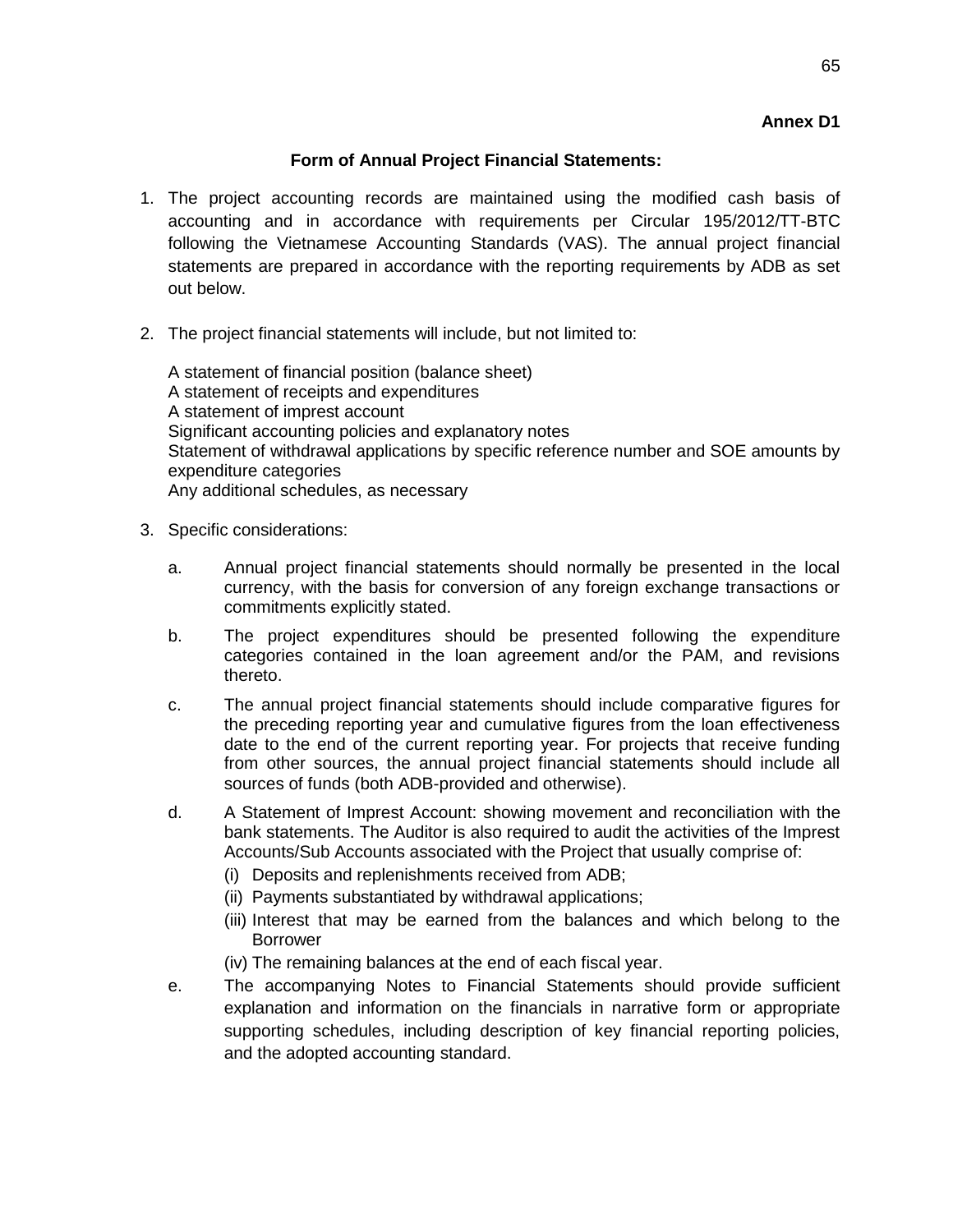**Annex D1**

## Form of Annual Project Financial Statements:

1. The project accounting records are maintained using the modified cash basis of accounting and in accordance with requirements per Circular 195/2012/TT-BTC following the Vietnamese Accounting Standards (VAS). The annual project financial statements are prepared in accordance with the reporting requirements by ADB as set out below.

2. The project financial statements will include, but not limited to:

   A statement of financial position (balance sheet)
   A statement of receipts and expenditures
   A statement of imprest account
   Significant accounting policies and explanatory notes
   Statement of withdrawal applications by specific reference number and SOE amounts by expenditure categories
   Any additional schedules, as necessary

3. Specific considerations:

   a. Annual project financial statements should normally be presented in the local currency, with the basis for conversion of any foreign exchange transactions or commitments explicitly stated.

   b. The project expenditures should be presented following the expenditure categories contained in the loan agreement and/or the PAM, and revisions thereto.

   c. The annual project financial statements should include comparative figures for the preceding reporting year and cumulative figures from the loan effectiveness date to the end of the current reporting year. For projects that receive funding from other sources, the annual project financial statements should include all sources of funds (both ADB-provided and otherwise).

   d. A Statement of Imprest Account: showing movement and reconciliation with the bank statements. The Auditor is also required to audit the activities of the Imprest Accounts/Sub Accounts associated with the Project that usually comprise of:
      (i) Deposits and replenishments received from ADB;
      (ii) Payments substantiated by withdrawal applications;
      (iii) Interest that may be earned from the balances and which belong to the Borrower
      (iv) The remaining balances at the end of each fiscal year.

   e. The accompanying Notes to Financial Statements should provide sufficient explanation and information on the financials in narrative form or appropriate supporting schedules, including description of key financial reporting policies, and the adopted accounting standard.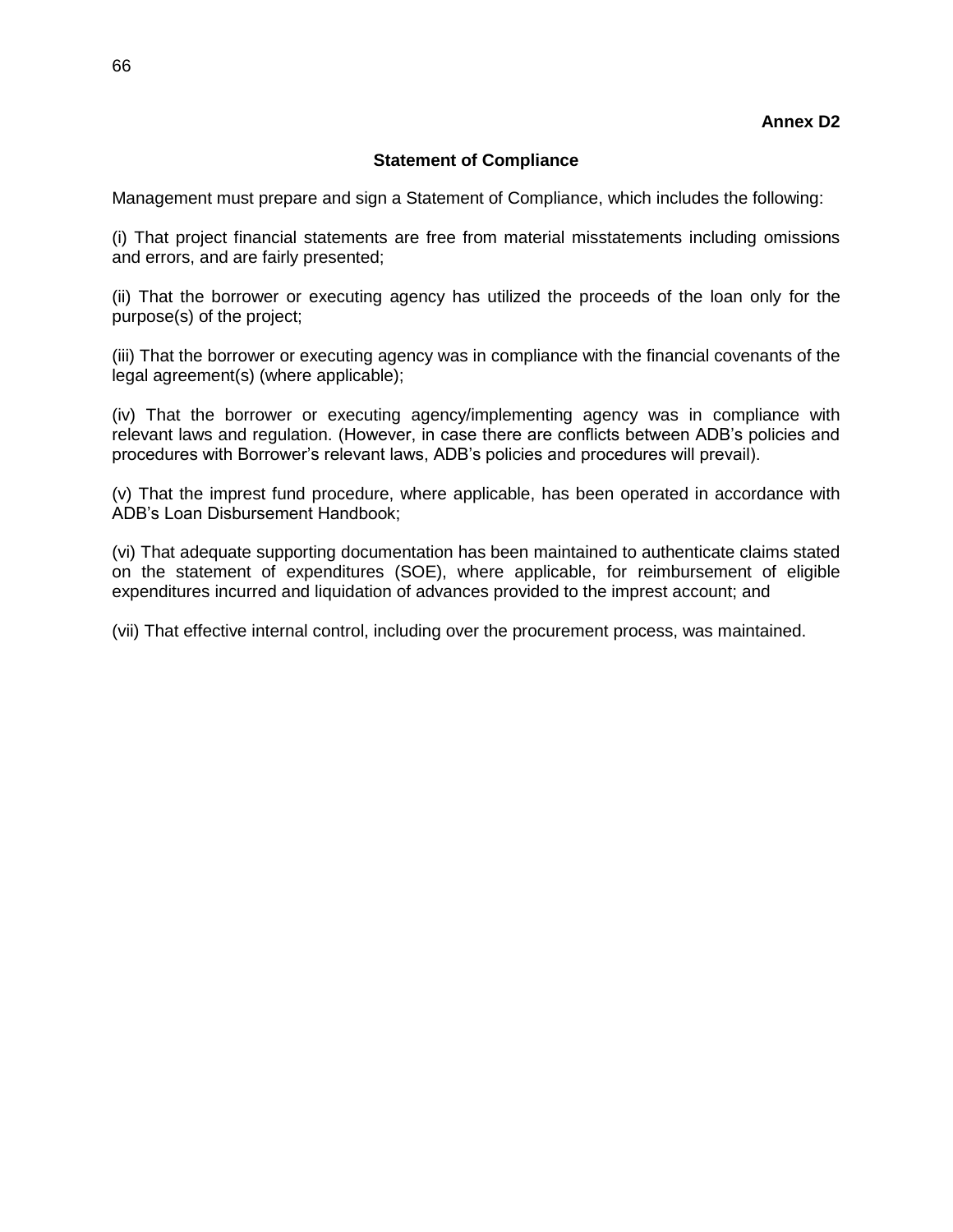**Annex D2**

## Statement of Compliance

Management must prepare and sign a Statement of Compliance, which includes the following:

(i) That project financial statements are free from material misstatements including omissions and errors, and are fairly presented;

(ii) That the borrower or executing agency has utilized the proceeds of the loan only for the purpose(s) of the project;

(iii) That the borrower or executing agency was in compliance with the financial covenants of the legal agreement(s) (where applicable);

(iv) That the borrower or executing agency/implementing agency was in compliance with relevant laws and regulation. (However, in case there are conflicts between ADB's policies and procedures with Borrower's relevant laws, ADB's policies and procedures will prevail).

(v) That the imprest fund procedure, where applicable, has been operated in accordance with ADB's Loan Disbursement Handbook;

(vi) That adequate supporting documentation has been maintained to authenticate claims stated on the statement of expenditures (SOE), where applicable, for reimbursement of eligible expenditures incurred and liquidation of advances provided to the imprest account; and

(vii) That effective internal control, including over the procurement process, was maintained.